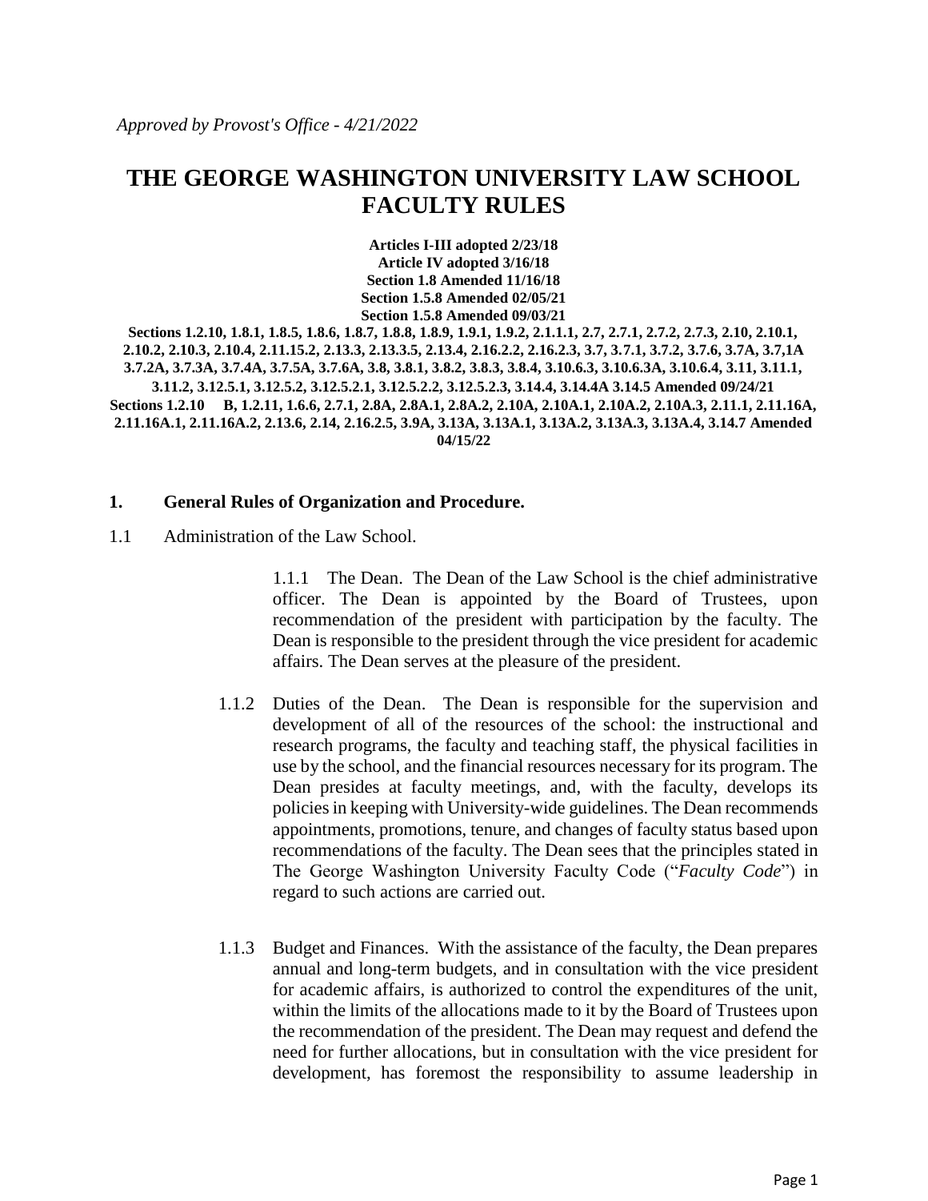*Approved by Provost's Office - 4/21/2022*

# THE GEORGE WASHINGTON UNIVERSITY LAW SCHOOL FACULTY RULES

**Articles I-III adopted 2/23/18**
**Article IV adopted 3/16/18**
**Section 1.8 Amended 11/16/18**
**Section 1.5.8 Amended 02/05/21**
**Section 1.5.8 Amended 09/03/21**
**Sections 1.2.10, 1.8.1, 1.8.5, 1.8.6, 1.8.7, 1.8.8, 1.8.9, 1.9.1, 1.9.2, 2.1.1.1, 2.7, 2.7.1, 2.7.2, 2.7.3, 2.10, 2.10.1, 2.10.2, 2.10.3, 2.10.4, 2.11.15.2, 2.13.3, 2.13.3.5, 2.13.4, 2.16.2.2, 2.16.2.3, 3.7, 3.7.1, 3.7.2, 3.7.6, 3.7A, 3.7,1A 3.7.2A, 3.7.3A, 3.7.4A, 3.7.5A, 3.7.6A, 3.8, 3.8.1, 3.8.2, 3.8.3, 3.8.4, 3.10.6.3, 3.10.6.3A, 3.10.6.4, 3.11, 3.11.1, 3.11.2, 3.12.5.1, 3.12.5.2, 3.12.5.2.1, 3.12.5.2.2, 3.12.5.2.3, 3.14.4, 3.14.4A 3.14.5 Amended 09/24/21**
**Sections 1.2.10 B, 1.2.11, 1.6.6, 2.7.1, 2.8A, 2.8A.1, 2.8A.2, 2.10A, 2.10A.1, 2.10A.2, 2.10A.3, 2.11.1, 2.11.16A, 2.11.16A.1, 2.11.16A.2, 2.13.6, 2.14, 2.16.2.5, 3.9A, 3.13A, 3.13A.1, 3.13A.2, 3.13A.3, 3.13A.4, 3.14.7 Amended 04/15/22**

## 1. General Rules of Organization and Procedure.

1.1 Administration of the Law School.

1.1.1 The Dean. The Dean of the Law School is the chief administrative officer. The Dean is appointed by the Board of Trustees, upon recommendation of the president with participation by the faculty. The Dean is responsible to the president through the vice president for academic affairs. The Dean serves at the pleasure of the president.

1.1.2 Duties of the Dean. The Dean is responsible for the supervision and development of all of the resources of the school: the instructional and research programs, the faculty and teaching staff, the physical facilities in use by the school, and the financial resources necessary for its program. The Dean presides at faculty meetings, and, with the faculty, develops its policies in keeping with University-wide guidelines. The Dean recommends appointments, promotions, tenure, and changes of faculty status based upon recommendations of the faculty. The Dean sees that the principles stated in The George Washington University Faculty Code ("*Faculty Code*") in regard to such actions are carried out.

1.1.3 Budget and Finances. With the assistance of the faculty, the Dean prepares annual and long-term budgets, and in consultation with the vice president for academic affairs, is authorized to control the expenditures of the unit, within the limits of the allocations made to it by the Board of Trustees upon the recommendation of the president. The Dean may request and defend the need for further allocations, but in consultation with the vice president for development, has foremost the responsibility to assume leadership in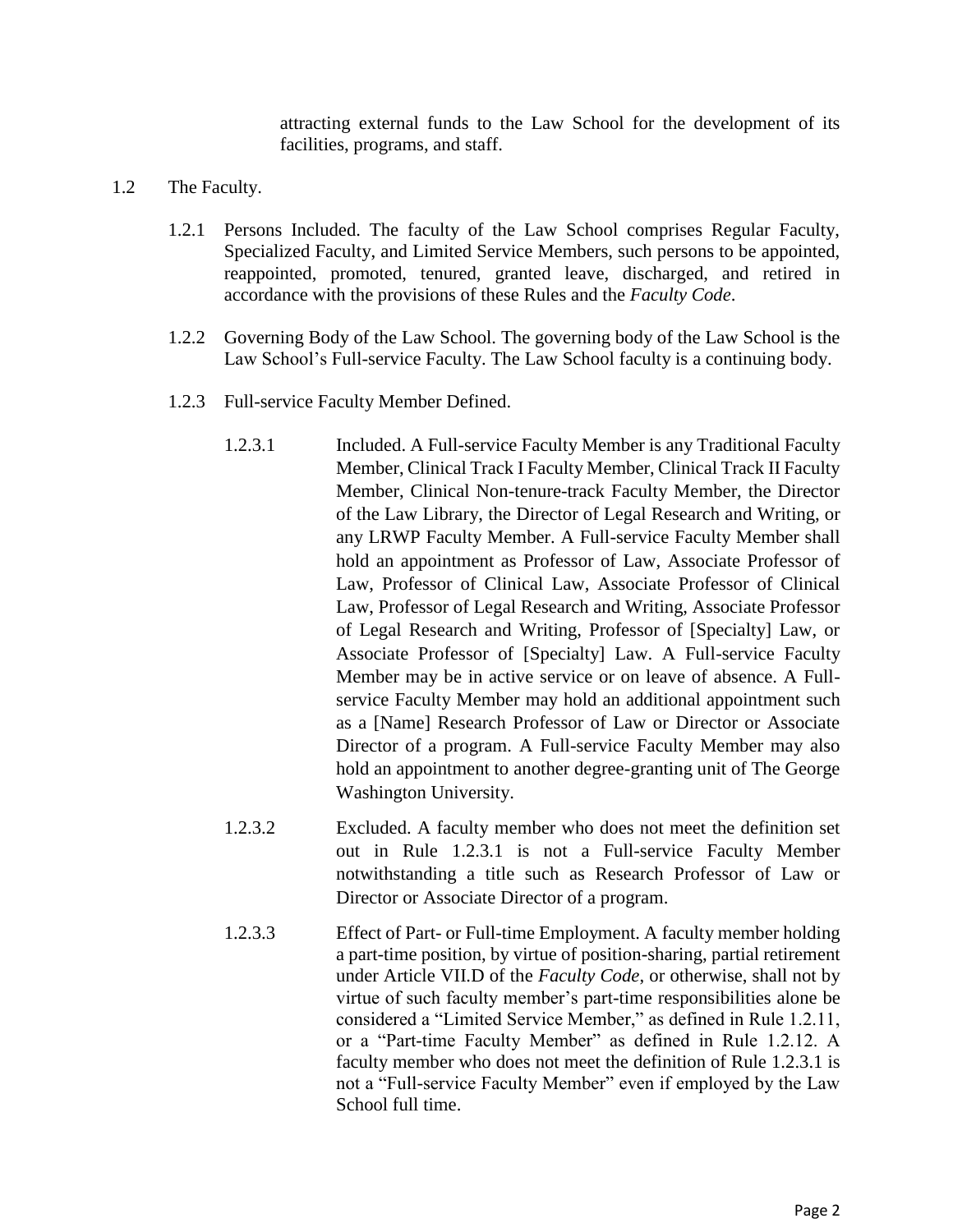attracting external funds to the Law School for the development of its facilities, programs, and staff.

1.2 The Faculty.

1.2.1 Persons Included. The faculty of the Law School comprises Regular Faculty, Specialized Faculty, and Limited Service Members, such persons to be appointed, reappointed, promoted, tenured, granted leave, discharged, and retired in accordance with the provisions of these Rules and the *Faculty Code*.

1.2.2 Governing Body of the Law School. The governing body of the Law School is the Law School's Full-service Faculty. The Law School faculty is a continuing body.

1.2.3 Full-service Faculty Member Defined.

1.2.3.1 Included. A Full-service Faculty Member is any Traditional Faculty Member, Clinical Track I Faculty Member, Clinical Track II Faculty Member, Clinical Non-tenure-track Faculty Member, the Director of the Law Library, the Director of Legal Research and Writing, or any LRWP Faculty Member. A Full-service Faculty Member shall hold an appointment as Professor of Law, Associate Professor of Law, Professor of Clinical Law, Associate Professor of Clinical Law, Professor of Legal Research and Writing, Associate Professor of Legal Research and Writing, Professor of [Specialty] Law, or Associate Professor of [Specialty] Law. A Full-service Faculty Member may be in active service or on leave of absence. A Full-service Faculty Member may hold an additional appointment such as a [Name] Research Professor of Law or Director or Associate Director of a program. A Full-service Faculty Member may also hold an appointment to another degree-granting unit of The George Washington University.

1.2.3.2 Excluded. A faculty member who does not meet the definition set out in Rule 1.2.3.1 is not a Full-service Faculty Member notwithstanding a title such as Research Professor of Law or Director or Associate Director of a program.

1.2.3.3 Effect of Part- or Full-time Employment. A faculty member holding a part-time position, by virtue of position-sharing, partial retirement under Article VII.D of the *Faculty Code*, or otherwise, shall not by virtue of such faculty member's part-time responsibilities alone be considered a "Limited Service Member," as defined in Rule 1.2.11, or a "Part-time Faculty Member" as defined in Rule 1.2.12. A faculty member who does not meet the definition of Rule 1.2.3.1 is not a "Full-service Faculty Member" even if employed by the Law School full time.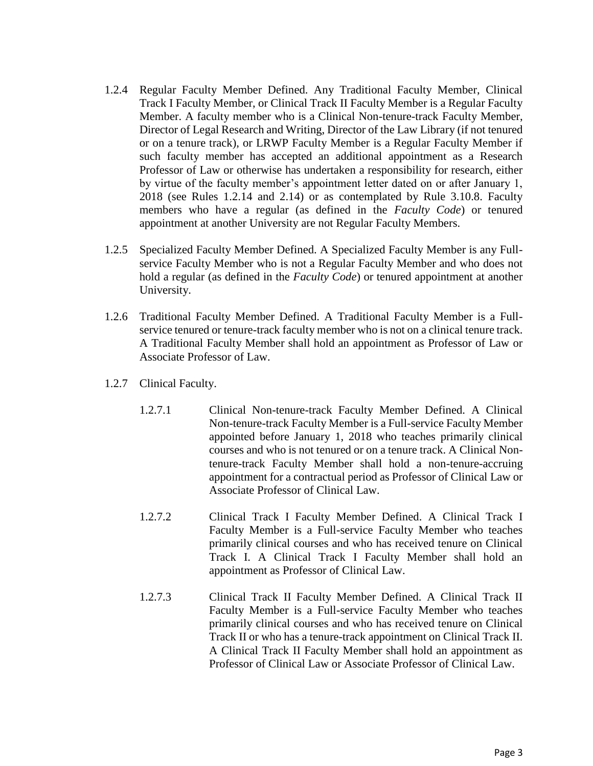1.2.4 Regular Faculty Member Defined. Any Traditional Faculty Member, Clinical Track I Faculty Member, or Clinical Track II Faculty Member is a Regular Faculty Member. A faculty member who is a Clinical Non-tenure-track Faculty Member, Director of Legal Research and Writing, Director of the Law Library (if not tenured or on a tenure track), or LRWP Faculty Member is a Regular Faculty Member if such faculty member has accepted an additional appointment as a Research Professor of Law or otherwise has undertaken a responsibility for research, either by virtue of the faculty member's appointment letter dated on or after January 1, 2018 (see Rules 1.2.14 and 2.14) or as contemplated by Rule 3.10.8. Faculty members who have a regular (as defined in the *Faculty Code*) or tenured appointment at another University are not Regular Faculty Members.

1.2.5 Specialized Faculty Member Defined. A Specialized Faculty Member is any Full-service Faculty Member who is not a Regular Faculty Member and who does not hold a regular (as defined in the *Faculty Code*) or tenured appointment at another University.

1.2.6 Traditional Faculty Member Defined. A Traditional Faculty Member is a Full-service tenured or tenure-track faculty member who is not on a clinical tenure track. A Traditional Faculty Member shall hold an appointment as Professor of Law or Associate Professor of Law.

1.2.7 Clinical Faculty.

1.2.7.1 Clinical Non-tenure-track Faculty Member Defined. A Clinical Non-tenure-track Faculty Member is a Full-service Faculty Member appointed before January 1, 2018 who teaches primarily clinical courses and who is not tenured or on a tenure track. A Clinical Non-tenure-track Faculty Member shall hold a non-tenure-accruing appointment for a contractual period as Professor of Clinical Law or Associate Professor of Clinical Law.

1.2.7.2 Clinical Track I Faculty Member Defined. A Clinical Track I Faculty Member is a Full-service Faculty Member who teaches primarily clinical courses and who has received tenure on Clinical Track I. A Clinical Track I Faculty Member shall hold an appointment as Professor of Clinical Law.

1.2.7.3 Clinical Track II Faculty Member Defined. A Clinical Track II Faculty Member is a Full-service Faculty Member who teaches primarily clinical courses and who has received tenure on Clinical Track II or who has a tenure-track appointment on Clinical Track II. A Clinical Track II Faculty Member shall hold an appointment as Professor of Clinical Law or Associate Professor of Clinical Law.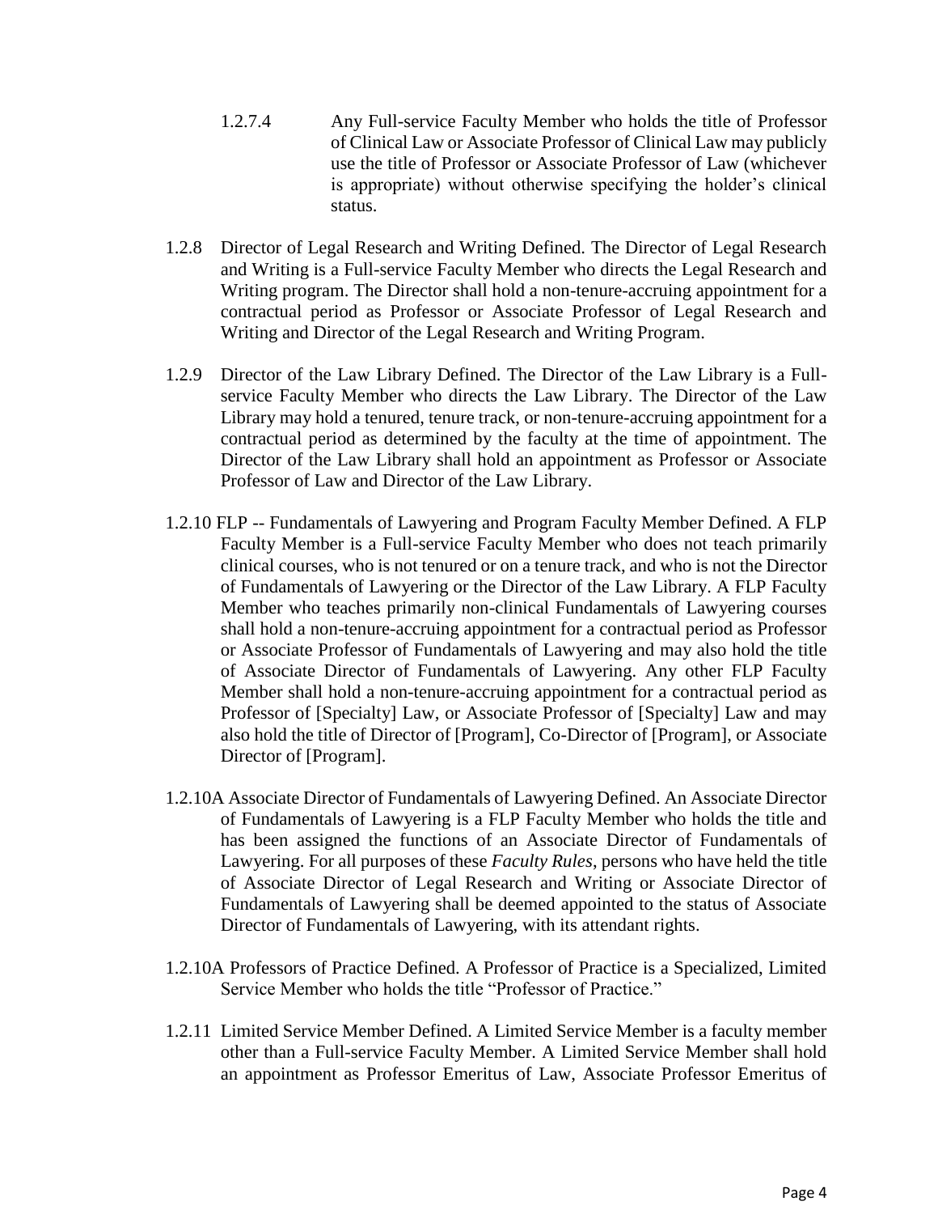1.2.7.4 Any Full-service Faculty Member who holds the title of Professor of Clinical Law or Associate Professor of Clinical Law may publicly use the title of Professor or Associate Professor of Law (whichever is appropriate) without otherwise specifying the holder's clinical status.

1.2.8 Director of Legal Research and Writing Defined. The Director of Legal Research and Writing is a Full-service Faculty Member who directs the Legal Research and Writing program. The Director shall hold a non-tenure-accruing appointment for a contractual period as Professor or Associate Professor of Legal Research and Writing and Director of the Legal Research and Writing Program.

1.2.9 Director of the Law Library Defined. The Director of the Law Library is a Full-service Faculty Member who directs the Law Library. The Director of the Law Library may hold a tenured, tenure track, or non-tenure-accruing appointment for a contractual period as determined by the faculty at the time of appointment. The Director of the Law Library shall hold an appointment as Professor or Associate Professor of Law and Director of the Law Library.

1.2.10 FLP -- Fundamentals of Lawyering and Program Faculty Member Defined. A FLP Faculty Member is a Full-service Faculty Member who does not teach primarily clinical courses, who is not tenured or on a tenure track, and who is not the Director of Fundamentals of Lawyering or the Director of the Law Library. A FLP Faculty Member who teaches primarily non-clinical Fundamentals of Lawyering courses shall hold a non-tenure-accruing appointment for a contractual period as Professor or Associate Professor of Fundamentals of Lawyering and may also hold the title of Associate Director of Fundamentals of Lawyering. Any other FLP Faculty Member shall hold a non-tenure-accruing appointment for a contractual period as Professor of [Specialty] Law, or Associate Professor of [Specialty] Law and may also hold the title of Director of [Program], Co-Director of [Program], or Associate Director of [Program].

1.2.10A Associate Director of Fundamentals of Lawyering Defined. An Associate Director of Fundamentals of Lawyering is a FLP Faculty Member who holds the title and has been assigned the functions of an Associate Director of Fundamentals of Lawyering. For all purposes of these *Faculty Rules*, persons who have held the title of Associate Director of Legal Research and Writing or Associate Director of Fundamentals of Lawyering shall be deemed appointed to the status of Associate Director of Fundamentals of Lawyering, with its attendant rights.

1.2.10A Professors of Practice Defined. A Professor of Practice is a Specialized, Limited Service Member who holds the title "Professor of Practice."

1.2.11 Limited Service Member Defined. A Limited Service Member is a faculty member other than a Full-service Faculty Member. A Limited Service Member shall hold an appointment as Professor Emeritus of Law, Associate Professor Emeritus of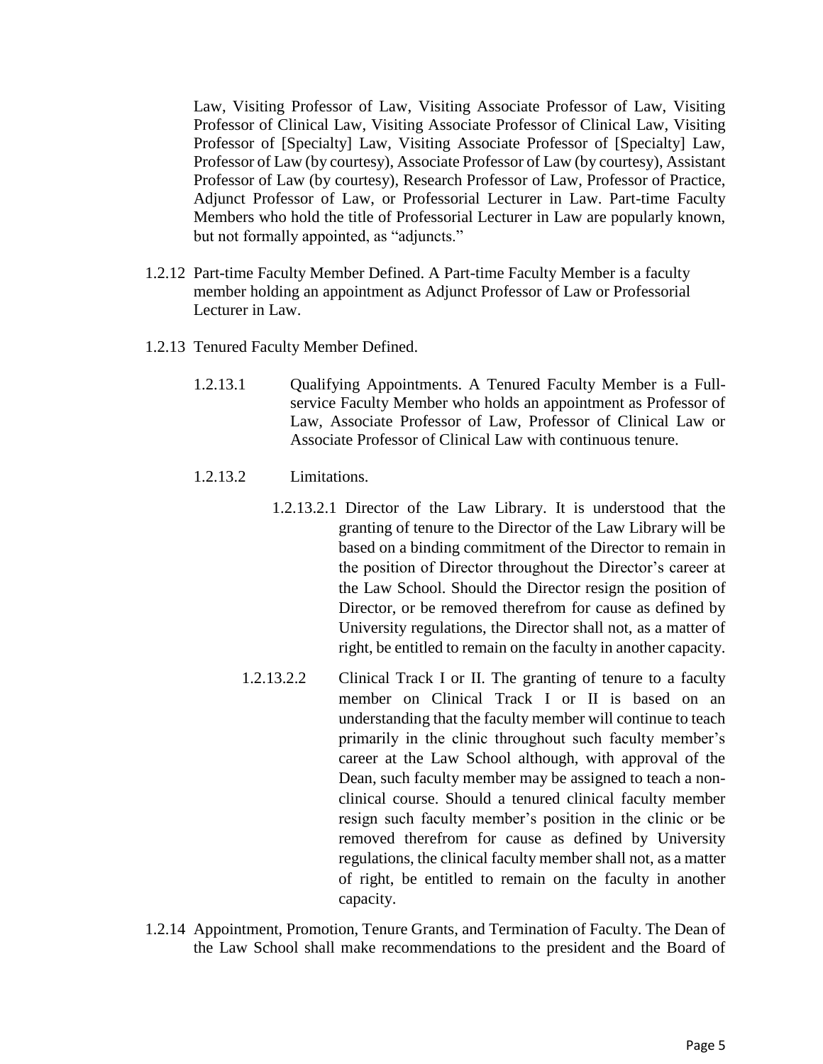Law, Visiting Professor of Law, Visiting Associate Professor of Law, Visiting Professor of Clinical Law, Visiting Associate Professor of Clinical Law, Visiting Professor of [Specialty] Law, Visiting Associate Professor of [Specialty] Law, Professor of Law (by courtesy), Associate Professor of Law (by courtesy), Assistant Professor of Law (by courtesy), Research Professor of Law, Professor of Practice, Adjunct Professor of Law, or Professorial Lecturer in Law. Part-time Faculty Members who hold the title of Professorial Lecturer in Law are popularly known, but not formally appointed, as "adjuncts."

1.2.12 Part-time Faculty Member Defined. A Part-time Faculty Member is a faculty member holding an appointment as Adjunct Professor of Law or Professorial Lecturer in Law.

1.2.13 Tenured Faculty Member Defined.

1.2.13.1 Qualifying Appointments. A Tenured Faculty Member is a Full-service Faculty Member who holds an appointment as Professor of Law, Associate Professor of Law, Professor of Clinical Law or Associate Professor of Clinical Law with continuous tenure.

1.2.13.2 Limitations.

1.2.13.2.1 Director of the Law Library. It is understood that the granting of tenure to the Director of the Law Library will be based on a binding commitment of the Director to remain in the position of Director throughout the Director's career at the Law School. Should the Director resign the position of Director, or be removed therefrom for cause as defined by University regulations, the Director shall not, as a matter of right, be entitled to remain on the faculty in another capacity.

1.2.13.2.2 Clinical Track I or II. The granting of tenure to a faculty member on Clinical Track I or II is based on an understanding that the faculty member will continue to teach primarily in the clinic throughout such faculty member's career at the Law School although, with approval of the Dean, such faculty member may be assigned to teach a non-clinical course. Should a tenured clinical faculty member resign such faculty member's position in the clinic or be removed therefrom for cause as defined by University regulations, the clinical faculty member shall not, as a matter of right, be entitled to remain on the faculty in another capacity.

1.2.14 Appointment, Promotion, Tenure Grants, and Termination of Faculty. The Dean of the Law School shall make recommendations to the president and the Board of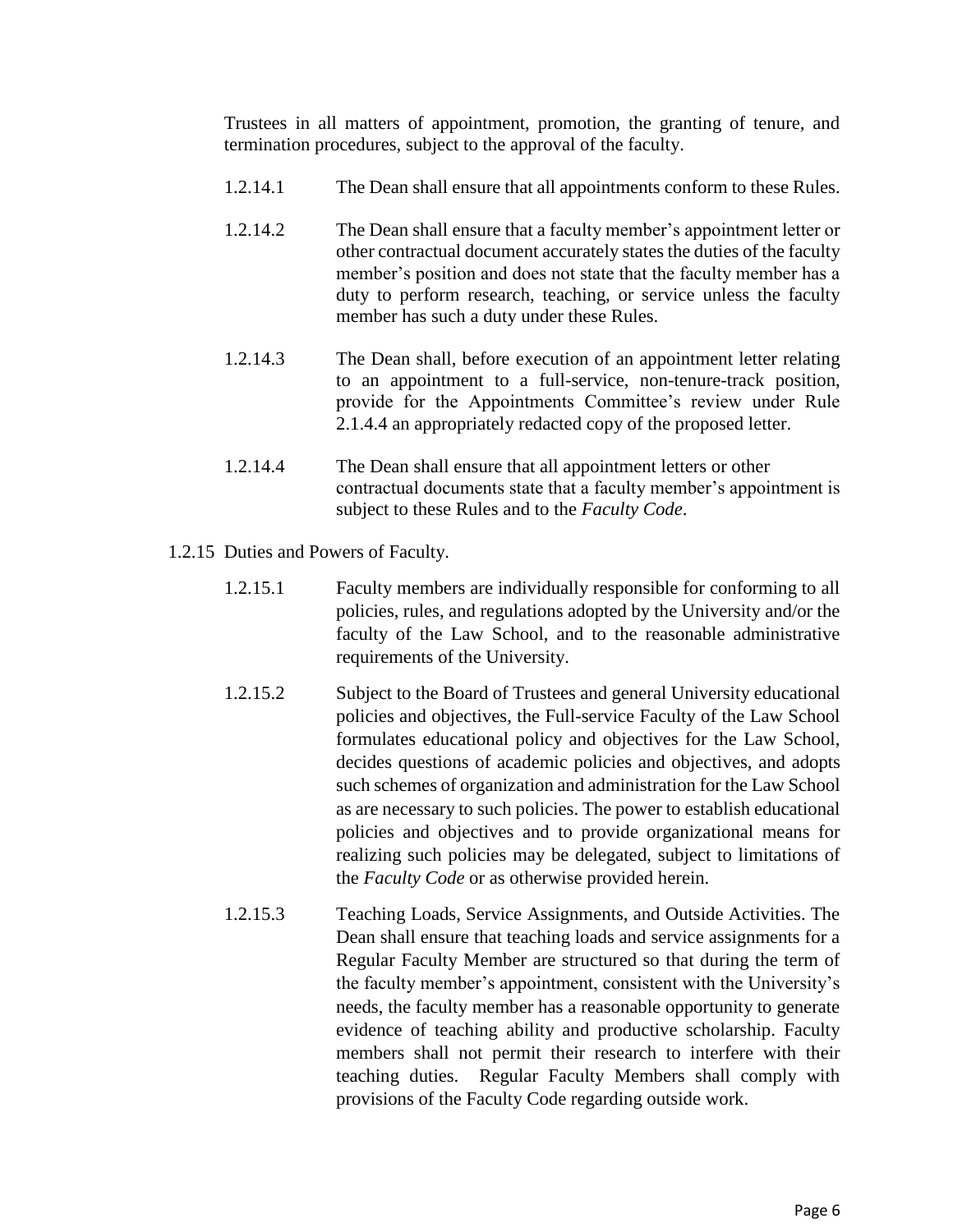Trustees in all matters of appointment, promotion, the granting of tenure, and termination procedures, subject to the approval of the faculty.

1.2.14.1 The Dean shall ensure that all appointments conform to these Rules.

1.2.14.2 The Dean shall ensure that a faculty member's appointment letter or other contractual document accurately states the duties of the faculty member's position and does not state that the faculty member has a duty to perform research, teaching, or service unless the faculty member has such a duty under these Rules.

1.2.14.3 The Dean shall, before execution of an appointment letter relating to an appointment to a full-service, non-tenure-track position, provide for the Appointments Committee's review under Rule 2.1.4.4 an appropriately redacted copy of the proposed letter.

1.2.14.4 The Dean shall ensure that all appointment letters or other contractual documents state that a faculty member's appointment is subject to these Rules and to the *Faculty Code*.

1.2.15 Duties and Powers of Faculty.

1.2.15.1 Faculty members are individually responsible for conforming to all policies, rules, and regulations adopted by the University and/or the faculty of the Law School, and to the reasonable administrative requirements of the University.

1.2.15.2 Subject to the Board of Trustees and general University educational policies and objectives, the Full-service Faculty of the Law School formulates educational policy and objectives for the Law School, decides questions of academic policies and objectives, and adopts such schemes of organization and administration for the Law School as are necessary to such policies. The power to establish educational policies and objectives and to provide organizational means for realizing such policies may be delegated, subject to limitations of the *Faculty Code* or as otherwise provided herein.

1.2.15.3 Teaching Loads, Service Assignments, and Outside Activities. The Dean shall ensure that teaching loads and service assignments for a Regular Faculty Member are structured so that during the term of the faculty member's appointment, consistent with the University's needs, the faculty member has a reasonable opportunity to generate evidence of teaching ability and productive scholarship. Faculty members shall not permit their research to interfere with their teaching duties. Regular Faculty Members shall comply with provisions of the Faculty Code regarding outside work.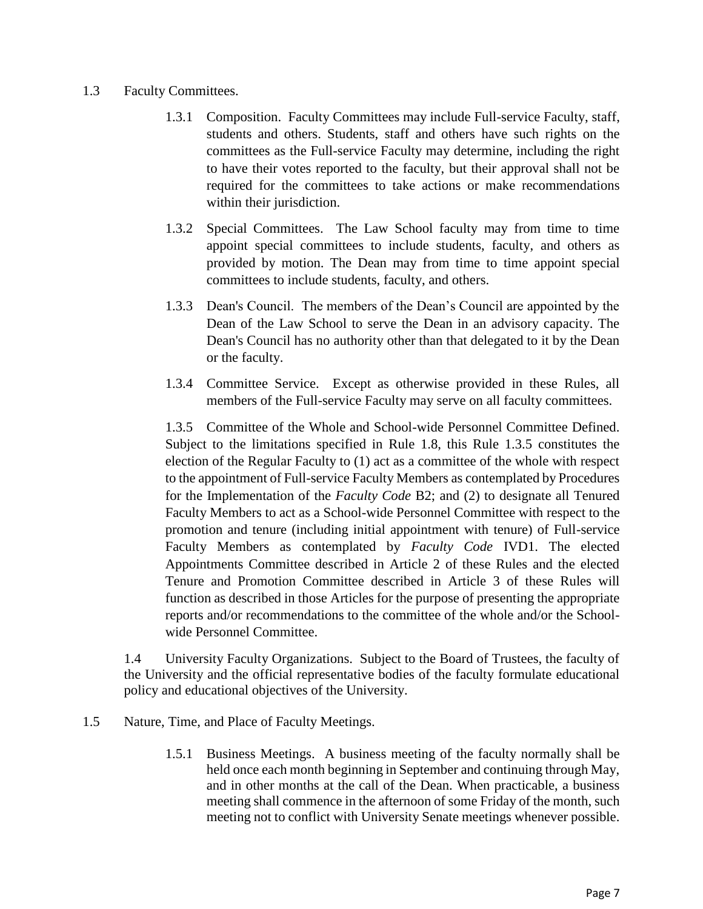1.3 Faculty Committees.

1.3.1 Composition. Faculty Committees may include Full-service Faculty, staff, students and others. Students, staff and others have such rights on the committees as the Full-service Faculty may determine, including the right to have their votes reported to the faculty, but their approval shall not be required for the committees to take actions or make recommendations within their jurisdiction.

1.3.2 Special Committees. The Law School faculty may from time to time appoint special committees to include students, faculty, and others as provided by motion. The Dean may from time to time appoint special committees to include students, faculty, and others.

1.3.3 Dean's Council. The members of the Dean's Council are appointed by the Dean of the Law School to serve the Dean in an advisory capacity. The Dean's Council has no authority other than that delegated to it by the Dean or the faculty.

1.3.4 Committee Service. Except as otherwise provided in these Rules, all members of the Full-service Faculty may serve on all faculty committees.

1.3.5 Committee of the Whole and School-wide Personnel Committee Defined. Subject to the limitations specified in Rule 1.8, this Rule 1.3.5 constitutes the election of the Regular Faculty to (1) act as a committee of the whole with respect to the appointment of Full-service Faculty Members as contemplated by Procedures for the Implementation of the *Faculty Code* B2; and (2) to designate all Tenured Faculty Members to act as a School-wide Personnel Committee with respect to the promotion and tenure (including initial appointment with tenure) of Full-service Faculty Members as contemplated by *Faculty Code* IVD1. The elected Appointments Committee described in Article 2 of these Rules and the elected Tenure and Promotion Committee described in Article 3 of these Rules will function as described in those Articles for the purpose of presenting the appropriate reports and/or recommendations to the committee of the whole and/or the School-wide Personnel Committee.

1.4 University Faculty Organizations. Subject to the Board of Trustees, the faculty of the University and the official representative bodies of the faculty formulate educational policy and educational objectives of the University.

1.5 Nature, Time, and Place of Faculty Meetings.

1.5.1 Business Meetings. A business meeting of the faculty normally shall be held once each month beginning in September and continuing through May, and in other months at the call of the Dean. When practicable, a business meeting shall commence in the afternoon of some Friday of the month, such meeting not to conflict with University Senate meetings whenever possible.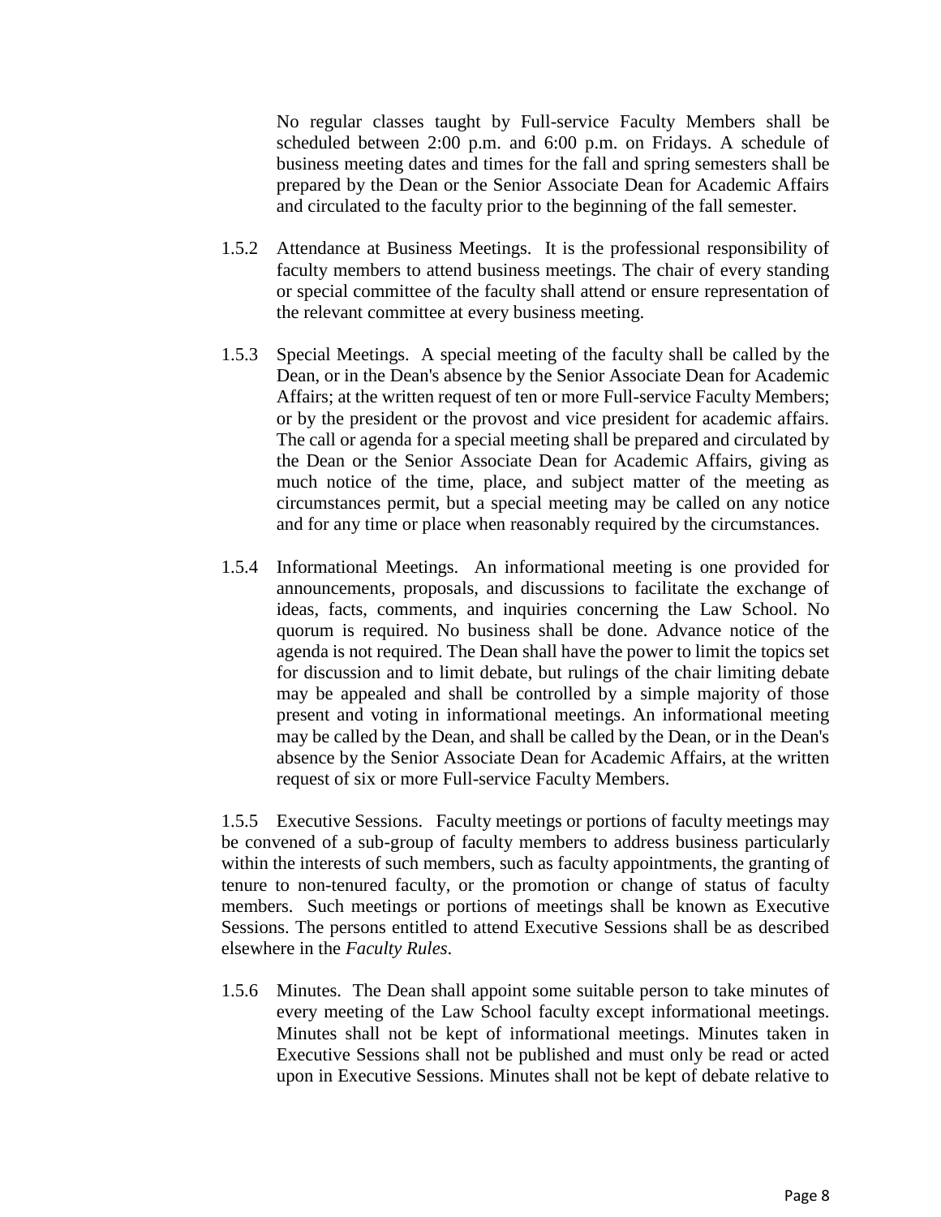No regular classes taught by Full-service Faculty Members shall be scheduled between 2:00 p.m. and 6:00 p.m. on Fridays. A schedule of business meeting dates and times for the fall and spring semesters shall be prepared by the Dean or the Senior Associate Dean for Academic Affairs and circulated to the faculty prior to the beginning of the fall semester.

1.5.2 Attendance at Business Meetings. It is the professional responsibility of faculty members to attend business meetings. The chair of every standing or special committee of the faculty shall attend or ensure representation of the relevant committee at every business meeting.

1.5.3 Special Meetings. A special meeting of the faculty shall be called by the Dean, or in the Dean's absence by the Senior Associate Dean for Academic Affairs; at the written request of ten or more Full-service Faculty Members; or by the president or the provost and vice president for academic affairs. The call or agenda for a special meeting shall be prepared and circulated by the Dean or the Senior Associate Dean for Academic Affairs, giving as much notice of the time, place, and subject matter of the meeting as circumstances permit, but a special meeting may be called on any notice and for any time or place when reasonably required by the circumstances.

1.5.4 Informational Meetings. An informational meeting is one provided for announcements, proposals, and discussions to facilitate the exchange of ideas, facts, comments, and inquiries concerning the Law School. No quorum is required. No business shall be done. Advance notice of the agenda is not required. The Dean shall have the power to limit the topics set for discussion and to limit debate, but rulings of the chair limiting debate may be appealed and shall be controlled by a simple majority of those present and voting in informational meetings. An informational meeting may be called by the Dean, and shall be called by the Dean, or in the Dean's absence by the Senior Associate Dean for Academic Affairs, at the written request of six or more Full-service Faculty Members.

1.5.5 Executive Sessions. Faculty meetings or portions of faculty meetings may be convened of a sub-group of faculty members to address business particularly within the interests of such members, such as faculty appointments, the granting of tenure to non-tenured faculty, or the promotion or change of status of faculty members. Such meetings or portions of meetings shall be known as Executive Sessions. The persons entitled to attend Executive Sessions shall be as described elsewhere in the *Faculty Rules*.

1.5.6 Minutes. The Dean shall appoint some suitable person to take minutes of every meeting of the Law School faculty except informational meetings. Minutes shall not be kept of informational meetings. Minutes taken in Executive Sessions shall not be published and must only be read or acted upon in Executive Sessions. Minutes shall not be kept of debate relative to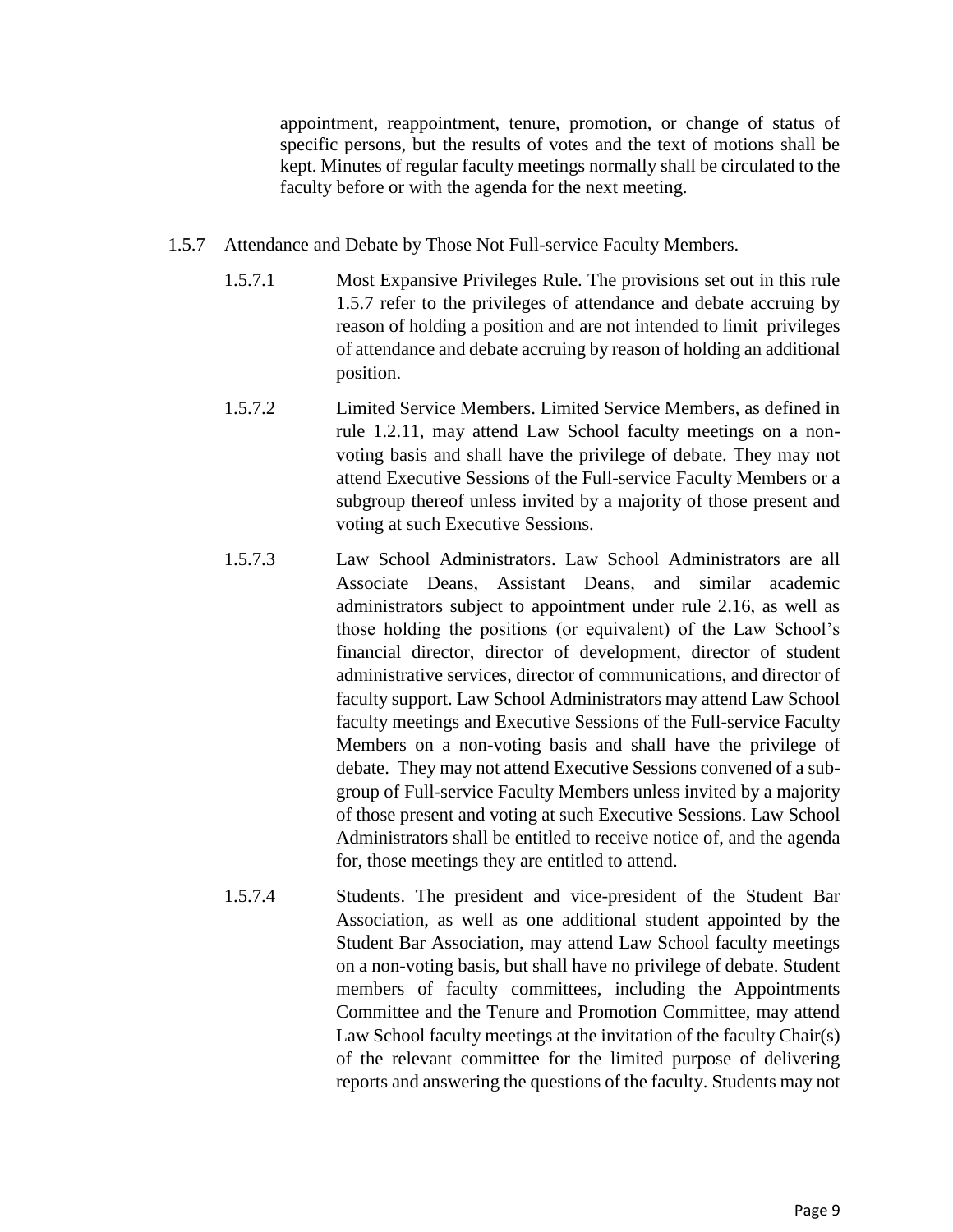appointment, reappointment, tenure, promotion, or change of status of specific persons, but the results of votes and the text of motions shall be kept. Minutes of regular faculty meetings normally shall be circulated to the faculty before or with the agenda for the next meeting.

1.5.7 Attendance and Debate by Those Not Full-service Faculty Members.

1.5.7.1 Most Expansive Privileges Rule. The provisions set out in this rule 1.5.7 refer to the privileges of attendance and debate accruing by reason of holding a position and are not intended to limit privileges of attendance and debate accruing by reason of holding an additional position.

1.5.7.2 Limited Service Members. Limited Service Members, as defined in rule 1.2.11, may attend Law School faculty meetings on a non-voting basis and shall have the privilege of debate. They may not attend Executive Sessions of the Full-service Faculty Members or a subgroup thereof unless invited by a majority of those present and voting at such Executive Sessions.

1.5.7.3 Law School Administrators. Law School Administrators are all Associate Deans, Assistant Deans, and similar academic administrators subject to appointment under rule 2.16, as well as those holding the positions (or equivalent) of the Law School's financial director, director of development, director of student administrative services, director of communications, and director of faculty support. Law School Administrators may attend Law School faculty meetings and Executive Sessions of the Full-service Faculty Members on a non-voting basis and shall have the privilege of debate. They may not attend Executive Sessions convened of a sub-group of Full-service Faculty Members unless invited by a majority of those present and voting at such Executive Sessions. Law School Administrators shall be entitled to receive notice of, and the agenda for, those meetings they are entitled to attend.

1.5.7.4 Students. The president and vice-president of the Student Bar Association, as well as one additional student appointed by the Student Bar Association, may attend Law School faculty meetings on a non-voting basis, but shall have no privilege of debate. Student members of faculty committees, including the Appointments Committee and the Tenure and Promotion Committee, may attend Law School faculty meetings at the invitation of the faculty Chair(s) of the relevant committee for the limited purpose of delivering reports and answering the questions of the faculty. Students may not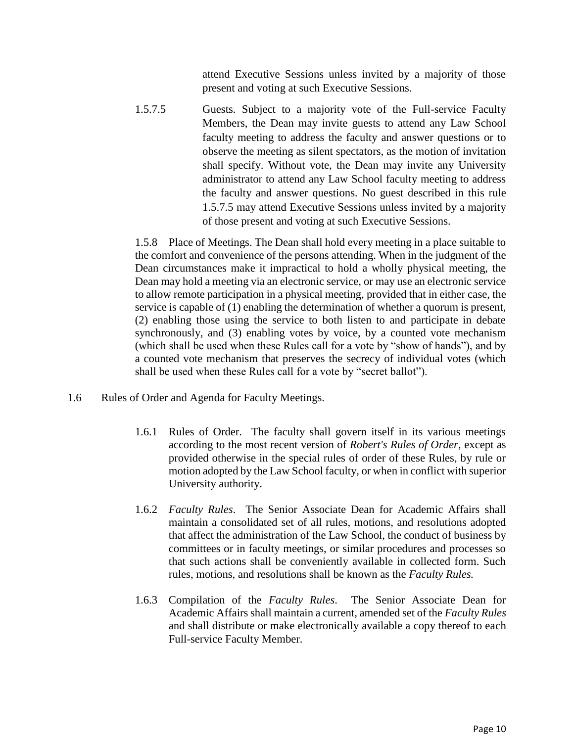attend Executive Sessions unless invited by a majority of those present and voting at such Executive Sessions.

1.5.7.5 Guests. Subject to a majority vote of the Full-service Faculty Members, the Dean may invite guests to attend any Law School faculty meeting to address the faculty and answer questions or to observe the meeting as silent spectators, as the motion of invitation shall specify. Without vote, the Dean may invite any University administrator to attend any Law School faculty meeting to address the faculty and answer questions. No guest described in this rule 1.5.7.5 may attend Executive Sessions unless invited by a majority of those present and voting at such Executive Sessions.

1.5.8 Place of Meetings. The Dean shall hold every meeting in a place suitable to the comfort and convenience of the persons attending. When in the judgment of the Dean circumstances make it impractical to hold a wholly physical meeting, the Dean may hold a meeting via an electronic service, or may use an electronic service to allow remote participation in a physical meeting, provided that in either case, the service is capable of (1) enabling the determination of whether a quorum is present, (2) enabling those using the service to both listen to and participate in debate synchronously, and (3) enabling votes by voice, by a counted vote mechanism (which shall be used when these Rules call for a vote by "show of hands"), and by a counted vote mechanism that preserves the secrecy of individual votes (which shall be used when these Rules call for a vote by "secret ballot").

1.6 Rules of Order and Agenda for Faculty Meetings.

1.6.1 Rules of Order. The faculty shall govern itself in its various meetings according to the most recent version of *Robert's Rules of Order*, except as provided otherwise in the special rules of order of these Rules, by rule or motion adopted by the Law School faculty, or when in conflict with superior University authority.

1.6.2 *Faculty Rules*. The Senior Associate Dean for Academic Affairs shall maintain a consolidated set of all rules, motions, and resolutions adopted that affect the administration of the Law School, the conduct of business by committees or in faculty meetings, or similar procedures and processes so that such actions shall be conveniently available in collected form. Such rules, motions, and resolutions shall be known as the *Faculty Rules.*

1.6.3 Compilation of the *Faculty Rules*. The Senior Associate Dean for Academic Affairs shall maintain a current, amended set of the *Faculty Rules* and shall distribute or make electronically available a copy thereof to each Full-service Faculty Member.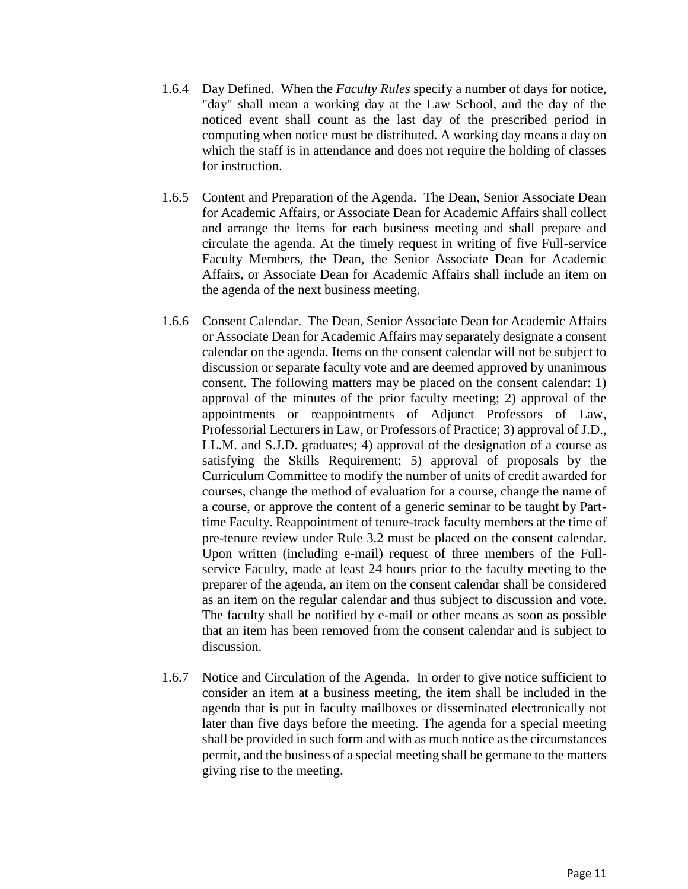1.6.4 Day Defined. When the *Faculty Rules* specify a number of days for notice, "day" shall mean a working day at the Law School, and the day of the noticed event shall count as the last day of the prescribed period in computing when notice must be distributed. A working day means a day on which the staff is in attendance and does not require the holding of classes for instruction.

1.6.5 Content and Preparation of the Agenda. The Dean, Senior Associate Dean for Academic Affairs, or Associate Dean for Academic Affairs shall collect and arrange the items for each business meeting and shall prepare and circulate the agenda. At the timely request in writing of five Full-service Faculty Members, the Dean, the Senior Associate Dean for Academic Affairs, or Associate Dean for Academic Affairs shall include an item on the agenda of the next business meeting.

1.6.6 Consent Calendar. The Dean, Senior Associate Dean for Academic Affairs or Associate Dean for Academic Affairs may separately designate a consent calendar on the agenda. Items on the consent calendar will not be subject to discussion or separate faculty vote and are deemed approved by unanimous consent. The following matters may be placed on the consent calendar: 1) approval of the minutes of the prior faculty meeting; 2) approval of the appointments or reappointments of Adjunct Professors of Law, Professorial Lecturers in Law, or Professors of Practice; 3) approval of J.D., LL.M. and S.J.D. graduates; 4) approval of the designation of a course as satisfying the Skills Requirement; 5) approval of proposals by the Curriculum Committee to modify the number of units of credit awarded for courses, change the method of evaluation for a course, change the name of a course, or approve the content of a generic seminar to be taught by Part-time Faculty. Reappointment of tenure-track faculty members at the time of pre-tenure review under Rule 3.2 must be placed on the consent calendar. Upon written (including e-mail) request of three members of the Full-service Faculty, made at least 24 hours prior to the faculty meeting to the preparer of the agenda, an item on the consent calendar shall be considered as an item on the regular calendar and thus subject to discussion and vote. The faculty shall be notified by e-mail or other means as soon as possible that an item has been removed from the consent calendar and is subject to discussion.

1.6.7 Notice and Circulation of the Agenda. In order to give notice sufficient to consider an item at a business meeting, the item shall be included in the agenda that is put in faculty mailboxes or disseminated electronically not later than five days before the meeting. The agenda for a special meeting shall be provided in such form and with as much notice as the circumstances permit, and the business of a special meeting shall be germane to the matters giving rise to the meeting.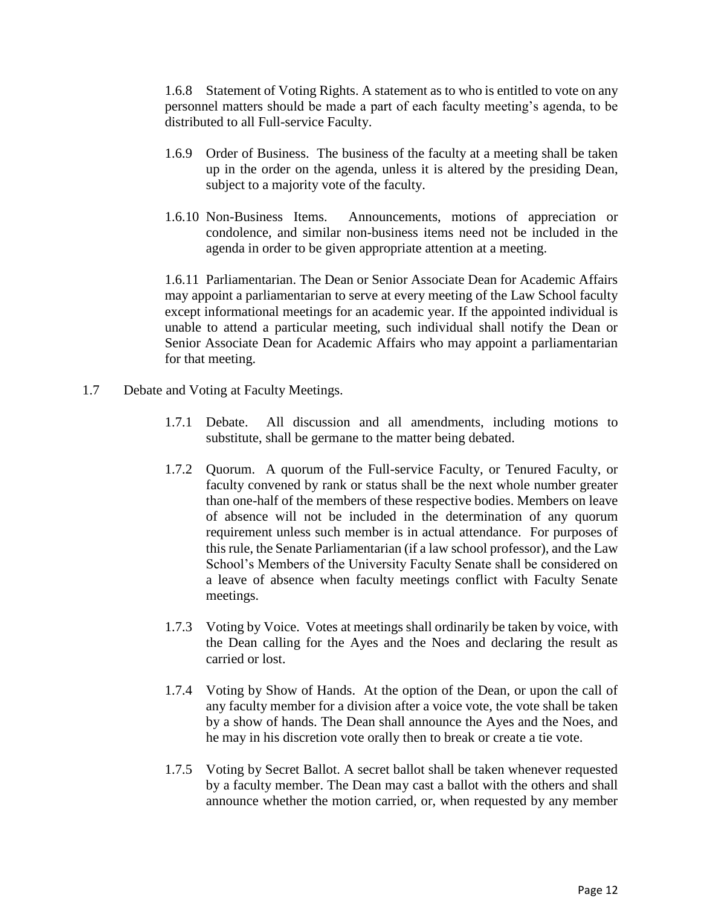1.6.8 Statement of Voting Rights. A statement as to who is entitled to vote on any personnel matters should be made a part of each faculty meeting's agenda, to be distributed to all Full-service Faculty.

1.6.9 Order of Business. The business of the faculty at a meeting shall be taken up in the order on the agenda, unless it is altered by the presiding Dean, subject to a majority vote of the faculty.

1.6.10 Non-Business Items. Announcements, motions of appreciation or condolence, and similar non-business items need not be included in the agenda in order to be given appropriate attention at a meeting.

1.6.11 Parliamentarian. The Dean or Senior Associate Dean for Academic Affairs may appoint a parliamentarian to serve at every meeting of the Law School faculty except informational meetings for an academic year. If the appointed individual is unable to attend a particular meeting, such individual shall notify the Dean or Senior Associate Dean for Academic Affairs who may appoint a parliamentarian for that meeting.

1.7 Debate and Voting at Faculty Meetings.

1.7.1 Debate. All discussion and all amendments, including motions to substitute, shall be germane to the matter being debated.

1.7.2 Quorum. A quorum of the Full-service Faculty, or Tenured Faculty, or faculty convened by rank or status shall be the next whole number greater than one-half of the members of these respective bodies. Members on leave of absence will not be included in the determination of any quorum requirement unless such member is in actual attendance. For purposes of this rule, the Senate Parliamentarian (if a law school professor), and the Law School's Members of the University Faculty Senate shall be considered on a leave of absence when faculty meetings conflict with Faculty Senate meetings.

1.7.3 Voting by Voice. Votes at meetings shall ordinarily be taken by voice, with the Dean calling for the Ayes and the Noes and declaring the result as carried or lost.

1.7.4 Voting by Show of Hands. At the option of the Dean, or upon the call of any faculty member for a division after a voice vote, the vote shall be taken by a show of hands. The Dean shall announce the Ayes and the Noes, and he may in his discretion vote orally then to break or create a tie vote.

1.7.5 Voting by Secret Ballot. A secret ballot shall be taken whenever requested by a faculty member. The Dean may cast a ballot with the others and shall announce whether the motion carried, or, when requested by any member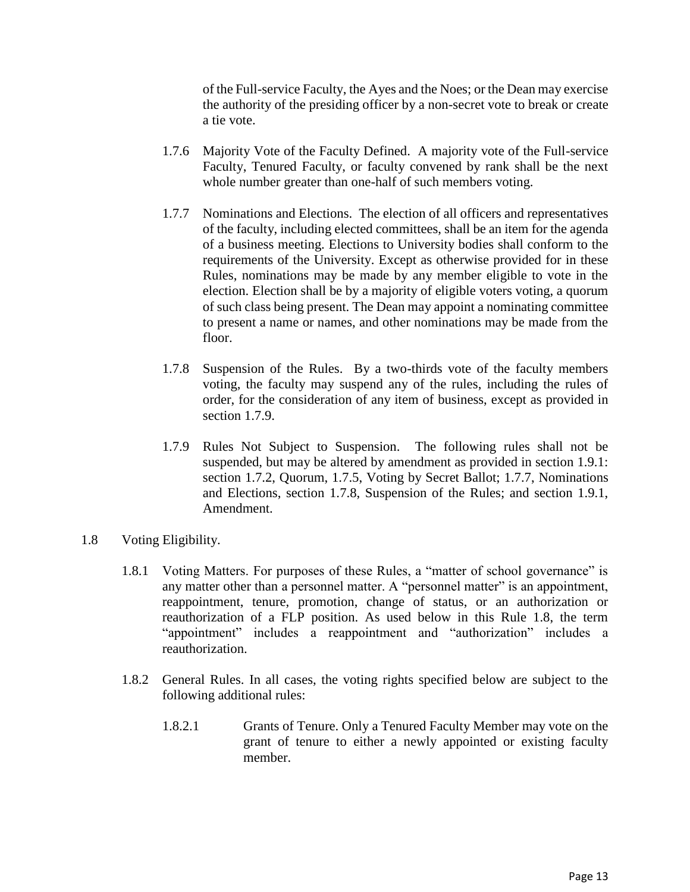of the Full-service Faculty, the Ayes and the Noes; or the Dean may exercise the authority of the presiding officer by a non-secret vote to break or create a tie vote.

1.7.6 Majority Vote of the Faculty Defined. A majority vote of the Full-service Faculty, Tenured Faculty, or faculty convened by rank shall be the next whole number greater than one-half of such members voting.

1.7.7 Nominations and Elections. The election of all officers and representatives of the faculty, including elected committees, shall be an item for the agenda of a business meeting. Elections to University bodies shall conform to the requirements of the University. Except as otherwise provided for in these Rules, nominations may be made by any member eligible to vote in the election. Election shall be by a majority of eligible voters voting, a quorum of such class being present. The Dean may appoint a nominating committee to present a name or names, and other nominations may be made from the floor.

1.7.8 Suspension of the Rules. By a two-thirds vote of the faculty members voting, the faculty may suspend any of the rules, including the rules of order, for the consideration of any item of business, except as provided in section 1.7.9.

1.7.9 Rules Not Subject to Suspension. The following rules shall not be suspended, but may be altered by amendment as provided in section 1.9.1: section 1.7.2, Quorum, 1.7.5, Voting by Secret Ballot; 1.7.7, Nominations and Elections, section 1.7.8, Suspension of the Rules; and section 1.9.1, Amendment.

1.8 Voting Eligibility.

1.8.1 Voting Matters. For purposes of these Rules, a "matter of school governance" is any matter other than a personnel matter. A "personnel matter" is an appointment, reappointment, tenure, promotion, change of status, or an authorization or reauthorization of a FLP position. As used below in this Rule 1.8, the term "appointment" includes a reappointment and "authorization" includes a reauthorization.

1.8.2 General Rules. In all cases, the voting rights specified below are subject to the following additional rules:

1.8.2.1 Grants of Tenure. Only a Tenured Faculty Member may vote on the grant of tenure to either a newly appointed or existing faculty member.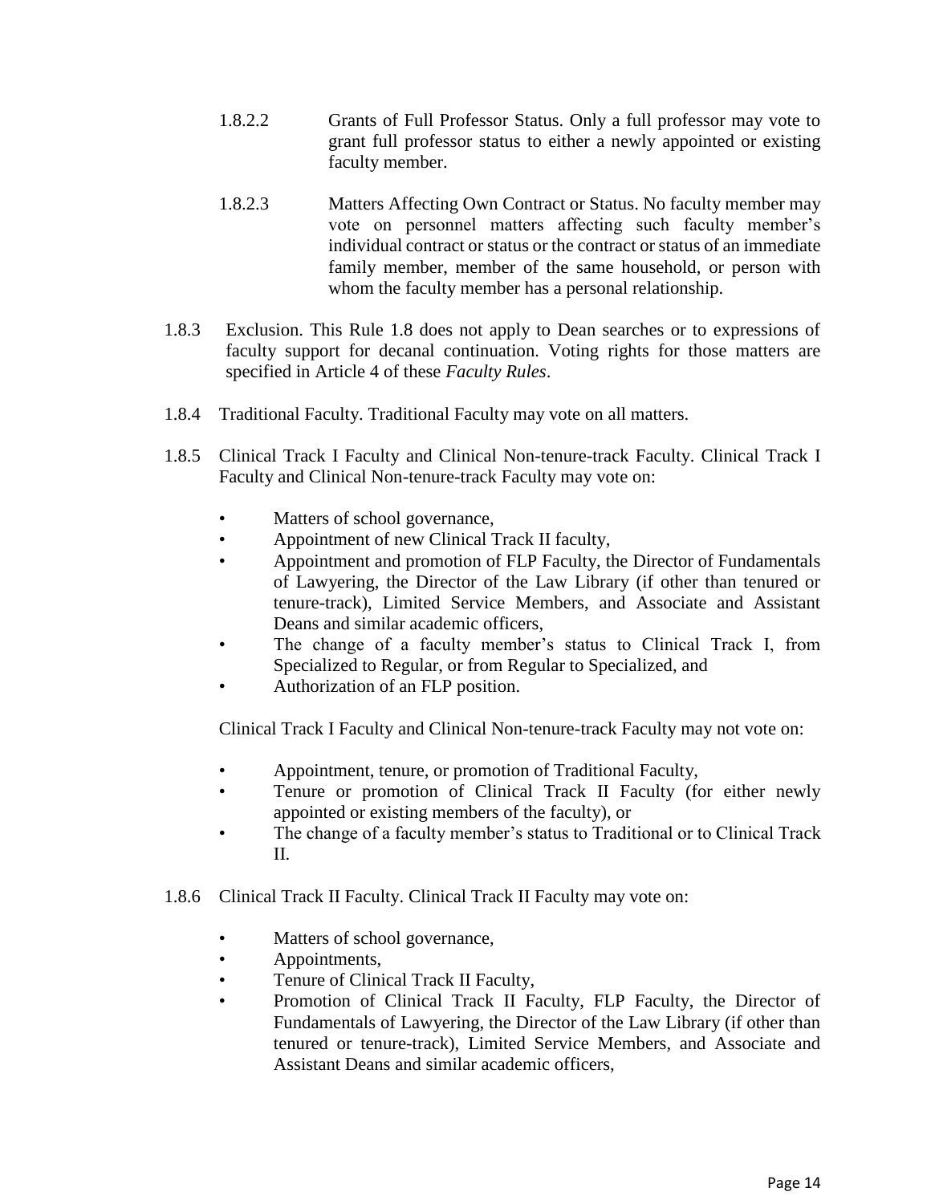1.8.2.2 Grants of Full Professor Status. Only a full professor may vote to grant full professor status to either a newly appointed or existing faculty member.

1.8.2.3 Matters Affecting Own Contract or Status. No faculty member may vote on personnel matters affecting such faculty member's individual contract or status or the contract or status of an immediate family member, member of the same household, or person with whom the faculty member has a personal relationship.

1.8.3 Exclusion. This Rule 1.8 does not apply to Dean searches or to expressions of faculty support for decanal continuation. Voting rights for those matters are specified in Article 4 of these *Faculty Rules*.

1.8.4 Traditional Faculty. Traditional Faculty may vote on all matters.

1.8.5 Clinical Track I Faculty and Clinical Non-tenure-track Faculty. Clinical Track I Faculty and Clinical Non-tenure-track Faculty may vote on:

- Matters of school governance,
- Appointment of new Clinical Track II faculty,
- Appointment and promotion of FLP Faculty, the Director of Fundamentals of Lawyering, the Director of the Law Library (if other than tenured or tenure-track), Limited Service Members, and Associate and Assistant Deans and similar academic officers,
- The change of a faculty member's status to Clinical Track I, from Specialized to Regular, or from Regular to Specialized, and
- Authorization of an FLP position.

Clinical Track I Faculty and Clinical Non-tenure-track Faculty may not vote on:

- Appointment, tenure, or promotion of Traditional Faculty,
- Tenure or promotion of Clinical Track II Faculty (for either newly appointed or existing members of the faculty), or
- The change of a faculty member's status to Traditional or to Clinical Track II.

1.8.6 Clinical Track II Faculty. Clinical Track II Faculty may vote on:

- Matters of school governance,
- Appointments,
- Tenure of Clinical Track II Faculty,
- Promotion of Clinical Track II Faculty, FLP Faculty, the Director of Fundamentals of Lawyering, the Director of the Law Library (if other than tenured or tenure-track), Limited Service Members, and Associate and Assistant Deans and similar academic officers,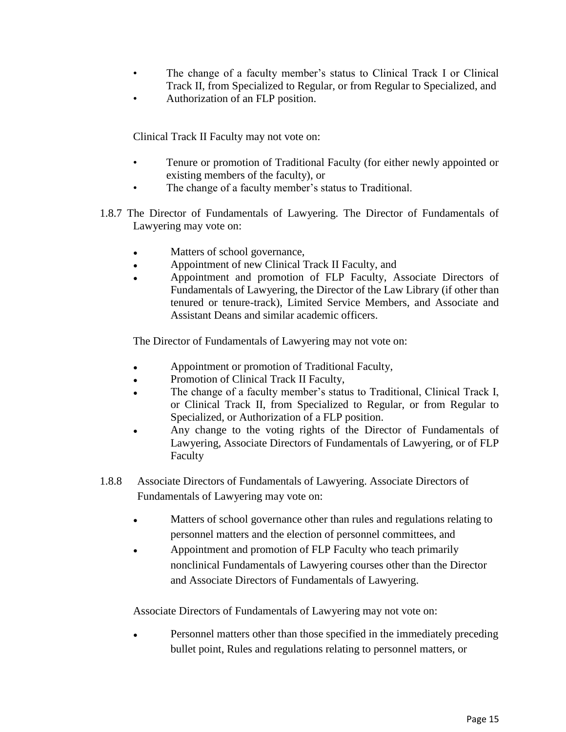- The change of a faculty member's status to Clinical Track I or Clinical Track II, from Specialized to Regular, or from Regular to Specialized, and
- Authorization of an FLP position.

Clinical Track II Faculty may not vote on:

- Tenure or promotion of Traditional Faculty (for either newly appointed or existing members of the faculty), or
- The change of a faculty member's status to Traditional.

1.8.7 The Director of Fundamentals of Lawyering. The Director of Fundamentals of Lawyering may vote on:

- Matters of school governance,
- Appointment of new Clinical Track II Faculty, and
- Appointment and promotion of FLP Faculty, Associate Directors of Fundamentals of Lawyering, the Director of the Law Library (if other than tenured or tenure-track), Limited Service Members, and Associate and Assistant Deans and similar academic officers.

The Director of Fundamentals of Lawyering may not vote on:

- Appointment or promotion of Traditional Faculty,
- Promotion of Clinical Track II Faculty,
- The change of a faculty member's status to Traditional, Clinical Track I, or Clinical Track II, from Specialized to Regular, or from Regular to Specialized, or Authorization of a FLP position.
- Any change to the voting rights of the Director of Fundamentals of Lawyering, Associate Directors of Fundamentals of Lawyering, or of FLP Faculty

1.8.8 Associate Directors of Fundamentals of Lawyering. Associate Directors of Fundamentals of Lawyering may vote on:

- Matters of school governance other than rules and regulations relating to personnel matters and the election of personnel committees, and
- Appointment and promotion of FLP Faculty who teach primarily nonclinical Fundamentals of Lawyering courses other than the Director and Associate Directors of Fundamentals of Lawyering.

Associate Directors of Fundamentals of Lawyering may not vote on:

- Personnel matters other than those specified in the immediately preceding bullet point, Rules and regulations relating to personnel matters, or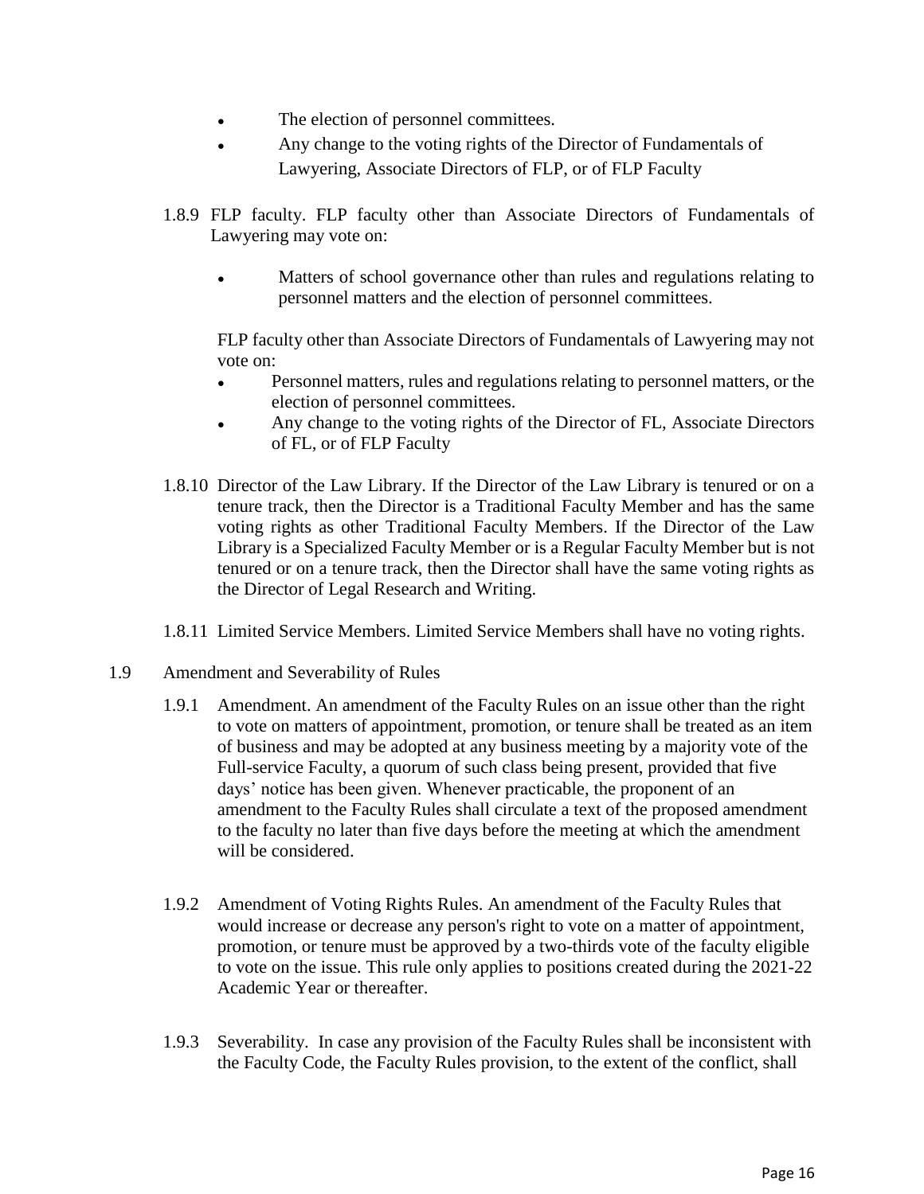- The election of personnel committees.
- Any change to the voting rights of the Director of Fundamentals of Lawyering, Associate Directors of FLP, or of FLP Faculty

1.8.9 FLP faculty. FLP faculty other than Associate Directors of Fundamentals of Lawyering may vote on:

- Matters of school governance other than rules and regulations relating to personnel matters and the election of personnel committees.

FLP faculty other than Associate Directors of Fundamentals of Lawyering may not vote on:

- Personnel matters, rules and regulations relating to personnel matters, or the election of personnel committees.
- Any change to the voting rights of the Director of FL, Associate Directors of FL, or of FLP Faculty

1.8.10 Director of the Law Library. If the Director of the Law Library is tenured or on a tenure track, then the Director is a Traditional Faculty Member and has the same voting rights as other Traditional Faculty Members. If the Director of the Law Library is a Specialized Faculty Member or is a Regular Faculty Member but is not tenured or on a tenure track, then the Director shall have the same voting rights as the Director of Legal Research and Writing.

1.8.11 Limited Service Members. Limited Service Members shall have no voting rights.

1.9 Amendment and Severability of Rules

1.9.1 Amendment. An amendment of the Faculty Rules on an issue other than the right to vote on matters of appointment, promotion, or tenure shall be treated as an item of business and may be adopted at any business meeting by a majority vote of the Full-service Faculty, a quorum of such class being present, provided that five days' notice has been given. Whenever practicable, the proponent of an amendment to the Faculty Rules shall circulate a text of the proposed amendment to the faculty no later than five days before the meeting at which the amendment will be considered.

1.9.2 Amendment of Voting Rights Rules. An amendment of the Faculty Rules that would increase or decrease any person's right to vote on a matter of appointment, promotion, or tenure must be approved by a two-thirds vote of the faculty eligible to vote on the issue. This rule only applies to positions created during the 2021-22 Academic Year or thereafter.

1.9.3 Severability. In case any provision of the Faculty Rules shall be inconsistent with the Faculty Code, the Faculty Rules provision, to the extent of the conflict, shall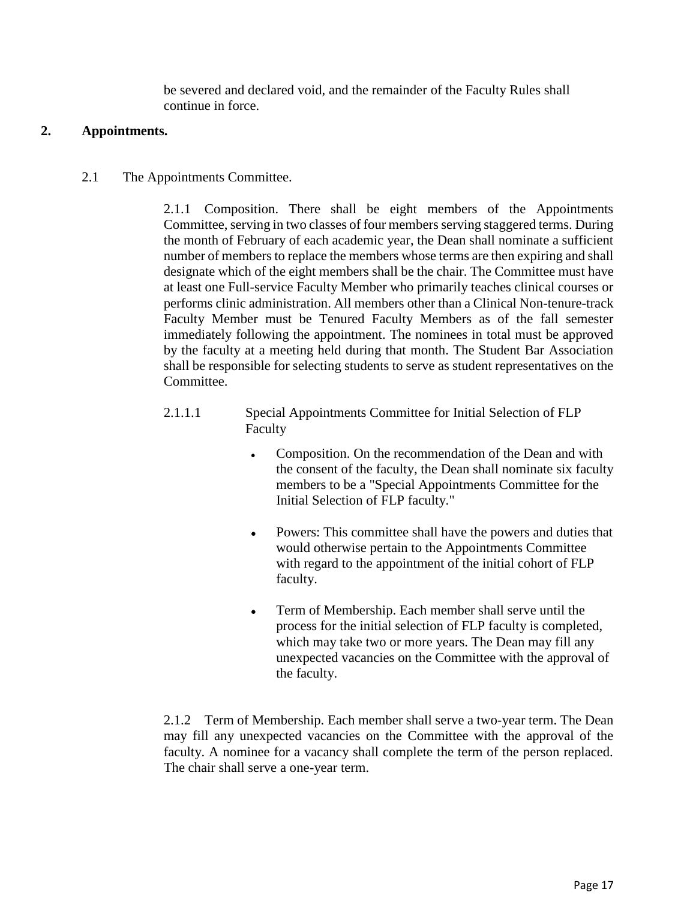be severed and declared void, and the remainder of the Faculty Rules shall continue in force.

## 2. Appointments.

### 2.1 The Appointments Committee.

2.1.1 Composition. There shall be eight members of the Appointments Committee, serving in two classes of four members serving staggered terms. During the month of February of each academic year, the Dean shall nominate a sufficient number of members to replace the members whose terms are then expiring and shall designate which of the eight members shall be the chair. The Committee must have at least one Full-service Faculty Member who primarily teaches clinical courses or performs clinic administration. All members other than a Clinical Non-tenure-track Faculty Member must be Tenured Faculty Members as of the fall semester immediately following the appointment. The nominees in total must be approved by the faculty at a meeting held during that month. The Student Bar Association shall be responsible for selecting students to serve as student representatives on the Committee.

2.1.1.1 Special Appointments Committee for Initial Selection of FLP Faculty

- Composition. On the recommendation of the Dean and with the consent of the faculty, the Dean shall nominate six faculty members to be a "Special Appointments Committee for the Initial Selection of FLP faculty."
- Powers: This committee shall have the powers and duties that would otherwise pertain to the Appointments Committee with regard to the appointment of the initial cohort of FLP faculty.
- Term of Membership. Each member shall serve until the process for the initial selection of FLP faculty is completed, which may take two or more years. The Dean may fill any unexpected vacancies on the Committee with the approval of the faculty.

2.1.2 Term of Membership. Each member shall serve a two-year term. The Dean may fill any unexpected vacancies on the Committee with the approval of the faculty. A nominee for a vacancy shall complete the term of the person replaced. The chair shall serve a one-year term.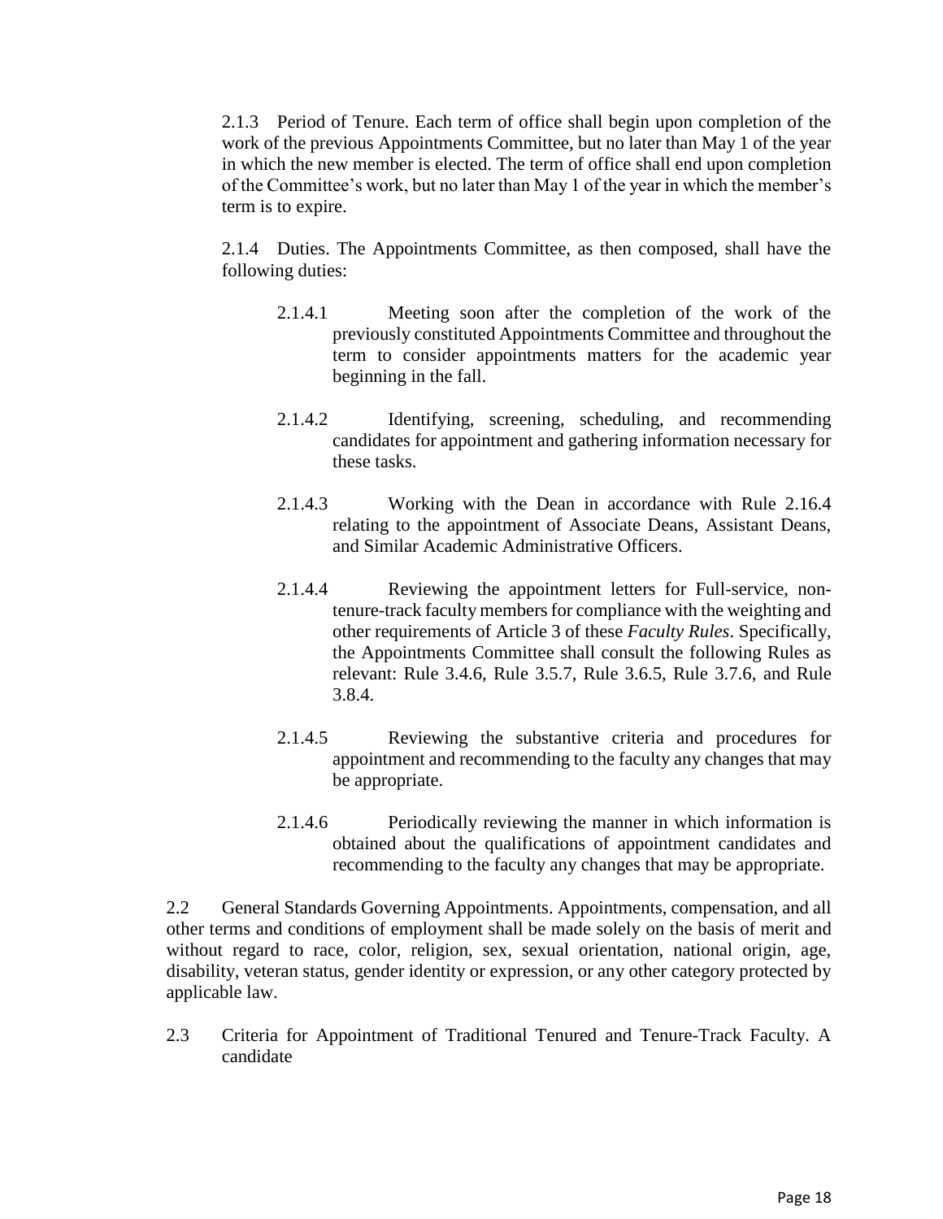2.1.3 Period of Tenure. Each term of office shall begin upon completion of the work of the previous Appointments Committee, but no later than May 1 of the year in which the new member is elected. The term of office shall end upon completion of the Committee's work, but no later than May 1 of the year in which the member's term is to expire.

2.1.4 Duties. The Appointments Committee, as then composed, shall have the following duties:

- 2.1.4.1 Meeting soon after the completion of the work of the previously constituted Appointments Committee and throughout the term to consider appointments matters for the academic year beginning in the fall.

- 2.1.4.2 Identifying, screening, scheduling, and recommending candidates for appointment and gathering information necessary for these tasks.

- 2.1.4.3 Working with the Dean in accordance with Rule 2.16.4 relating to the appointment of Associate Deans, Assistant Deans, and Similar Academic Administrative Officers.

- 2.1.4.4 Reviewing the appointment letters for Full-service, non-tenure-track faculty members for compliance with the weighting and other requirements of Article 3 of these *Faculty Rules*. Specifically, the Appointments Committee shall consult the following Rules as relevant: Rule 3.4.6, Rule 3.5.7, Rule 3.6.5, Rule 3.7.6, and Rule 3.8.4.

- 2.1.4.5 Reviewing the substantive criteria and procedures for appointment and recommending to the faculty any changes that may be appropriate.

- 2.1.4.6 Periodically reviewing the manner in which information is obtained about the qualifications of appointment candidates and recommending to the faculty any changes that may be appropriate.

2.2 General Standards Governing Appointments. Appointments, compensation, and all other terms and conditions of employment shall be made solely on the basis of merit and without regard to race, color, religion, sex, sexual orientation, national origin, age, disability, veteran status, gender identity or expression, or any other category protected by applicable law.

2.3 Criteria for Appointment of Traditional Tenured and Tenure-Track Faculty. A candidate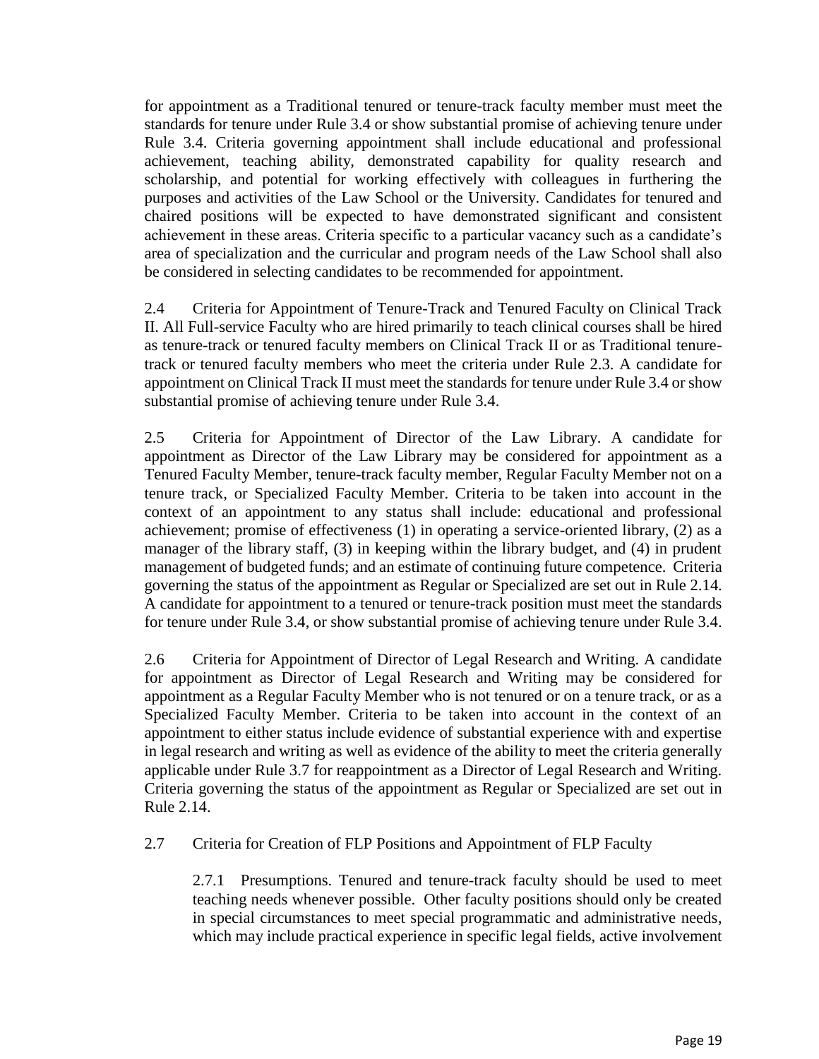for appointment as a Traditional tenured or tenure-track faculty member must meet the standards for tenure under Rule 3.4 or show substantial promise of achieving tenure under Rule 3.4. Criteria governing appointment shall include educational and professional achievement, teaching ability, demonstrated capability for quality research and scholarship, and potential for working effectively with colleagues in furthering the purposes and activities of the Law School or the University. Candidates for tenured and chaired positions will be expected to have demonstrated significant and consistent achievement in these areas. Criteria specific to a particular vacancy such as a candidate's area of specialization and the curricular and program needs of the Law School shall also be considered in selecting candidates to be recommended for appointment.

2.4 Criteria for Appointment of Tenure-Track and Tenured Faculty on Clinical Track II. All Full-service Faculty who are hired primarily to teach clinical courses shall be hired as tenure-track or tenured faculty members on Clinical Track II or as Traditional tenure-track or tenured faculty members who meet the criteria under Rule 2.3. A candidate for appointment on Clinical Track II must meet the standards for tenure under Rule 3.4 or show substantial promise of achieving tenure under Rule 3.4.

2.5 Criteria for Appointment of Director of the Law Library. A candidate for appointment as Director of the Law Library may be considered for appointment as a Tenured Faculty Member, tenure-track faculty member, Regular Faculty Member not on a tenure track, or Specialized Faculty Member. Criteria to be taken into account in the context of an appointment to any status shall include: educational and professional achievement; promise of effectiveness (1) in operating a service-oriented library, (2) as a manager of the library staff, (3) in keeping within the library budget, and (4) in prudent management of budgeted funds; and an estimate of continuing future competence. Criteria governing the status of the appointment as Regular or Specialized are set out in Rule 2.14. A candidate for appointment to a tenured or tenure-track position must meet the standards for tenure under Rule 3.4, or show substantial promise of achieving tenure under Rule 3.4.

2.6 Criteria for Appointment of Director of Legal Research and Writing. A candidate for appointment as Director of Legal Research and Writing may be considered for appointment as a Regular Faculty Member who is not tenured or on a tenure track, or as a Specialized Faculty Member. Criteria to be taken into account in the context of an appointment to either status include evidence of substantial experience with and expertise in legal research and writing as well as evidence of the ability to meet the criteria generally applicable under Rule 3.7 for reappointment as a Director of Legal Research and Writing. Criteria governing the status of the appointment as Regular or Specialized are set out in Rule 2.14.

2.7 Criteria for Creation of FLP Positions and Appointment of FLP Faculty

2.7.1 Presumptions. Tenured and tenure-track faculty should be used to meet teaching needs whenever possible. Other faculty positions should only be created in special circumstances to meet special programmatic and administrative needs, which may include practical experience in specific legal fields, active involvement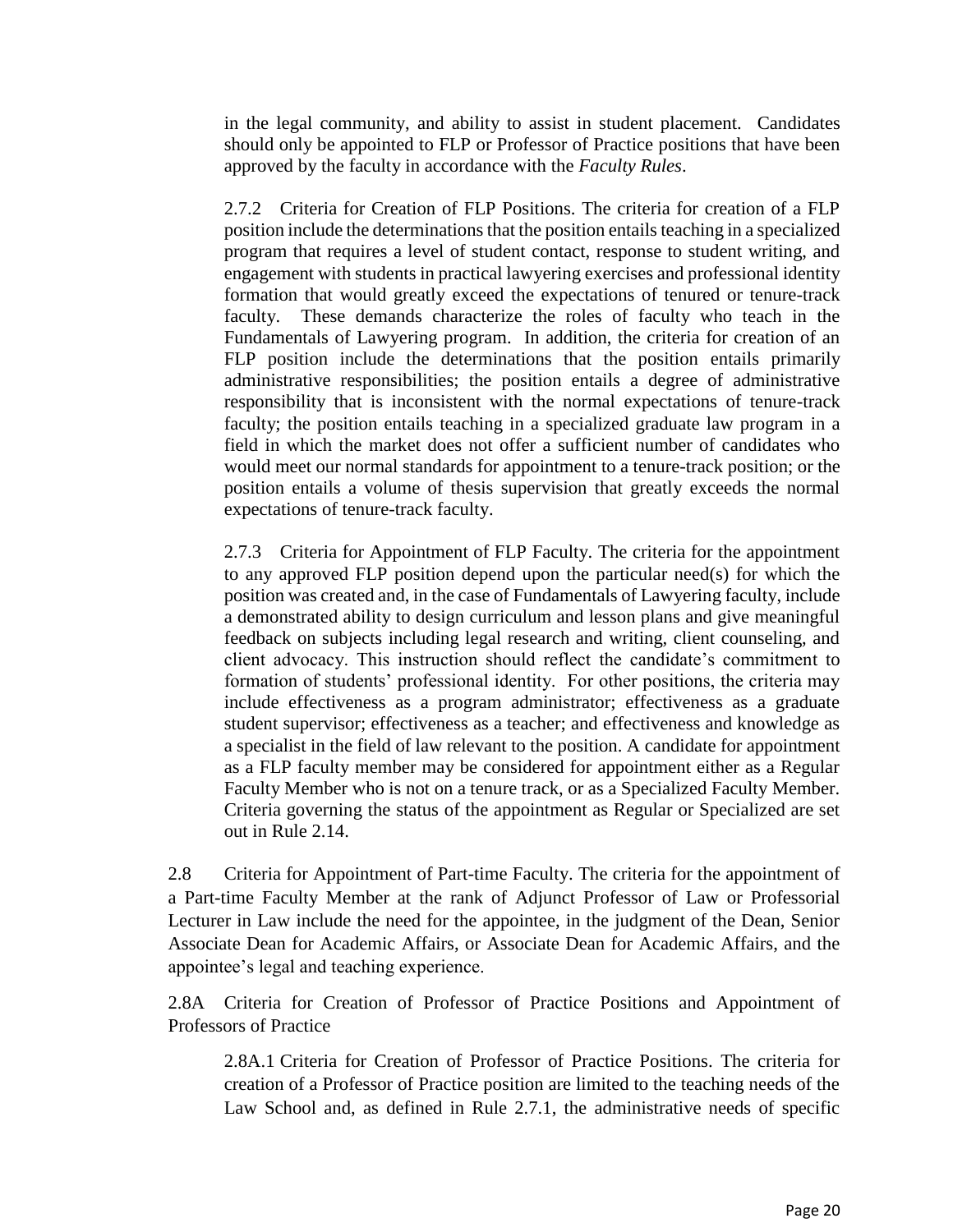in the legal community, and ability to assist in student placement. Candidates should only be appointed to FLP or Professor of Practice positions that have been approved by the faculty in accordance with the *Faculty Rules*.

2.7.2 Criteria for Creation of FLP Positions. The criteria for creation of a FLP position include the determinations that the position entails teaching in a specialized program that requires a level of student contact, response to student writing, and engagement with students in practical lawyering exercises and professional identity formation that would greatly exceed the expectations of tenured or tenure-track faculty. These demands characterize the roles of faculty who teach in the Fundamentals of Lawyering program. In addition, the criteria for creation of an FLP position include the determinations that the position entails primarily administrative responsibilities; the position entails a degree of administrative responsibility that is inconsistent with the normal expectations of tenure-track faculty; the position entails teaching in a specialized graduate law program in a field in which the market does not offer a sufficient number of candidates who would meet our normal standards for appointment to a tenure-track position; or the position entails a volume of thesis supervision that greatly exceeds the normal expectations of tenure-track faculty.

2.7.3 Criteria for Appointment of FLP Faculty. The criteria for the appointment to any approved FLP position depend upon the particular need(s) for which the position was created and, in the case of Fundamentals of Lawyering faculty, include a demonstrated ability to design curriculum and lesson plans and give meaningful feedback on subjects including legal research and writing, client counseling, and client advocacy. This instruction should reflect the candidate's commitment to formation of students' professional identity. For other positions, the criteria may include effectiveness as a program administrator; effectiveness as a graduate student supervisor; effectiveness as a teacher; and effectiveness and knowledge as a specialist in the field of law relevant to the position. A candidate for appointment as a FLP faculty member may be considered for appointment either as a Regular Faculty Member who is not on a tenure track, or as a Specialized Faculty Member. Criteria governing the status of the appointment as Regular or Specialized are set out in Rule 2.14.

2.8 Criteria for Appointment of Part-time Faculty. The criteria for the appointment of a Part-time Faculty Member at the rank of Adjunct Professor of Law or Professorial Lecturer in Law include the need for the appointee, in the judgment of the Dean, Senior Associate Dean for Academic Affairs, or Associate Dean for Academic Affairs, and the appointee's legal and teaching experience.

2.8A Criteria for Creation of Professor of Practice Positions and Appointment of Professors of Practice

2.8A.1 Criteria for Creation of Professor of Practice Positions. The criteria for creation of a Professor of Practice position are limited to the teaching needs of the Law School and, as defined in Rule 2.7.1, the administrative needs of specific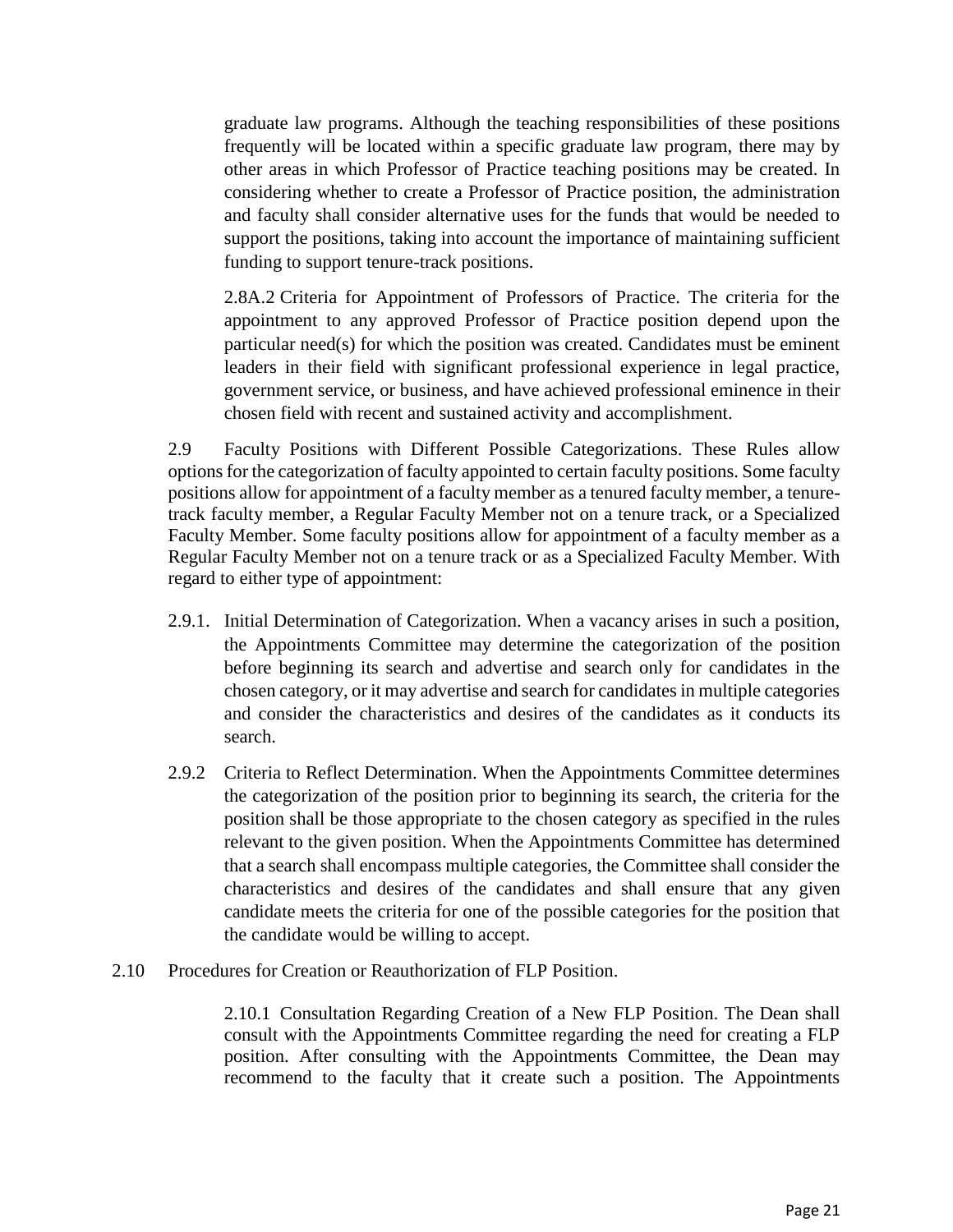graduate law programs. Although the teaching responsibilities of these positions frequently will be located within a specific graduate law program, there may by other areas in which Professor of Practice teaching positions may be created. In considering whether to create a Professor of Practice position, the administration and faculty shall consider alternative uses for the funds that would be needed to support the positions, taking into account the importance of maintaining sufficient funding to support tenure-track positions.

2.8A.2 Criteria for Appointment of Professors of Practice. The criteria for the appointment to any approved Professor of Practice position depend upon the particular need(s) for which the position was created. Candidates must be eminent leaders in their field with significant professional experience in legal practice, government service, or business, and have achieved professional eminence in their chosen field with recent and sustained activity and accomplishment.

2.9 Faculty Positions with Different Possible Categorizations. These Rules allow options for the categorization of faculty appointed to certain faculty positions. Some faculty positions allow for appointment of a faculty member as a tenured faculty member, a tenure-track faculty member, a Regular Faculty Member not on a tenure track, or a Specialized Faculty Member. Some faculty positions allow for appointment of a faculty member as a Regular Faculty Member not on a tenure track or as a Specialized Faculty Member. With regard to either type of appointment:

2.9.1. Initial Determination of Categorization. When a vacancy arises in such a position, the Appointments Committee may determine the categorization of the position before beginning its search and advertise and search only for candidates in the chosen category, or it may advertise and search for candidates in multiple categories and consider the characteristics and desires of the candidates as it conducts its search.

2.9.2 Criteria to Reflect Determination. When the Appointments Committee determines the categorization of the position prior to beginning its search, the criteria for the position shall be those appropriate to the chosen category as specified in the rules relevant to the given position. When the Appointments Committee has determined that a search shall encompass multiple categories, the Committee shall consider the characteristics and desires of the candidates and shall ensure that any given candidate meets the criteria for one of the possible categories for the position that the candidate would be willing to accept.

2.10 Procedures for Creation or Reauthorization of FLP Position.

2.10.1 Consultation Regarding Creation of a New FLP Position. The Dean shall consult with the Appointments Committee regarding the need for creating a FLP position. After consulting with the Appointments Committee, the Dean may recommend to the faculty that it create such a position. The Appointments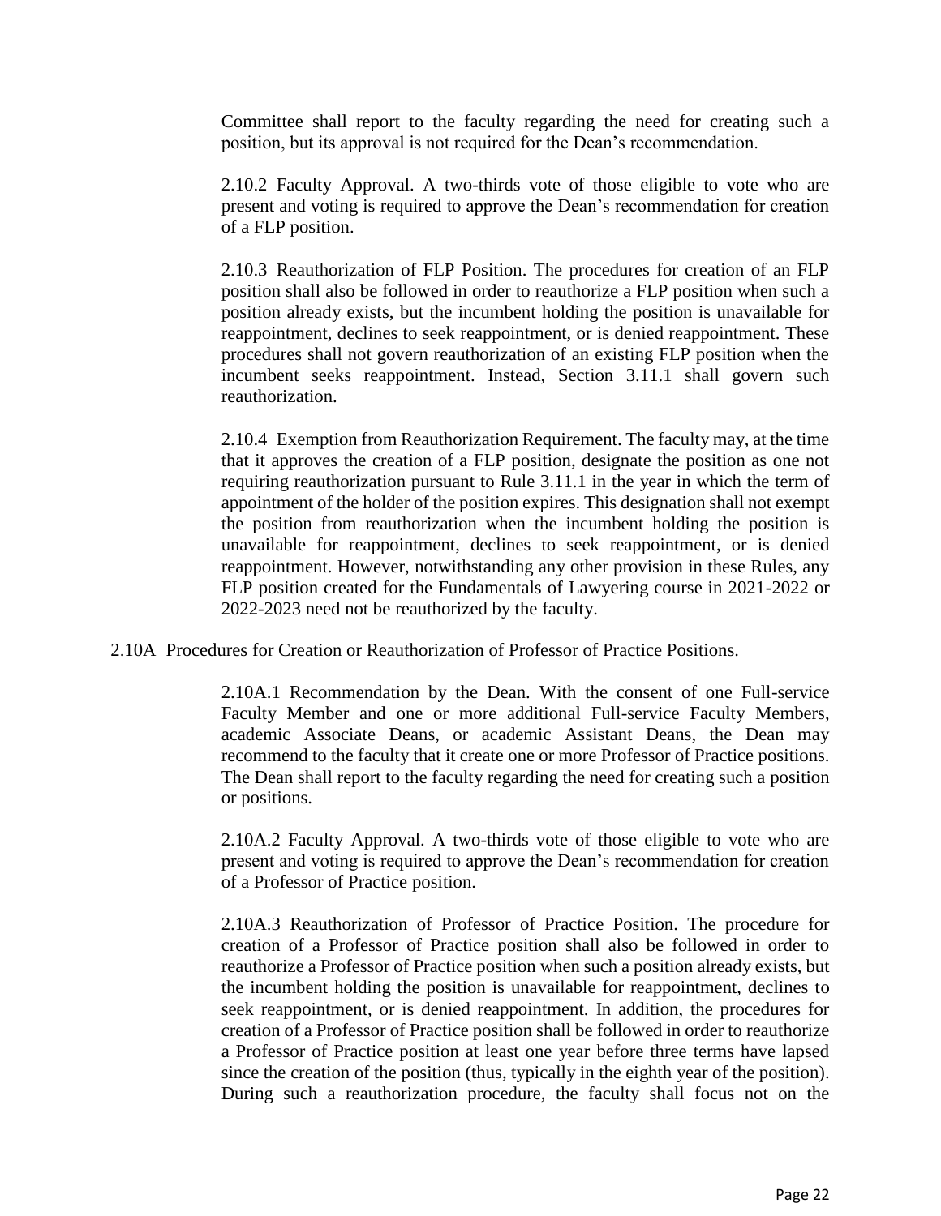Committee shall report to the faculty regarding the need for creating such a position, but its approval is not required for the Dean's recommendation.

2.10.2 Faculty Approval. A two-thirds vote of those eligible to vote who are present and voting is required to approve the Dean's recommendation for creation of a FLP position.

2.10.3 Reauthorization of FLP Position. The procedures for creation of an FLP position shall also be followed in order to reauthorize a FLP position when such a position already exists, but the incumbent holding the position is unavailable for reappointment, declines to seek reappointment, or is denied reappointment. These procedures shall not govern reauthorization of an existing FLP position when the incumbent seeks reappointment. Instead, Section 3.11.1 shall govern such reauthorization.

2.10.4 Exemption from Reauthorization Requirement. The faculty may, at the time that it approves the creation of a FLP position, designate the position as one not requiring reauthorization pursuant to Rule 3.11.1 in the year in which the term of appointment of the holder of the position expires. This designation shall not exempt the position from reauthorization when the incumbent holding the position is unavailable for reappointment, declines to seek reappointment, or is denied reappointment. However, notwithstanding any other provision in these Rules, any FLP position created for the Fundamentals of Lawyering course in 2021-2022 or 2022-2023 need not be reauthorized by the faculty.

2.10A Procedures for Creation or Reauthorization of Professor of Practice Positions.

2.10A.1 Recommendation by the Dean. With the consent of one Full-service Faculty Member and one or more additional Full-service Faculty Members, academic Associate Deans, or academic Assistant Deans, the Dean may recommend to the faculty that it create one or more Professor of Practice positions. The Dean shall report to the faculty regarding the need for creating such a position or positions.

2.10A.2 Faculty Approval. A two-thirds vote of those eligible to vote who are present and voting is required to approve the Dean's recommendation for creation of a Professor of Practice position.

2.10A.3 Reauthorization of Professor of Practice Position. The procedure for creation of a Professor of Practice position shall also be followed in order to reauthorize a Professor of Practice position when such a position already exists, but the incumbent holding the position is unavailable for reappointment, declines to seek reappointment, or is denied reappointment. In addition, the procedures for creation of a Professor of Practice position shall be followed in order to reauthorize a Professor of Practice position at least one year before three terms have lapsed since the creation of the position (thus, typically in the eighth year of the position). During such a reauthorization procedure, the faculty shall focus not on the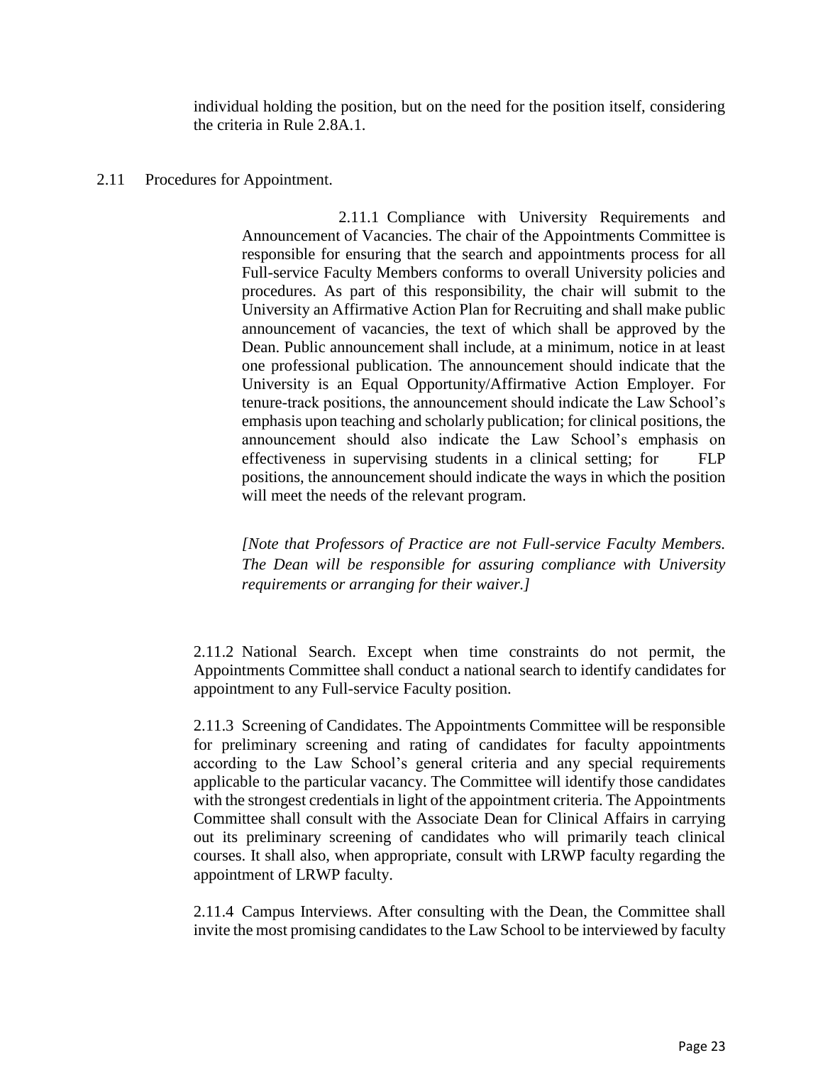individual holding the position, but on the need for the position itself, considering the criteria in Rule 2.8A.1.

2.11 Procedures for Appointment.

2.11.1 Compliance with University Requirements and Announcement of Vacancies. The chair of the Appointments Committee is responsible for ensuring that the search and appointments process for all Full-service Faculty Members conforms to overall University policies and procedures. As part of this responsibility, the chair will submit to the University an Affirmative Action Plan for Recruiting and shall make public announcement of vacancies, the text of which shall be approved by the Dean. Public announcement shall include, at a minimum, notice in at least one professional publication. The announcement should indicate that the University is an Equal Opportunity/Affirmative Action Employer. For tenure-track positions, the announcement should indicate the Law School's emphasis upon teaching and scholarly publication; for clinical positions, the announcement should also indicate the Law School's emphasis on effectiveness in supervising students in a clinical setting; for FLP positions, the announcement should indicate the ways in which the position will meet the needs of the relevant program.

*[Note that Professors of Practice are not Full-service Faculty Members. The Dean will be responsible for assuring compliance with University requirements or arranging for their waiver.]*

2.11.2 National Search. Except when time constraints do not permit, the Appointments Committee shall conduct a national search to identify candidates for appointment to any Full-service Faculty position.

2.11.3 Screening of Candidates. The Appointments Committee will be responsible for preliminary screening and rating of candidates for faculty appointments according to the Law School's general criteria and any special requirements applicable to the particular vacancy. The Committee will identify those candidates with the strongest credentials in light of the appointment criteria. The Appointments Committee shall consult with the Associate Dean for Clinical Affairs in carrying out its preliminary screening of candidates who will primarily teach clinical courses. It shall also, when appropriate, consult with LRWP faculty regarding the appointment of LRWP faculty.

2.11.4 Campus Interviews. After consulting with the Dean, the Committee shall invite the most promising candidates to the Law School to be interviewed by faculty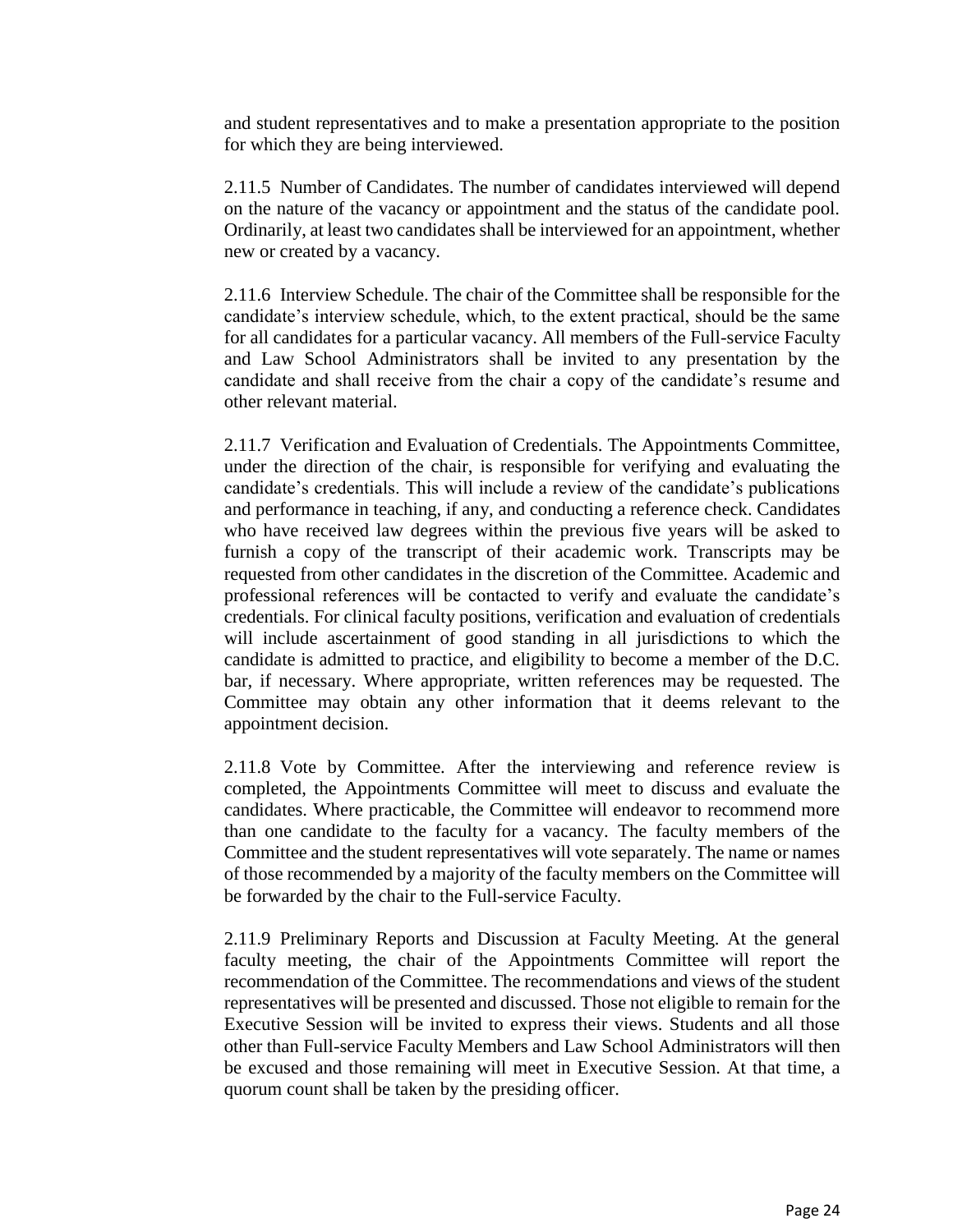and student representatives and to make a presentation appropriate to the position for which they are being interviewed.

2.11.5 Number of Candidates. The number of candidates interviewed will depend on the nature of the vacancy or appointment and the status of the candidate pool. Ordinarily, at least two candidates shall be interviewed for an appointment, whether new or created by a vacancy.

2.11.6 Interview Schedule. The chair of the Committee shall be responsible for the candidate's interview schedule, which, to the extent practical, should be the same for all candidates for a particular vacancy. All members of the Full-service Faculty and Law School Administrators shall be invited to any presentation by the candidate and shall receive from the chair a copy of the candidate's resume and other relevant material.

2.11.7 Verification and Evaluation of Credentials. The Appointments Committee, under the direction of the chair, is responsible for verifying and evaluating the candidate's credentials. This will include a review of the candidate's publications and performance in teaching, if any, and conducting a reference check. Candidates who have received law degrees within the previous five years will be asked to furnish a copy of the transcript of their academic work. Transcripts may be requested from other candidates in the discretion of the Committee. Academic and professional references will be contacted to verify and evaluate the candidate's credentials. For clinical faculty positions, verification and evaluation of credentials will include ascertainment of good standing in all jurisdictions to which the candidate is admitted to practice, and eligibility to become a member of the D.C. bar, if necessary. Where appropriate, written references may be requested. The Committee may obtain any other information that it deems relevant to the appointment decision.

2.11.8 Vote by Committee. After the interviewing and reference review is completed, the Appointments Committee will meet to discuss and evaluate the candidates. Where practicable, the Committee will endeavor to recommend more than one candidate to the faculty for a vacancy. The faculty members of the Committee and the student representatives will vote separately. The name or names of those recommended by a majority of the faculty members on the Committee will be forwarded by the chair to the Full-service Faculty.

2.11.9 Preliminary Reports and Discussion at Faculty Meeting. At the general faculty meeting, the chair of the Appointments Committee will report the recommendation of the Committee. The recommendations and views of the student representatives will be presented and discussed. Those not eligible to remain for the Executive Session will be invited to express their views. Students and all those other than Full-service Faculty Members and Law School Administrators will then be excused and those remaining will meet in Executive Session. At that time, a quorum count shall be taken by the presiding officer.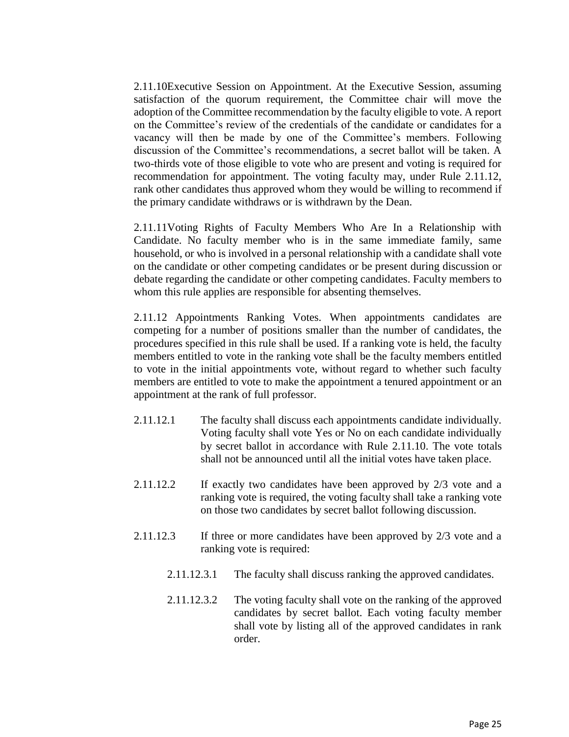2.11.10Executive Session on Appointment. At the Executive Session, assuming satisfaction of the quorum requirement, the Committee chair will move the adoption of the Committee recommendation by the faculty eligible to vote. A report on the Committee's review of the credentials of the candidate or candidates for a vacancy will then be made by one of the Committee's members. Following discussion of the Committee's recommendations, a secret ballot will be taken. A two-thirds vote of those eligible to vote who are present and voting is required for recommendation for appointment. The voting faculty may, under Rule 2.11.12, rank other candidates thus approved whom they would be willing to recommend if the primary candidate withdraws or is withdrawn by the Dean.

2.11.11Voting Rights of Faculty Members Who Are In a Relationship with Candidate. No faculty member who is in the same immediate family, same household, or who is involved in a personal relationship with a candidate shall vote on the candidate or other competing candidates or be present during discussion or debate regarding the candidate or other competing candidates. Faculty members to whom this rule applies are responsible for absenting themselves.

2.11.12 Appointments Ranking Votes. When appointments candidates are competing for a number of positions smaller than the number of candidates, the procedures specified in this rule shall be used. If a ranking vote is held, the faculty members entitled to vote in the ranking vote shall be the faculty members entitled to vote in the initial appointments vote, without regard to whether such faculty members are entitled to vote to make the appointment a tenured appointment or an appointment at the rank of full professor.

2.11.12.1 The faculty shall discuss each appointments candidate individually. Voting faculty shall vote Yes or No on each candidate individually by secret ballot in accordance with Rule 2.11.10. The vote totals shall not be announced until all the initial votes have taken place.

2.11.12.2 If exactly two candidates have been approved by 2/3 vote and a ranking vote is required, the voting faculty shall take a ranking vote on those two candidates by secret ballot following discussion.

2.11.12.3 If three or more candidates have been approved by 2/3 vote and a ranking vote is required:

2.11.12.3.1 The faculty shall discuss ranking the approved candidates.

2.11.12.3.2 The voting faculty shall vote on the ranking of the approved candidates by secret ballot. Each voting faculty member shall vote by listing all of the approved candidates in rank order.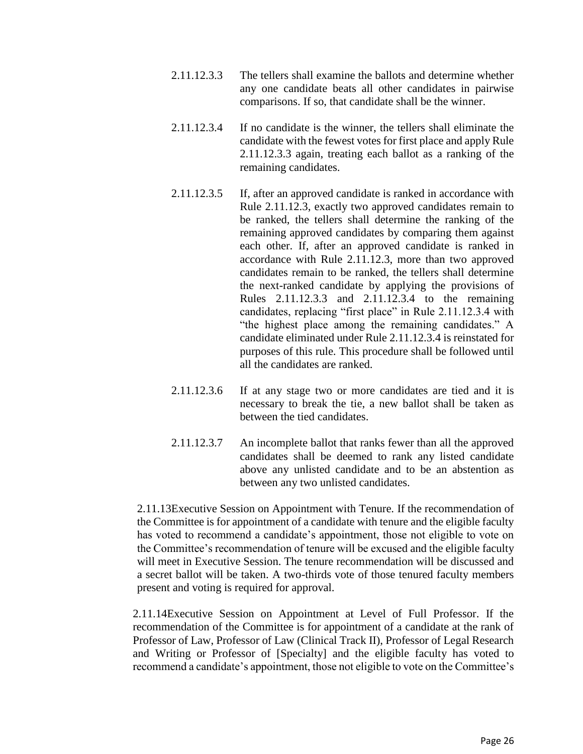2.11.12.3.3 The tellers shall examine the ballots and determine whether any one candidate beats all other candidates in pairwise comparisons. If so, that candidate shall be the winner.

2.11.12.3.4 If no candidate is the winner, the tellers shall eliminate the candidate with the fewest votes for first place and apply Rule 2.11.12.3.3 again, treating each ballot as a ranking of the remaining candidates.

2.11.12.3.5 If, after an approved candidate is ranked in accordance with Rule 2.11.12.3, exactly two approved candidates remain to be ranked, the tellers shall determine the ranking of the remaining approved candidates by comparing them against each other. If, after an approved candidate is ranked in accordance with Rule 2.11.12.3, more than two approved candidates remain to be ranked, the tellers shall determine the next-ranked candidate by applying the provisions of Rules 2.11.12.3.3 and 2.11.12.3.4 to the remaining candidates, replacing "first place" in Rule 2.11.12.3.4 with "the highest place among the remaining candidates." A candidate eliminated under Rule 2.11.12.3.4 is reinstated for purposes of this rule. This procedure shall be followed until all the candidates are ranked.

2.11.12.3.6 If at any stage two or more candidates are tied and it is necessary to break the tie, a new ballot shall be taken as between the tied candidates.

2.11.12.3.7 An incomplete ballot that ranks fewer than all the approved candidates shall be deemed to rank any listed candidate above any unlisted candidate and to be an abstention as between any two unlisted candidates.

2.11.13Executive Session on Appointment with Tenure. If the recommendation of the Committee is for appointment of a candidate with tenure and the eligible faculty has voted to recommend a candidate's appointment, those not eligible to vote on the Committee's recommendation of tenure will be excused and the eligible faculty will meet in Executive Session. The tenure recommendation will be discussed and a secret ballot will be taken. A two-thirds vote of those tenured faculty members present and voting is required for approval.

2.11.14Executive Session on Appointment at Level of Full Professor. If the recommendation of the Committee is for appointment of a candidate at the rank of Professor of Law, Professor of Law (Clinical Track II), Professor of Legal Research and Writing or Professor of [Specialty] and the eligible faculty has voted to recommend a candidate's appointment, those not eligible to vote on the Committee's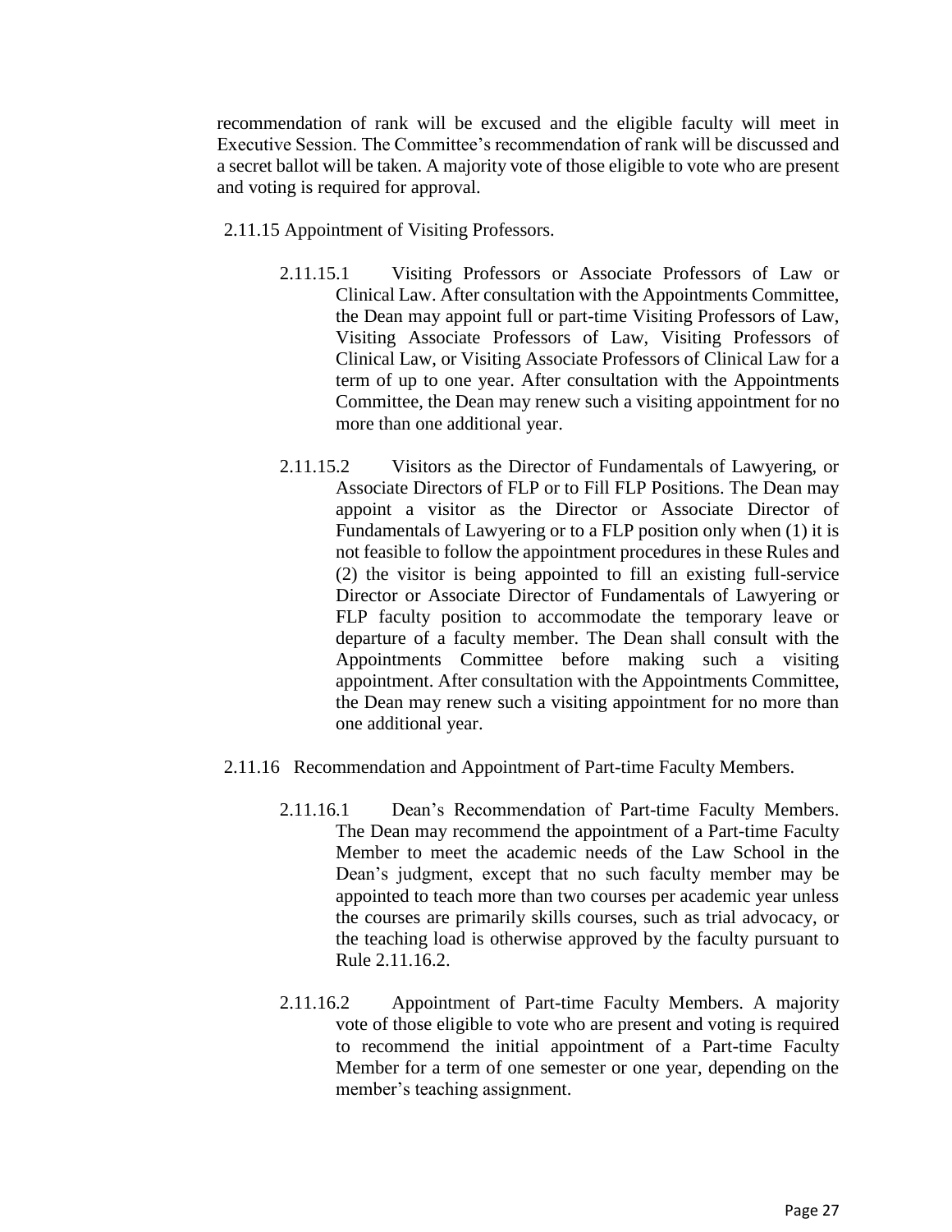recommendation of rank will be excused and the eligible faculty will meet in Executive Session. The Committee's recommendation of rank will be discussed and a secret ballot will be taken. A majority vote of those eligible to vote who are present and voting is required for approval.

2.11.15 Appointment of Visiting Professors.

2.11.15.1 Visiting Professors or Associate Professors of Law or Clinical Law. After consultation with the Appointments Committee, the Dean may appoint full or part-time Visiting Professors of Law, Visiting Associate Professors of Law, Visiting Professors of Clinical Law, or Visiting Associate Professors of Clinical Law for a term of up to one year. After consultation with the Appointments Committee, the Dean may renew such a visiting appointment for no more than one additional year.

2.11.15.2 Visitors as the Director of Fundamentals of Lawyering, or Associate Directors of FLP or to Fill FLP Positions. The Dean may appoint a visitor as the Director or Associate Director of Fundamentals of Lawyering or to a FLP position only when (1) it is not feasible to follow the appointment procedures in these Rules and (2) the visitor is being appointed to fill an existing full-service Director or Associate Director of Fundamentals of Lawyering or FLP faculty position to accommodate the temporary leave or departure of a faculty member. The Dean shall consult with the Appointments Committee before making such a visiting appointment. After consultation with the Appointments Committee, the Dean may renew such a visiting appointment for no more than one additional year.

2.11.16 Recommendation and Appointment of Part-time Faculty Members.

2.11.16.1 Dean's Recommendation of Part-time Faculty Members. The Dean may recommend the appointment of a Part-time Faculty Member to meet the academic needs of the Law School in the Dean's judgment, except that no such faculty member may be appointed to teach more than two courses per academic year unless the courses are primarily skills courses, such as trial advocacy, or the teaching load is otherwise approved by the faculty pursuant to Rule 2.11.16.2.

2.11.16.2 Appointment of Part-time Faculty Members. A majority vote of those eligible to vote who are present and voting is required to recommend the initial appointment of a Part-time Faculty Member for a term of one semester or one year, depending on the member's teaching assignment.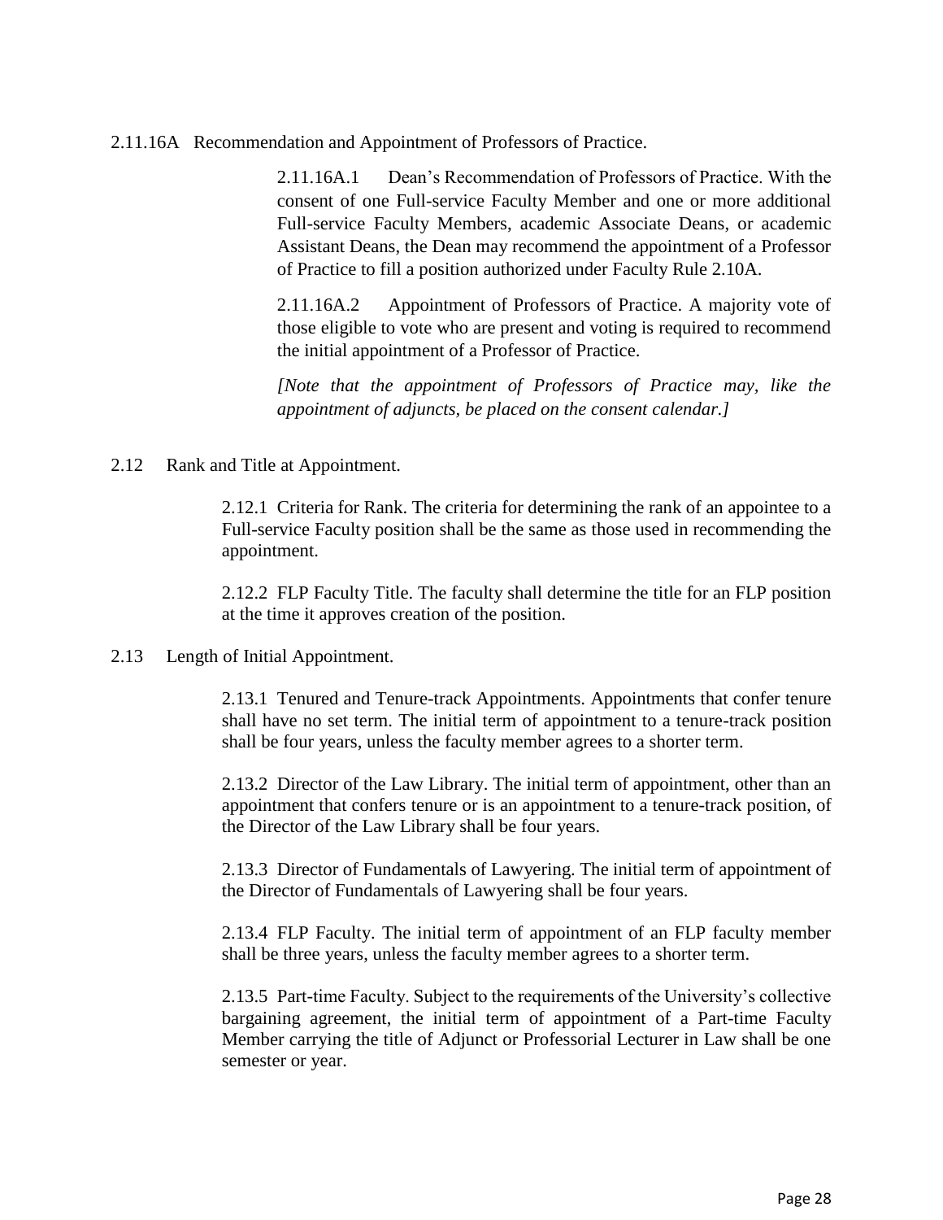2.11.16A Recommendation and Appointment of Professors of Practice.

2.11.16A.1 Dean's Recommendation of Professors of Practice. With the consent of one Full-service Faculty Member and one or more additional Full-service Faculty Members, academic Associate Deans, or academic Assistant Deans, the Dean may recommend the appointment of a Professor of Practice to fill a position authorized under Faculty Rule 2.10A.

2.11.16A.2 Appointment of Professors of Practice. A majority vote of those eligible to vote who are present and voting is required to recommend the initial appointment of a Professor of Practice.

*[Note that the appointment of Professors of Practice may, like the appointment of adjuncts, be placed on the consent calendar.]*

2.12 Rank and Title at Appointment.

2.12.1 Criteria for Rank. The criteria for determining the rank of an appointee to a Full-service Faculty position shall be the same as those used in recommending the appointment.

2.12.2 FLP Faculty Title. The faculty shall determine the title for an FLP position at the time it approves creation of the position.

2.13 Length of Initial Appointment.

2.13.1 Tenured and Tenure-track Appointments. Appointments that confer tenure shall have no set term. The initial term of appointment to a tenure-track position shall be four years, unless the faculty member agrees to a shorter term.

2.13.2 Director of the Law Library. The initial term of appointment, other than an appointment that confers tenure or is an appointment to a tenure-track position, of the Director of the Law Library shall be four years.

2.13.3 Director of Fundamentals of Lawyering. The initial term of appointment of the Director of Fundamentals of Lawyering shall be four years.

2.13.4 FLP Faculty. The initial term of appointment of an FLP faculty member shall be three years, unless the faculty member agrees to a shorter term.

2.13.5 Part-time Faculty. Subject to the requirements of the University's collective bargaining agreement, the initial term of appointment of a Part-time Faculty Member carrying the title of Adjunct or Professorial Lecturer in Law shall be one semester or year.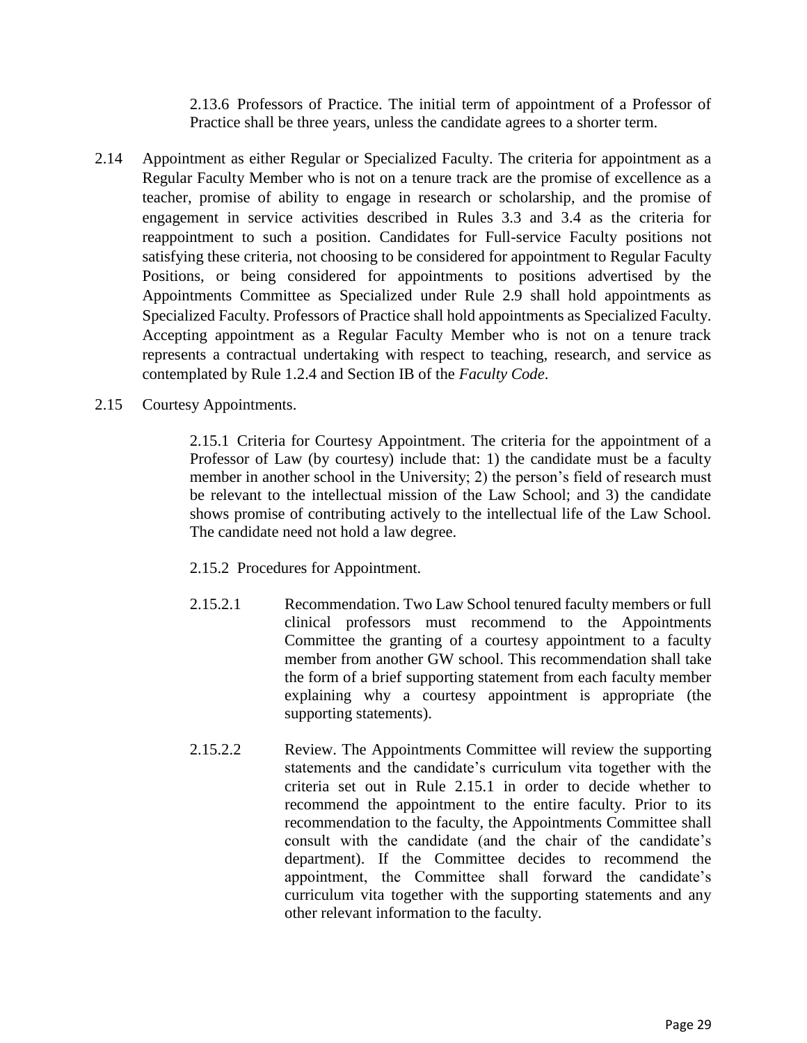2.13.6 Professors of Practice. The initial term of appointment of a Professor of Practice shall be three years, unless the candidate agrees to a shorter term.

2.14 Appointment as either Regular or Specialized Faculty. The criteria for appointment as a Regular Faculty Member who is not on a tenure track are the promise of excellence as a teacher, promise of ability to engage in research or scholarship, and the promise of engagement in service activities described in Rules 3.3 and 3.4 as the criteria for reappointment to such a position. Candidates for Full-service Faculty positions not satisfying these criteria, not choosing to be considered for appointment to Regular Faculty Positions, or being considered for appointments to positions advertised by the Appointments Committee as Specialized under Rule 2.9 shall hold appointments as Specialized Faculty. Professors of Practice shall hold appointments as Specialized Faculty. Accepting appointment as a Regular Faculty Member who is not on a tenure track represents a contractual undertaking with respect to teaching, research, and service as contemplated by Rule 1.2.4 and Section IB of the *Faculty Code*.

2.15 Courtesy Appointments.

2.15.1 Criteria for Courtesy Appointment. The criteria for the appointment of a Professor of Law (by courtesy) include that: 1) the candidate must be a faculty member in another school in the University; 2) the person's field of research must be relevant to the intellectual mission of the Law School; and 3) the candidate shows promise of contributing actively to the intellectual life of the Law School. The candidate need not hold a law degree.

2.15.2 Procedures for Appointment.

2.15.2.1 Recommendation. Two Law School tenured faculty members or full clinical professors must recommend to the Appointments Committee the granting of a courtesy appointment to a faculty member from another GW school. This recommendation shall take the form of a brief supporting statement from each faculty member explaining why a courtesy appointment is appropriate (the supporting statements).

2.15.2.2 Review. The Appointments Committee will review the supporting statements and the candidate's curriculum vita together with the criteria set out in Rule 2.15.1 in order to decide whether to recommend the appointment to the entire faculty. Prior to its recommendation to the faculty, the Appointments Committee shall consult with the candidate (and the chair of the candidate's department). If the Committee decides to recommend the appointment, the Committee shall forward the candidate's curriculum vita together with the supporting statements and any other relevant information to the faculty.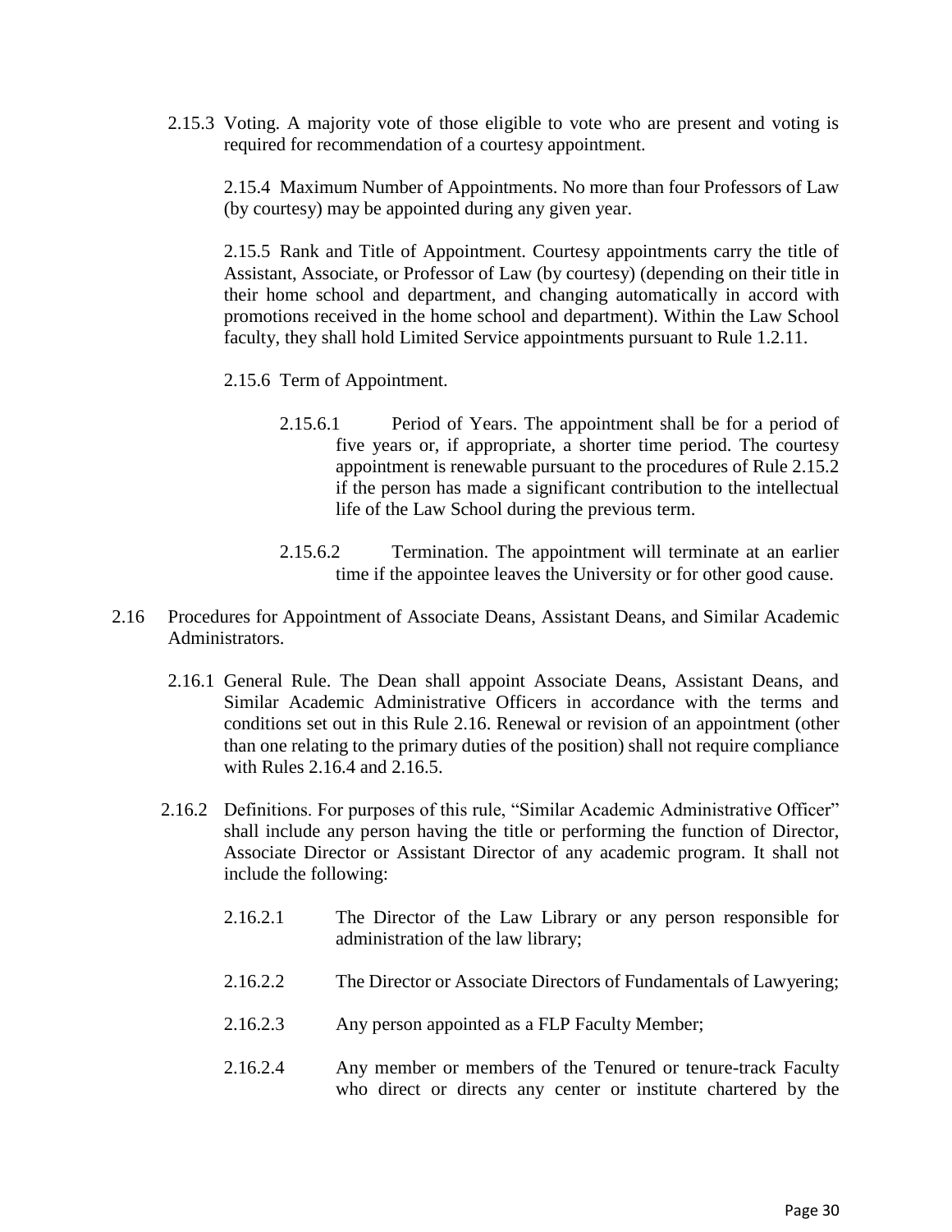2.15.3 Voting. A majority vote of those eligible to vote who are present and voting is required for recommendation of a courtesy appointment.

2.15.4 Maximum Number of Appointments. No more than four Professors of Law (by courtesy) may be appointed during any given year.

2.15.5 Rank and Title of Appointment. Courtesy appointments carry the title of Assistant, Associate, or Professor of Law (by courtesy) (depending on their title in their home school and department, and changing automatically in accord with promotions received in the home school and department). Within the Law School faculty, they shall hold Limited Service appointments pursuant to Rule 1.2.11.

2.15.6 Term of Appointment.

2.15.6.1 Period of Years. The appointment shall be for a period of five years or, if appropriate, a shorter time period. The courtesy appointment is renewable pursuant to the procedures of Rule 2.15.2 if the person has made a significant contribution to the intellectual life of the Law School during the previous term.

2.15.6.2 Termination. The appointment will terminate at an earlier time if the appointee leaves the University or for other good cause.

2.16 Procedures for Appointment of Associate Deans, Assistant Deans, and Similar Academic Administrators.

2.16.1 General Rule. The Dean shall appoint Associate Deans, Assistant Deans, and Similar Academic Administrative Officers in accordance with the terms and conditions set out in this Rule 2.16. Renewal or revision of an appointment (other than one relating to the primary duties of the position) shall not require compliance with Rules 2.16.4 and 2.16.5.

2.16.2 Definitions. For purposes of this rule, "Similar Academic Administrative Officer" shall include any person having the title or performing the function of Director, Associate Director or Assistant Director of any academic program. It shall not include the following:

2.16.2.1 The Director of the Law Library or any person responsible for administration of the law library;

2.16.2.2 The Director or Associate Directors of Fundamentals of Lawyering;

2.16.2.3 Any person appointed as a FLP Faculty Member;

2.16.2.4 Any member or members of the Tenured or tenure-track Faculty who direct or directs any center or institute chartered by the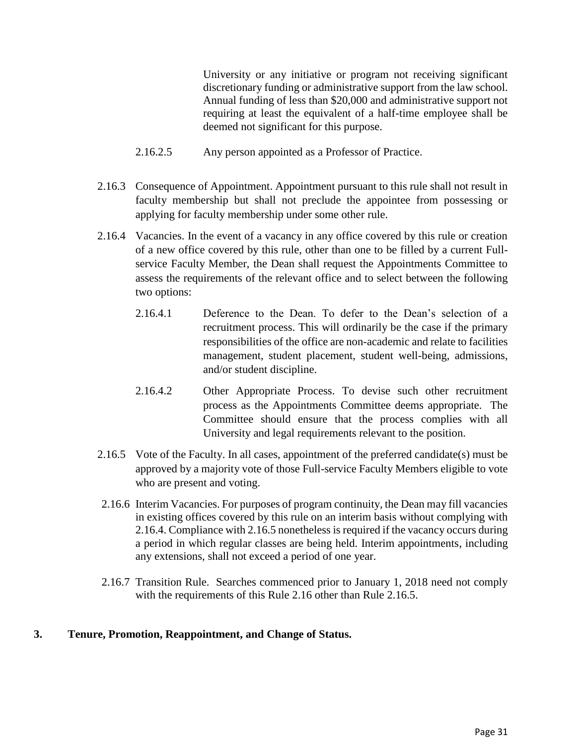University or any initiative or program not receiving significant discretionary funding or administrative support from the law school. Annual funding of less than $20,000 and administrative support not requiring at least the equivalent of a half-time employee shall be deemed not significant for this purpose.

2.16.2.5 Any person appointed as a Professor of Practice.

2.16.3 Consequence of Appointment. Appointment pursuant to this rule shall not result in faculty membership but shall not preclude the appointee from possessing or applying for faculty membership under some other rule.

2.16.4 Vacancies. In the event of a vacancy in any office covered by this rule or creation of a new office covered by this rule, other than one to be filled by a current Full-service Faculty Member, the Dean shall request the Appointments Committee to assess the requirements of the relevant office and to select between the following two options:

2.16.4.1 Deference to the Dean. To defer to the Dean's selection of a recruitment process. This will ordinarily be the case if the primary responsibilities of the office are non-academic and relate to facilities management, student placement, student well-being, admissions, and/or student discipline.

2.16.4.2 Other Appropriate Process. To devise such other recruitment process as the Appointments Committee deems appropriate. The Committee should ensure that the process complies with all University and legal requirements relevant to the position.

2.16.5 Vote of the Faculty. In all cases, appointment of the preferred candidate(s) must be approved by a majority vote of those Full-service Faculty Members eligible to vote who are present and voting.

2.16.6 Interim Vacancies. For purposes of program continuity, the Dean may fill vacancies in existing offices covered by this rule on an interim basis without complying with 2.16.4. Compliance with 2.16.5 nonetheless is required if the vacancy occurs during a period in which regular classes are being held. Interim appointments, including any extensions, shall not exceed a period of one year.

2.16.7 Transition Rule. Searches commenced prior to January 1, 2018 need not comply with the requirements of this Rule 2.16 other than Rule 2.16.5.

## 3. Tenure, Promotion, Reappointment, and Change of Status.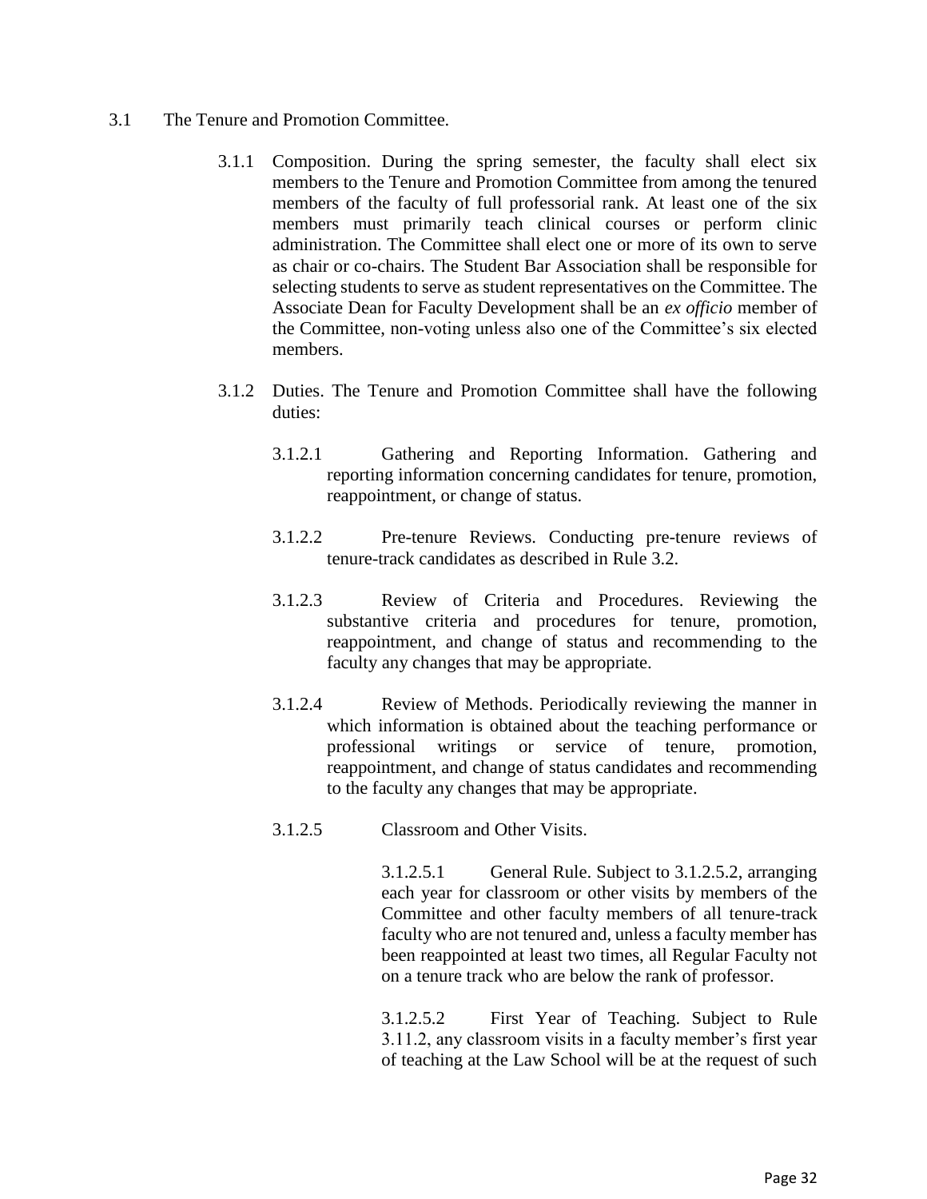3.1 The Tenure and Promotion Committee.

3.1.1 Composition. During the spring semester, the faculty shall elect six members to the Tenure and Promotion Committee from among the tenured members of the faculty of full professorial rank. At least one of the six members must primarily teach clinical courses or perform clinic administration. The Committee shall elect one or more of its own to serve as chair or co-chairs. The Student Bar Association shall be responsible for selecting students to serve as student representatives on the Committee. The Associate Dean for Faculty Development shall be an *ex officio* member of the Committee, non-voting unless also one of the Committee's six elected members.

3.1.2 Duties. The Tenure and Promotion Committee shall have the following duties:

3.1.2.1 Gathering and Reporting Information. Gathering and reporting information concerning candidates for tenure, promotion, reappointment, or change of status.

3.1.2.2 Pre-tenure Reviews. Conducting pre-tenure reviews of tenure-track candidates as described in Rule 3.2.

3.1.2.3 Review of Criteria and Procedures. Reviewing the substantive criteria and procedures for tenure, promotion, reappointment, and change of status and recommending to the faculty any changes that may be appropriate.

3.1.2.4 Review of Methods. Periodically reviewing the manner in which information is obtained about the teaching performance or professional writings or service of tenure, promotion, reappointment, and change of status candidates and recommending to the faculty any changes that may be appropriate.

3.1.2.5 Classroom and Other Visits.

3.1.2.5.1 General Rule. Subject to 3.1.2.5.2, arranging each year for classroom or other visits by members of the Committee and other faculty members of all tenure-track faculty who are not tenured and, unless a faculty member has been reappointed at least two times, all Regular Faculty not on a tenure track who are below the rank of professor.

3.1.2.5.2 First Year of Teaching. Subject to Rule 3.11.2, any classroom visits in a faculty member's first year of teaching at the Law School will be at the request of such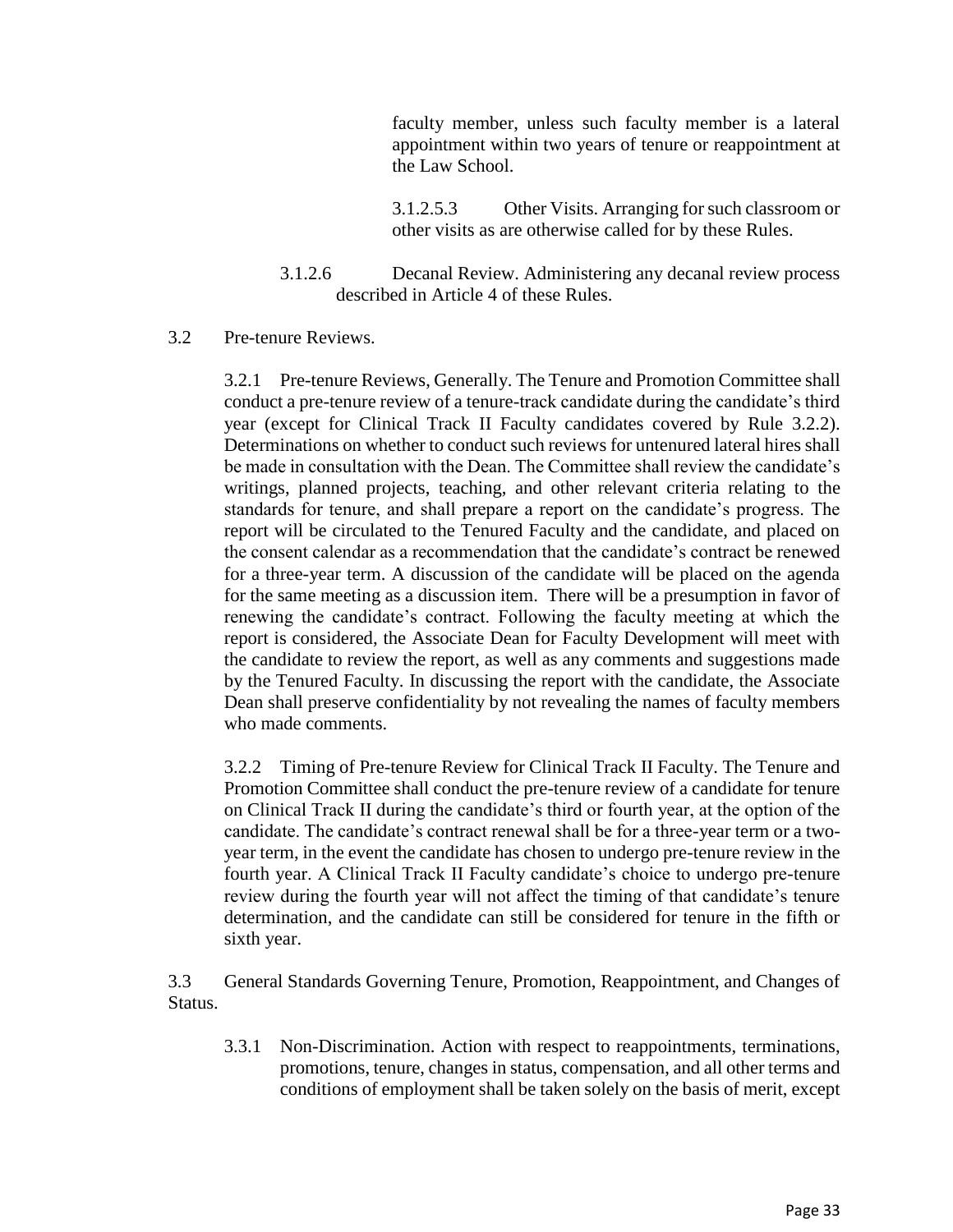faculty member, unless such faculty member is a lateral appointment within two years of tenure or reappointment at the Law School.

3.1.2.5.3 Other Visits. Arranging for such classroom or other visits as are otherwise called for by these Rules.

3.1.2.6 Decanal Review. Administering any decanal review process described in Article 4 of these Rules.

3.2 Pre-tenure Reviews.

3.2.1 Pre-tenure Reviews, Generally. The Tenure and Promotion Committee shall conduct a pre-tenure review of a tenure-track candidate during the candidate's third year (except for Clinical Track II Faculty candidates covered by Rule 3.2.2). Determinations on whether to conduct such reviews for untenured lateral hires shall be made in consultation with the Dean. The Committee shall review the candidate's writings, planned projects, teaching, and other relevant criteria relating to the standards for tenure, and shall prepare a report on the candidate's progress. The report will be circulated to the Tenured Faculty and the candidate, and placed on the consent calendar as a recommendation that the candidate's contract be renewed for a three-year term. A discussion of the candidate will be placed on the agenda for the same meeting as a discussion item. There will be a presumption in favor of renewing the candidate's contract. Following the faculty meeting at which the report is considered, the Associate Dean for Faculty Development will meet with the candidate to review the report, as well as any comments and suggestions made by the Tenured Faculty. In discussing the report with the candidate, the Associate Dean shall preserve confidentiality by not revealing the names of faculty members who made comments.

3.2.2 Timing of Pre-tenure Review for Clinical Track II Faculty. The Tenure and Promotion Committee shall conduct the pre-tenure review of a candidate for tenure on Clinical Track II during the candidate's third or fourth year, at the option of the candidate. The candidate's contract renewal shall be for a three-year term or a two-year term, in the event the candidate has chosen to undergo pre-tenure review in the fourth year. A Clinical Track II Faculty candidate's choice to undergo pre-tenure review during the fourth year will not affect the timing of that candidate's tenure determination, and the candidate can still be considered for tenure in the fifth or sixth year.

3.3 General Standards Governing Tenure, Promotion, Reappointment, and Changes of Status.

3.3.1 Non-Discrimination. Action with respect to reappointments, terminations, promotions, tenure, changes in status, compensation, and all other terms and conditions of employment shall be taken solely on the basis of merit, except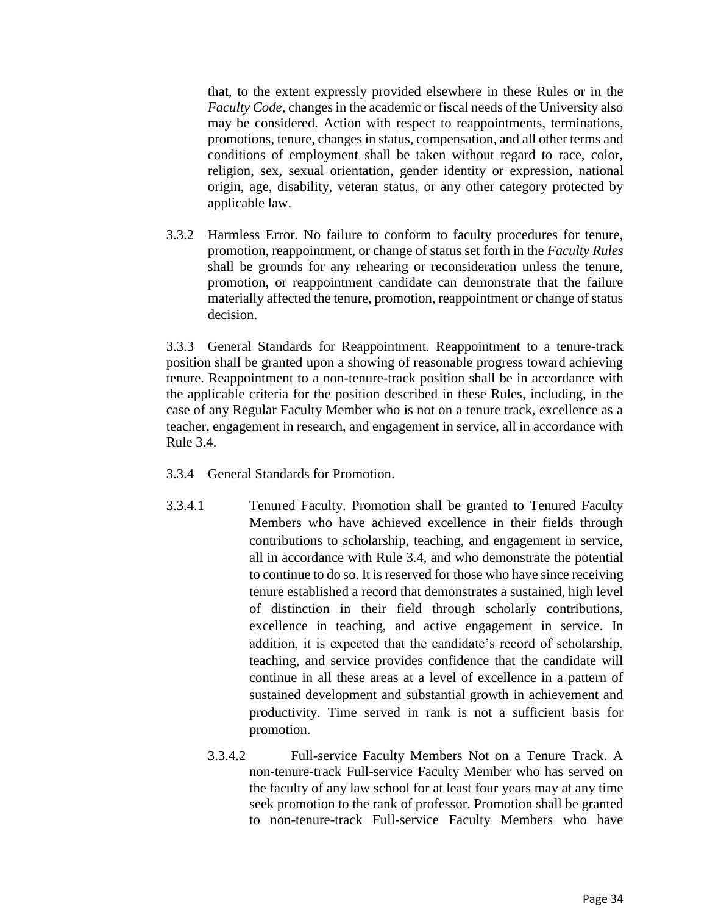that, to the extent expressly provided elsewhere in these Rules or in the *Faculty Code*, changes in the academic or fiscal needs of the University also may be considered. Action with respect to reappointments, terminations, promotions, tenure, changes in status, compensation, and all other terms and conditions of employment shall be taken without regard to race, color, religion, sex, sexual orientation, gender identity or expression, national origin, age, disability, veteran status, or any other category protected by applicable law.

3.3.2 Harmless Error. No failure to conform to faculty procedures for tenure, promotion, reappointment, or change of status set forth in the *Faculty Rules* shall be grounds for any rehearing or reconsideration unless the tenure, promotion, or reappointment candidate can demonstrate that the failure materially affected the tenure, promotion, reappointment or change of status decision.

3.3.3 General Standards for Reappointment. Reappointment to a tenure-track position shall be granted upon a showing of reasonable progress toward achieving tenure. Reappointment to a non-tenure-track position shall be in accordance with the applicable criteria for the position described in these Rules, including, in the case of any Regular Faculty Member who is not on a tenure track, excellence as a teacher, engagement in research, and engagement in service, all in accordance with Rule 3.4.

3.3.4 General Standards for Promotion.

3.3.4.1 Tenured Faculty. Promotion shall be granted to Tenured Faculty Members who have achieved excellence in their fields through contributions to scholarship, teaching, and engagement in service, all in accordance with Rule 3.4, and who demonstrate the potential to continue to do so. It is reserved for those who have since receiving tenure established a record that demonstrates a sustained, high level of distinction in their field through scholarly contributions, excellence in teaching, and active engagement in service. In addition, it is expected that the candidate's record of scholarship, teaching, and service provides confidence that the candidate will continue in all these areas at a level of excellence in a pattern of sustained development and substantial growth in achievement and productivity. Time served in rank is not a sufficient basis for promotion.

3.3.4.2 Full-service Faculty Members Not on a Tenure Track. A non-tenure-track Full-service Faculty Member who has served on the faculty of any law school for at least four years may at any time seek promotion to the rank of professor. Promotion shall be granted to non-tenure-track Full-service Faculty Members who have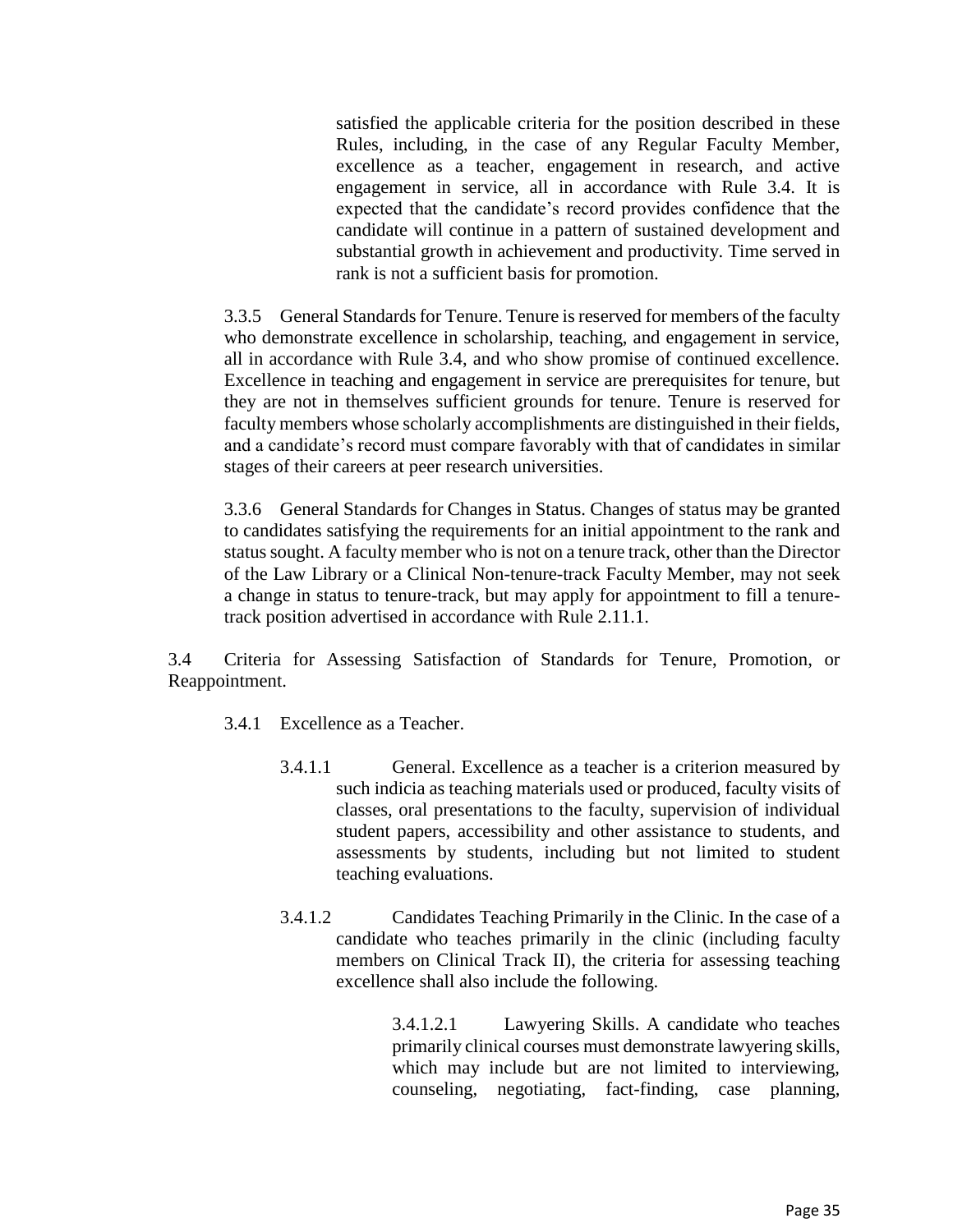satisfied the applicable criteria for the position described in these Rules, including, in the case of any Regular Faculty Member, excellence as a teacher, engagement in research, and active engagement in service, all in accordance with Rule 3.4. It is expected that the candidate's record provides confidence that the candidate will continue in a pattern of sustained development and substantial growth in achievement and productivity. Time served in rank is not a sufficient basis for promotion.

3.3.5 General Standards for Tenure. Tenure is reserved for members of the faculty who demonstrate excellence in scholarship, teaching, and engagement in service, all in accordance with Rule 3.4, and who show promise of continued excellence. Excellence in teaching and engagement in service are prerequisites for tenure, but they are not in themselves sufficient grounds for tenure. Tenure is reserved for faculty members whose scholarly accomplishments are distinguished in their fields, and a candidate's record must compare favorably with that of candidates in similar stages of their careers at peer research universities.

3.3.6 General Standards for Changes in Status. Changes of status may be granted to candidates satisfying the requirements for an initial appointment to the rank and status sought. A faculty member who is not on a tenure track, other than the Director of the Law Library or a Clinical Non-tenure-track Faculty Member, may not seek a change in status to tenure-track, but may apply for appointment to fill a tenure-track position advertised in accordance with Rule 2.11.1.

3.4 Criteria for Assessing Satisfaction of Standards for Tenure, Promotion, or Reappointment.

3.4.1 Excellence as a Teacher.

3.4.1.1 General. Excellence as a teacher is a criterion measured by such indicia as teaching materials used or produced, faculty visits of classes, oral presentations to the faculty, supervision of individual student papers, accessibility and other assistance to students, and assessments by students, including but not limited to student teaching evaluations.

3.4.1.2 Candidates Teaching Primarily in the Clinic. In the case of a candidate who teaches primarily in the clinic (including faculty members on Clinical Track II), the criteria for assessing teaching excellence shall also include the following.

3.4.1.2.1 Lawyering Skills. A candidate who teaches primarily clinical courses must demonstrate lawyering skills, which may include but are not limited to interviewing, counseling, negotiating, fact-finding, case planning,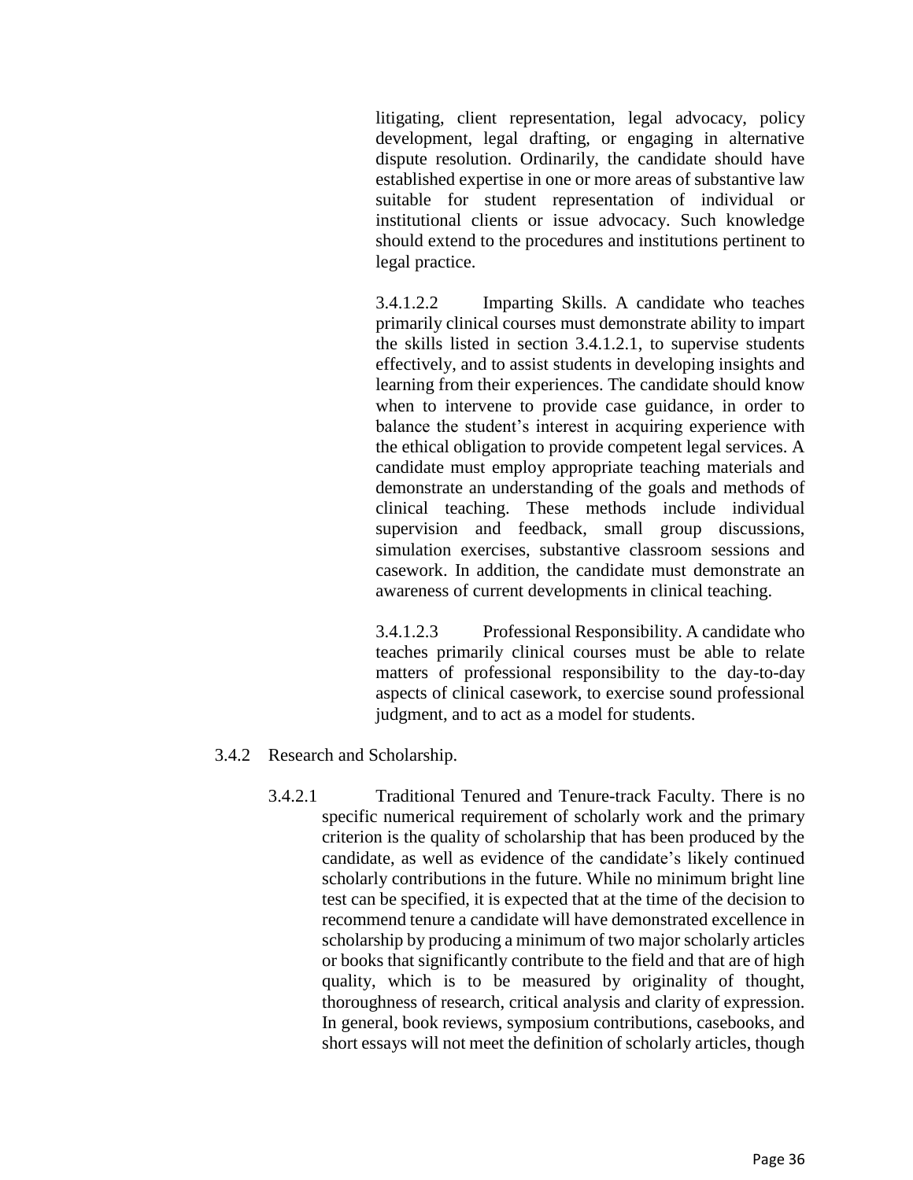litigating, client representation, legal advocacy, policy development, legal drafting, or engaging in alternative dispute resolution. Ordinarily, the candidate should have established expertise in one or more areas of substantive law suitable for student representation of individual or institutional clients or issue advocacy. Such knowledge should extend to the procedures and institutions pertinent to legal practice.

3.4.1.2.2 Imparting Skills. A candidate who teaches primarily clinical courses must demonstrate ability to impart the skills listed in section 3.4.1.2.1, to supervise students effectively, and to assist students in developing insights and learning from their experiences. The candidate should know when to intervene to provide case guidance, in order to balance the student's interest in acquiring experience with the ethical obligation to provide competent legal services. A candidate must employ appropriate teaching materials and demonstrate an understanding of the goals and methods of clinical teaching. These methods include individual supervision and feedback, small group discussions, simulation exercises, substantive classroom sessions and casework. In addition, the candidate must demonstrate an awareness of current developments in clinical teaching.

3.4.1.2.3 Professional Responsibility. A candidate who teaches primarily clinical courses must be able to relate matters of professional responsibility to the day-to-day aspects of clinical casework, to exercise sound professional judgment, and to act as a model for students.

3.4.2 Research and Scholarship.

3.4.2.1 Traditional Tenured and Tenure-track Faculty. There is no specific numerical requirement of scholarly work and the primary criterion is the quality of scholarship that has been produced by the candidate, as well as evidence of the candidate's likely continued scholarly contributions in the future. While no minimum bright line test can be specified, it is expected that at the time of the decision to recommend tenure a candidate will have demonstrated excellence in scholarship by producing a minimum of two major scholarly articles or books that significantly contribute to the field and that are of high quality, which is to be measured by originality of thought, thoroughness of research, critical analysis and clarity of expression. In general, book reviews, symposium contributions, casebooks, and short essays will not meet the definition of scholarly articles, though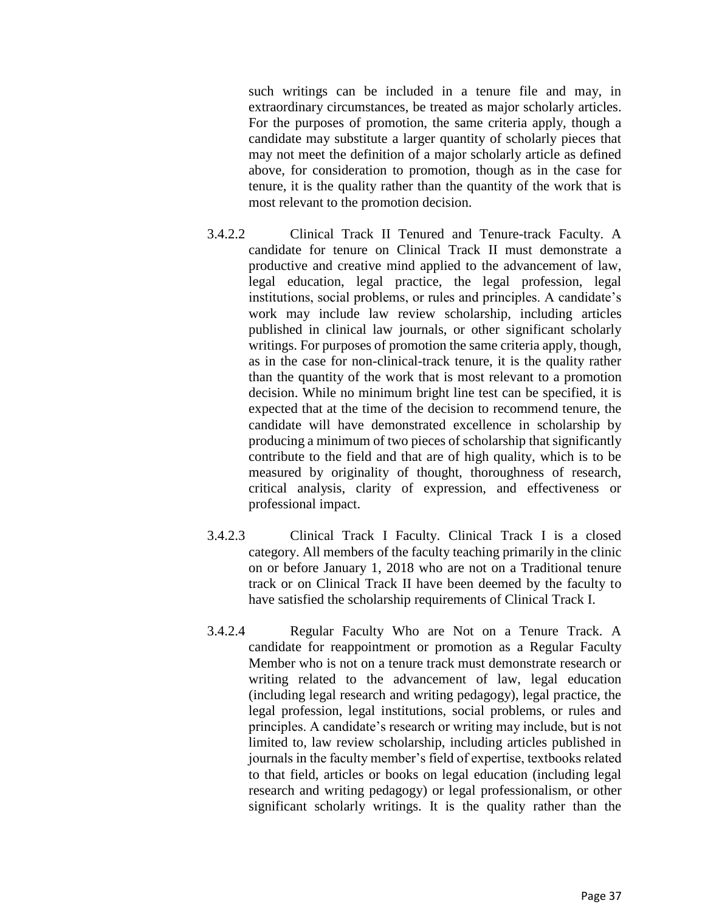such writings can be included in a tenure file and may, in extraordinary circumstances, be treated as major scholarly articles. For the purposes of promotion, the same criteria apply, though a candidate may substitute a larger quantity of scholarly pieces that may not meet the definition of a major scholarly article as defined above, for consideration to promotion, though as in the case for tenure, it is the quality rather than the quantity of the work that is most relevant to the promotion decision.

3.4.2.2 Clinical Track II Tenured and Tenure-track Faculty. A candidate for tenure on Clinical Track II must demonstrate a productive and creative mind applied to the advancement of law, legal education, legal practice, the legal profession, legal institutions, social problems, or rules and principles. A candidate's work may include law review scholarship, including articles published in clinical law journals, or other significant scholarly writings. For purposes of promotion the same criteria apply, though, as in the case for non-clinical-track tenure, it is the quality rather than the quantity of the work that is most relevant to a promotion decision. While no minimum bright line test can be specified, it is expected that at the time of the decision to recommend tenure, the candidate will have demonstrated excellence in scholarship by producing a minimum of two pieces of scholarship that significantly contribute to the field and that are of high quality, which is to be measured by originality of thought, thoroughness of research, critical analysis, clarity of expression, and effectiveness or professional impact.

3.4.2.3 Clinical Track I Faculty. Clinical Track I is a closed category. All members of the faculty teaching primarily in the clinic on or before January 1, 2018 who are not on a Traditional tenure track or on Clinical Track II have been deemed by the faculty to have satisfied the scholarship requirements of Clinical Track I.

3.4.2.4 Regular Faculty Who are Not on a Tenure Track. A candidate for reappointment or promotion as a Regular Faculty Member who is not on a tenure track must demonstrate research or writing related to the advancement of law, legal education (including legal research and writing pedagogy), legal practice, the legal profession, legal institutions, social problems, or rules and principles. A candidate's research or writing may include, but is not limited to, law review scholarship, including articles published in journals in the faculty member's field of expertise, textbooks related to that field, articles or books on legal education (including legal research and writing pedagogy) or legal professionalism, or other significant scholarly writings. It is the quality rather than the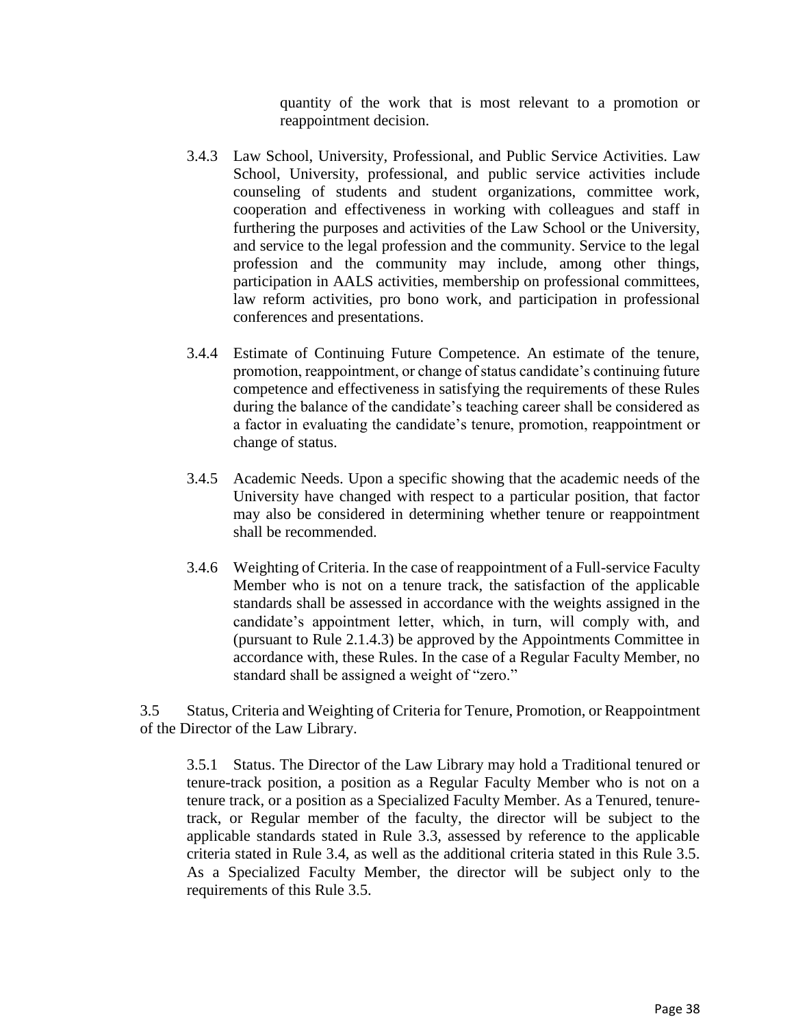quantity of the work that is most relevant to a promotion or reappointment decision.

3.4.3 Law School, University, Professional, and Public Service Activities. Law School, University, professional, and public service activities include counseling of students and student organizations, committee work, cooperation and effectiveness in working with colleagues and staff in furthering the purposes and activities of the Law School or the University, and service to the legal profession and the community. Service to the legal profession and the community may include, among other things, participation in AALS activities, membership on professional committees, law reform activities, pro bono work, and participation in professional conferences and presentations.

3.4.4 Estimate of Continuing Future Competence. An estimate of the tenure, promotion, reappointment, or change of status candidate's continuing future competence and effectiveness in satisfying the requirements of these Rules during the balance of the candidate's teaching career shall be considered as a factor in evaluating the candidate's tenure, promotion, reappointment or change of status.

3.4.5 Academic Needs. Upon a specific showing that the academic needs of the University have changed with respect to a particular position, that factor may also be considered in determining whether tenure or reappointment shall be recommended.

3.4.6 Weighting of Criteria. In the case of reappointment of a Full-service Faculty Member who is not on a tenure track, the satisfaction of the applicable standards shall be assessed in accordance with the weights assigned in the candidate's appointment letter, which, in turn, will comply with, and (pursuant to Rule 2.1.4.3) be approved by the Appointments Committee in accordance with, these Rules. In the case of a Regular Faculty Member, no standard shall be assigned a weight of "zero."

3.5 Status, Criteria and Weighting of Criteria for Tenure, Promotion, or Reappointment of the Director of the Law Library.

3.5.1 Status. The Director of the Law Library may hold a Traditional tenured or tenure-track position, a position as a Regular Faculty Member who is not on a tenure track, or a position as a Specialized Faculty Member. As a Tenured, tenure-track, or Regular member of the faculty, the director will be subject to the applicable standards stated in Rule 3.3, assessed by reference to the applicable criteria stated in Rule 3.4, as well as the additional criteria stated in this Rule 3.5. As a Specialized Faculty Member, the director will be subject only to the requirements of this Rule 3.5.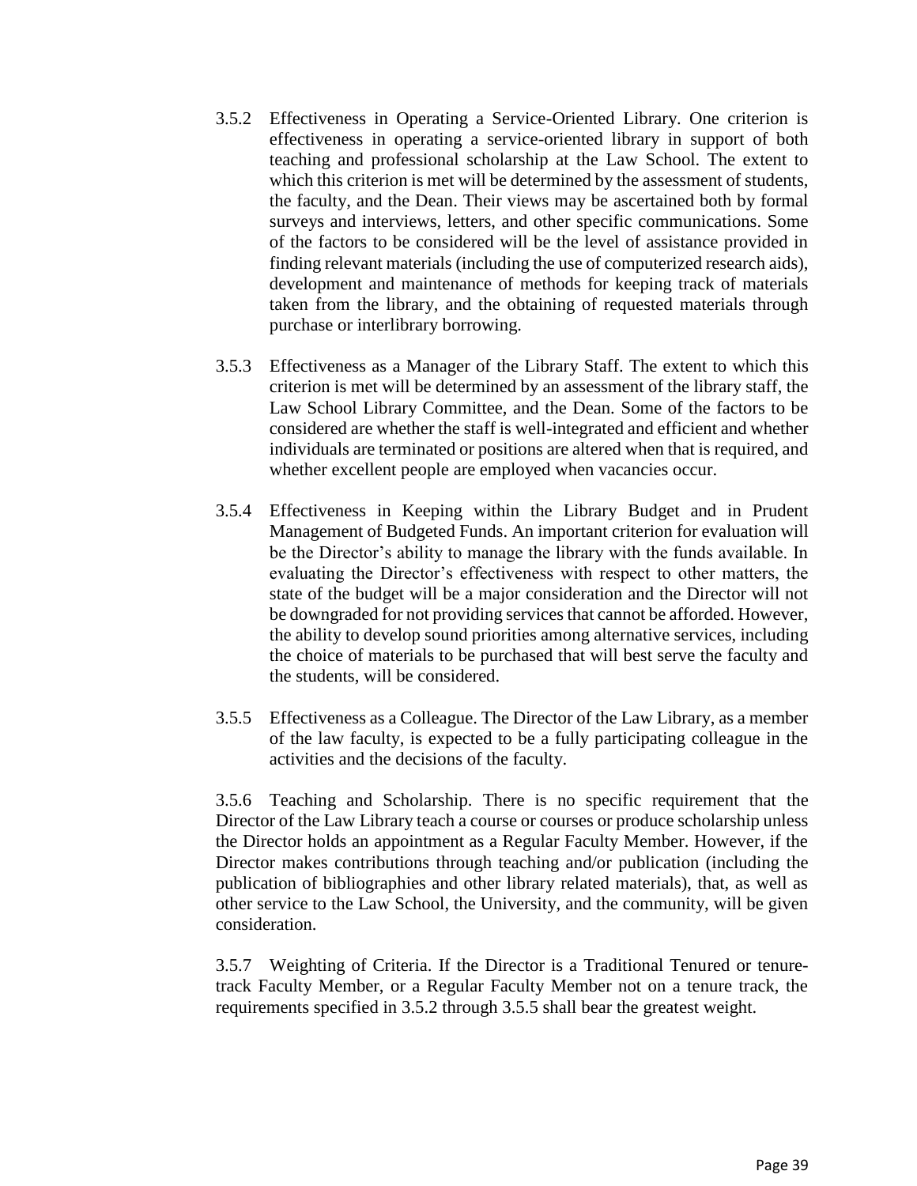3.5.2 Effectiveness in Operating a Service-Oriented Library. One criterion is effectiveness in operating a service-oriented library in support of both teaching and professional scholarship at the Law School. The extent to which this criterion is met will be determined by the assessment of students, the faculty, and the Dean. Their views may be ascertained both by formal surveys and interviews, letters, and other specific communications. Some of the factors to be considered will be the level of assistance provided in finding relevant materials (including the use of computerized research aids), development and maintenance of methods for keeping track of materials taken from the library, and the obtaining of requested materials through purchase or interlibrary borrowing.

3.5.3 Effectiveness as a Manager of the Library Staff. The extent to which this criterion is met will be determined by an assessment of the library staff, the Law School Library Committee, and the Dean. Some of the factors to be considered are whether the staff is well-integrated and efficient and whether individuals are terminated or positions are altered when that is required, and whether excellent people are employed when vacancies occur.

3.5.4 Effectiveness in Keeping within the Library Budget and in Prudent Management of Budgeted Funds. An important criterion for evaluation will be the Director's ability to manage the library with the funds available. In evaluating the Director's effectiveness with respect to other matters, the state of the budget will be a major consideration and the Director will not be downgraded for not providing services that cannot be afforded. However, the ability to develop sound priorities among alternative services, including the choice of materials to be purchased that will best serve the faculty and the students, will be considered.

3.5.5 Effectiveness as a Colleague. The Director of the Law Library, as a member of the law faculty, is expected to be a fully participating colleague in the activities and the decisions of the faculty.

3.5.6 Teaching and Scholarship. There is no specific requirement that the Director of the Law Library teach a course or courses or produce scholarship unless the Director holds an appointment as a Regular Faculty Member. However, if the Director makes contributions through teaching and/or publication (including the publication of bibliographies and other library related materials), that, as well as other service to the Law School, the University, and the community, will be given consideration.

3.5.7 Weighting of Criteria. If the Director is a Traditional Tenured or tenure-track Faculty Member, or a Regular Faculty Member not on a tenure track, the requirements specified in 3.5.2 through 3.5.5 shall bear the greatest weight.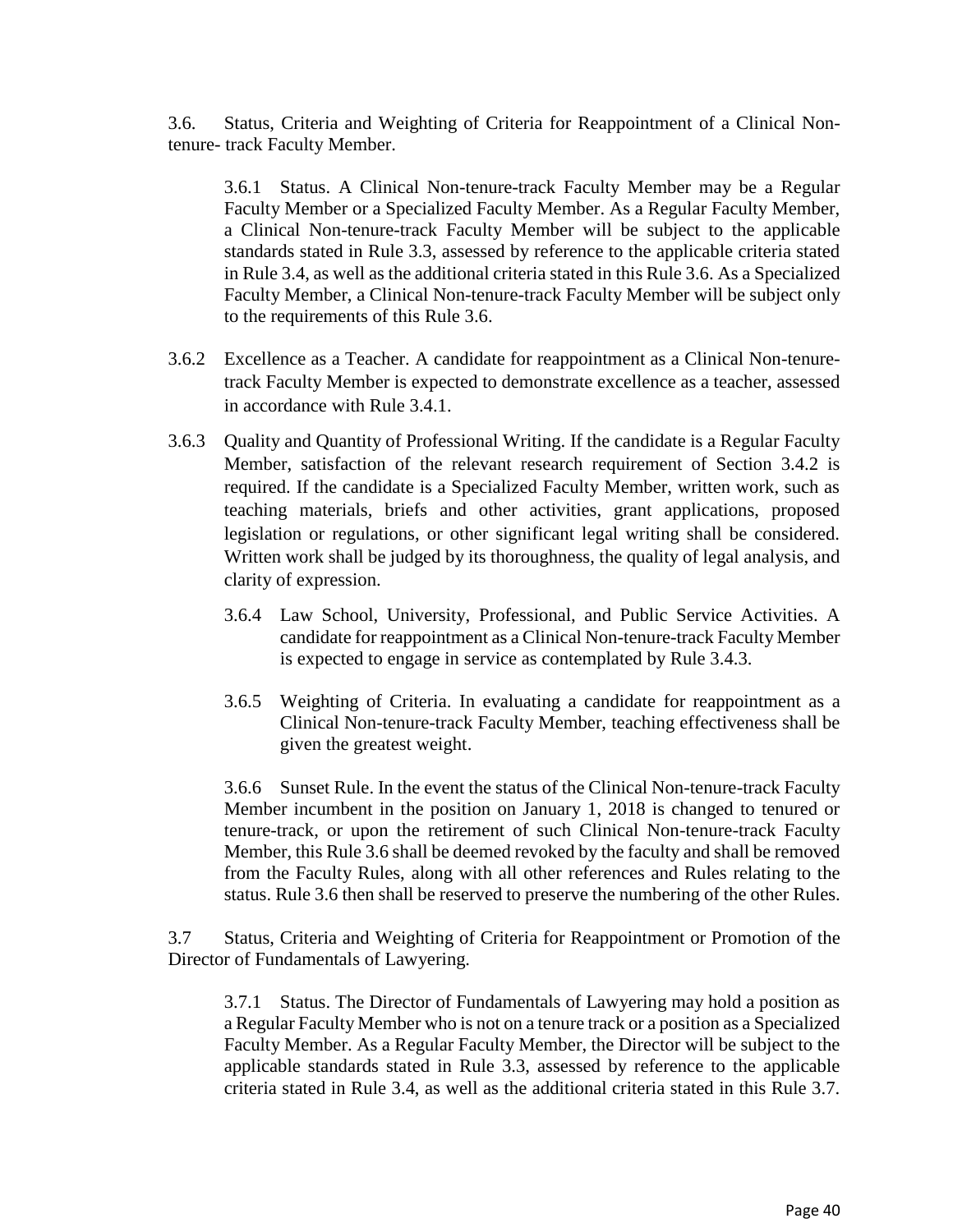3.6. Status, Criteria and Weighting of Criteria for Reappointment of a Clinical Non-tenure- track Faculty Member.

3.6.1 Status. A Clinical Non-tenure-track Faculty Member may be a Regular Faculty Member or a Specialized Faculty Member. As a Regular Faculty Member, a Clinical Non-tenure-track Faculty Member will be subject to the applicable standards stated in Rule 3.3, assessed by reference to the applicable criteria stated in Rule 3.4, as well as the additional criteria stated in this Rule 3.6. As a Specialized Faculty Member, a Clinical Non-tenure-track Faculty Member will be subject only to the requirements of this Rule 3.6.

3.6.2 Excellence as a Teacher. A candidate for reappointment as a Clinical Non-tenure-track Faculty Member is expected to demonstrate excellence as a teacher, assessed in accordance with Rule 3.4.1.

3.6.3 Quality and Quantity of Professional Writing. If the candidate is a Regular Faculty Member, satisfaction of the relevant research requirement of Section 3.4.2 is required. If the candidate is a Specialized Faculty Member, written work, such as teaching materials, briefs and other activities, grant applications, proposed legislation or regulations, or other significant legal writing shall be considered. Written work shall be judged by its thoroughness, the quality of legal analysis, and clarity of expression.

3.6.4 Law School, University, Professional, and Public Service Activities. A candidate for reappointment as a Clinical Non-tenure-track Faculty Member is expected to engage in service as contemplated by Rule 3.4.3.

3.6.5 Weighting of Criteria. In evaluating a candidate for reappointment as a Clinical Non-tenure-track Faculty Member, teaching effectiveness shall be given the greatest weight.

3.6.6 Sunset Rule. In the event the status of the Clinical Non-tenure-track Faculty Member incumbent in the position on January 1, 2018 is changed to tenured or tenure-track, or upon the retirement of such Clinical Non-tenure-track Faculty Member, this Rule 3.6 shall be deemed revoked by the faculty and shall be removed from the Faculty Rules, along with all other references and Rules relating to the status. Rule 3.6 then shall be reserved to preserve the numbering of the other Rules.

3.7 Status, Criteria and Weighting of Criteria for Reappointment or Promotion of the Director of Fundamentals of Lawyering.

3.7.1 Status. The Director of Fundamentals of Lawyering may hold a position as a Regular Faculty Member who is not on a tenure track or a position as a Specialized Faculty Member. As a Regular Faculty Member, the Director will be subject to the applicable standards stated in Rule 3.3, assessed by reference to the applicable criteria stated in Rule 3.4, as well as the additional criteria stated in this Rule 3.7.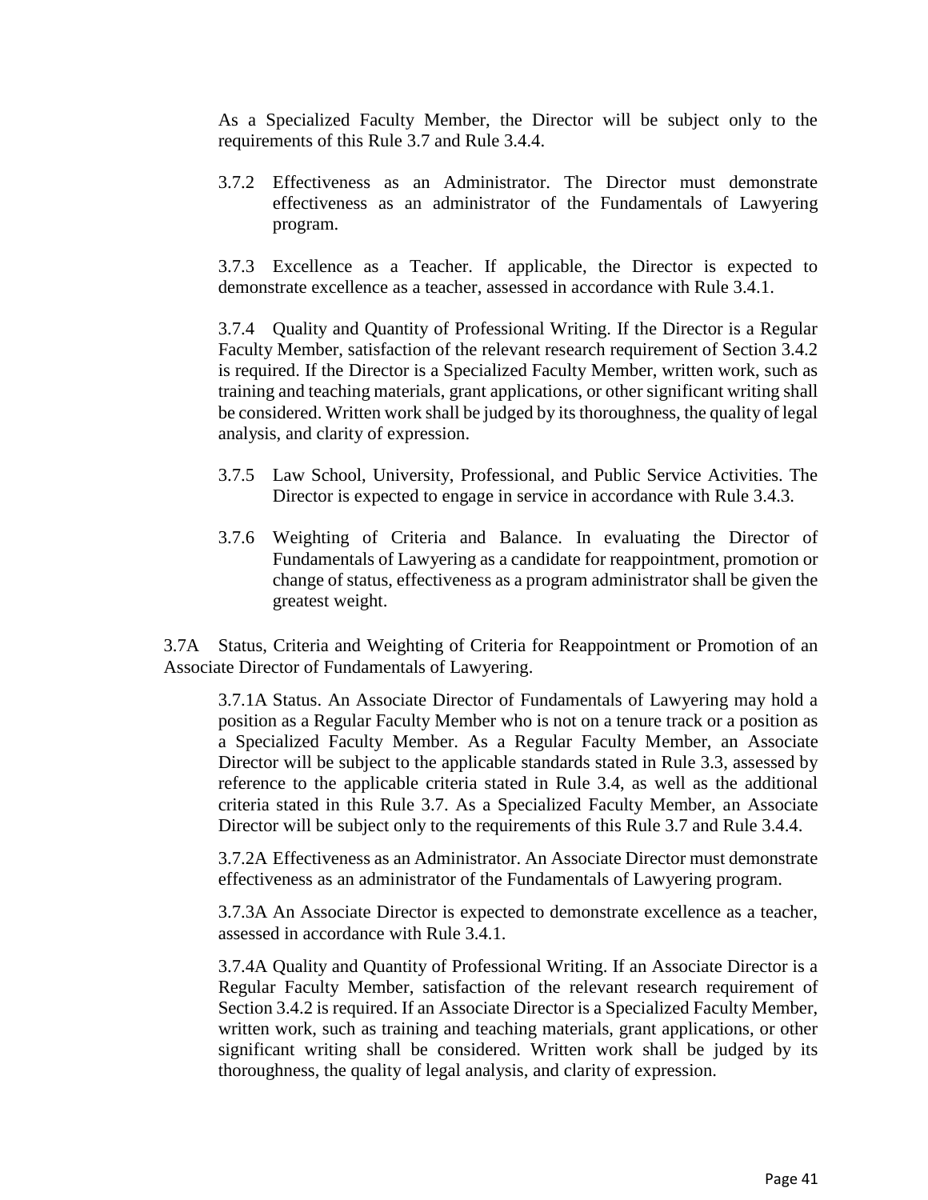As a Specialized Faculty Member, the Director will be subject only to the requirements of this Rule 3.7 and Rule 3.4.4.

3.7.2 Effectiveness as an Administrator. The Director must demonstrate effectiveness as an administrator of the Fundamentals of Lawyering program.

3.7.3 Excellence as a Teacher. If applicable, the Director is expected to demonstrate excellence as a teacher, assessed in accordance with Rule 3.4.1.

3.7.4 Quality and Quantity of Professional Writing. If the Director is a Regular Faculty Member, satisfaction of the relevant research requirement of Section 3.4.2 is required. If the Director is a Specialized Faculty Member, written work, such as training and teaching materials, grant applications, or other significant writing shall be considered. Written work shall be judged by its thoroughness, the quality of legal analysis, and clarity of expression.

3.7.5 Law School, University, Professional, and Public Service Activities. The Director is expected to engage in service in accordance with Rule 3.4.3.

3.7.6 Weighting of Criteria and Balance. In evaluating the Director of Fundamentals of Lawyering as a candidate for reappointment, promotion or change of status, effectiveness as a program administrator shall be given the greatest weight.

3.7A Status, Criteria and Weighting of Criteria for Reappointment or Promotion of an Associate Director of Fundamentals of Lawyering.

3.7.1A Status. An Associate Director of Fundamentals of Lawyering may hold a position as a Regular Faculty Member who is not on a tenure track or a position as a Specialized Faculty Member. As a Regular Faculty Member, an Associate Director will be subject to the applicable standards stated in Rule 3.3, assessed by reference to the applicable criteria stated in Rule 3.4, as well as the additional criteria stated in this Rule 3.7. As a Specialized Faculty Member, an Associate Director will be subject only to the requirements of this Rule 3.7 and Rule 3.4.4.

3.7.2A Effectiveness as an Administrator. An Associate Director must demonstrate effectiveness as an administrator of the Fundamentals of Lawyering program.

3.7.3A An Associate Director is expected to demonstrate excellence as a teacher, assessed in accordance with Rule 3.4.1.

3.7.4A Quality and Quantity of Professional Writing. If an Associate Director is a Regular Faculty Member, satisfaction of the relevant research requirement of Section 3.4.2 is required. If an Associate Director is a Specialized Faculty Member, written work, such as training and teaching materials, grant applications, or other significant writing shall be considered. Written work shall be judged by its thoroughness, the quality of legal analysis, and clarity of expression.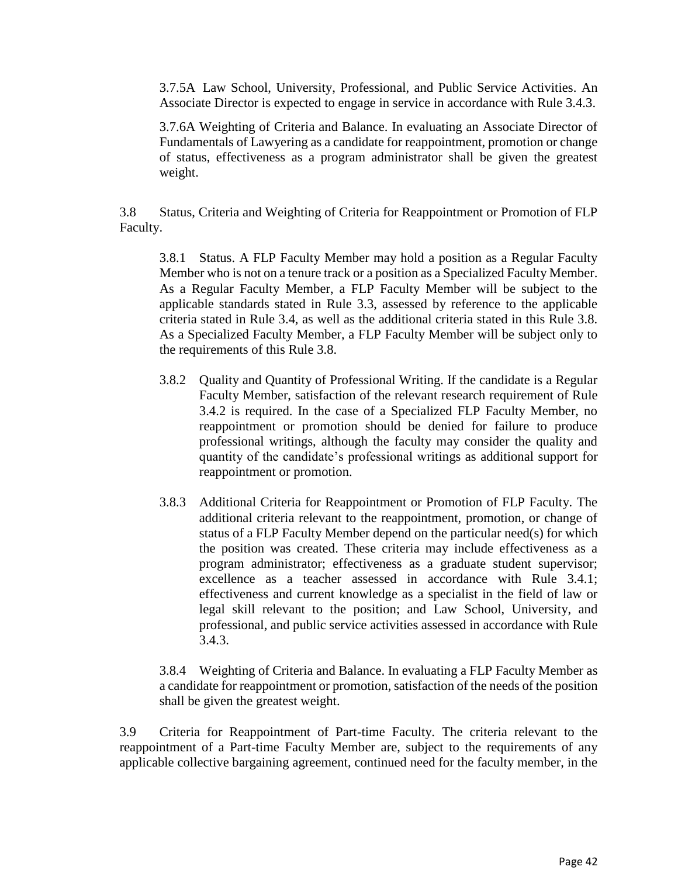3.7.5A Law School, University, Professional, and Public Service Activities. An Associate Director is expected to engage in service in accordance with Rule 3.4.3.

3.7.6A Weighting of Criteria and Balance. In evaluating an Associate Director of Fundamentals of Lawyering as a candidate for reappointment, promotion or change of status, effectiveness as a program administrator shall be given the greatest weight.

3.8 Status, Criteria and Weighting of Criteria for Reappointment or Promotion of FLP Faculty.

3.8.1 Status. A FLP Faculty Member may hold a position as a Regular Faculty Member who is not on a tenure track or a position as a Specialized Faculty Member. As a Regular Faculty Member, a FLP Faculty Member will be subject to the applicable standards stated in Rule 3.3, assessed by reference to the applicable criteria stated in Rule 3.4, as well as the additional criteria stated in this Rule 3.8. As a Specialized Faculty Member, a FLP Faculty Member will be subject only to the requirements of this Rule 3.8.

3.8.2 Quality and Quantity of Professional Writing. If the candidate is a Regular Faculty Member, satisfaction of the relevant research requirement of Rule 3.4.2 is required. In the case of a Specialized FLP Faculty Member, no reappointment or promotion should be denied for failure to produce professional writings, although the faculty may consider the quality and quantity of the candidate's professional writings as additional support for reappointment or promotion.

3.8.3 Additional Criteria for Reappointment or Promotion of FLP Faculty. The additional criteria relevant to the reappointment, promotion, or change of status of a FLP Faculty Member depend on the particular need(s) for which the position was created. These criteria may include effectiveness as a program administrator; effectiveness as a graduate student supervisor; excellence as a teacher assessed in accordance with Rule 3.4.1; effectiveness and current knowledge as a specialist in the field of law or legal skill relevant to the position; and Law School, University, and professional, and public service activities assessed in accordance with Rule 3.4.3.

3.8.4 Weighting of Criteria and Balance. In evaluating a FLP Faculty Member as a candidate for reappointment or promotion, satisfaction of the needs of the position shall be given the greatest weight.

3.9 Criteria for Reappointment of Part-time Faculty. The criteria relevant to the reappointment of a Part-time Faculty Member are, subject to the requirements of any applicable collective bargaining agreement, continued need for the faculty member, in the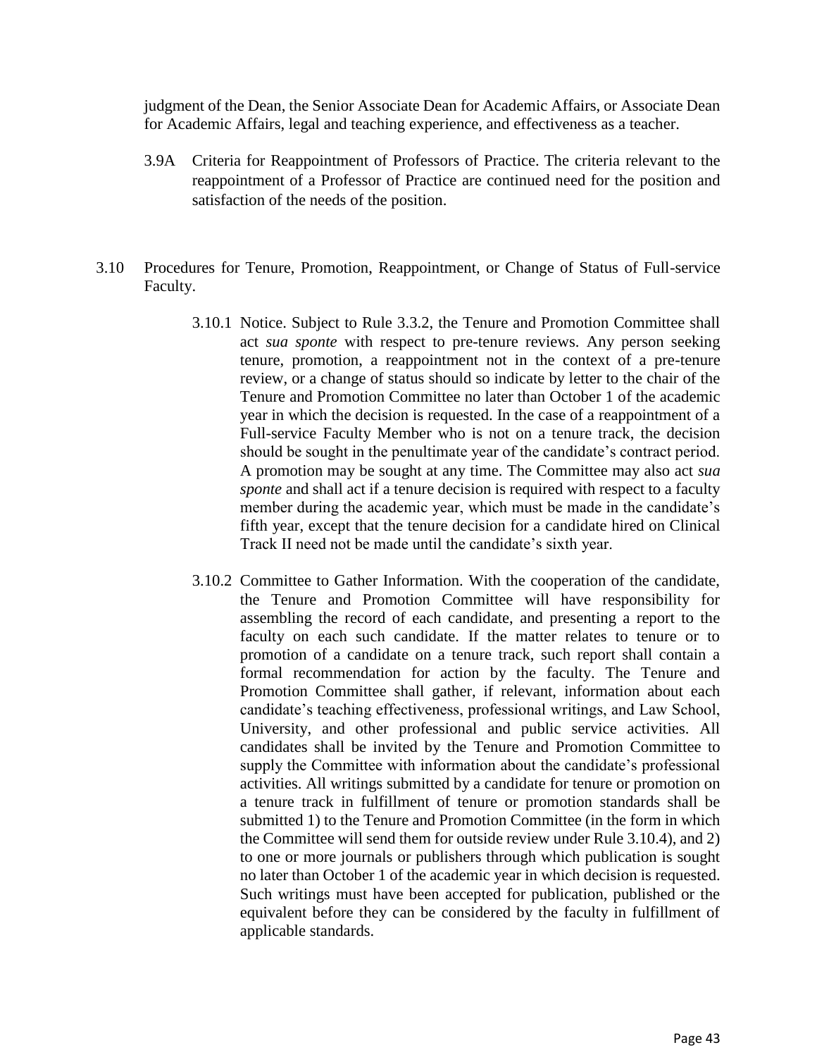judgment of the Dean, the Senior Associate Dean for Academic Affairs, or Associate Dean for Academic Affairs, legal and teaching experience, and effectiveness as a teacher.

3.9A Criteria for Reappointment of Professors of Practice. The criteria relevant to the reappointment of a Professor of Practice are continued need for the position and satisfaction of the needs of the position.

3.10 Procedures for Tenure, Promotion, Reappointment, or Change of Status of Full-service Faculty.

3.10.1 Notice. Subject to Rule 3.3.2, the Tenure and Promotion Committee shall act *sua sponte* with respect to pre-tenure reviews. Any person seeking tenure, promotion, a reappointment not in the context of a pre-tenure review, or a change of status should so indicate by letter to the chair of the Tenure and Promotion Committee no later than October 1 of the academic year in which the decision is requested. In the case of a reappointment of a Full-service Faculty Member who is not on a tenure track, the decision should be sought in the penultimate year of the candidate's contract period. A promotion may be sought at any time. The Committee may also act *sua sponte* and shall act if a tenure decision is required with respect to a faculty member during the academic year, which must be made in the candidate's fifth year, except that the tenure decision for a candidate hired on Clinical Track II need not be made until the candidate's sixth year.

3.10.2 Committee to Gather Information. With the cooperation of the candidate, the Tenure and Promotion Committee will have responsibility for assembling the record of each candidate, and presenting a report to the faculty on each such candidate. If the matter relates to tenure or to promotion of a candidate on a tenure track, such report shall contain a formal recommendation for action by the faculty. The Tenure and Promotion Committee shall gather, if relevant, information about each candidate's teaching effectiveness, professional writings, and Law School, University, and other professional and public service activities. All candidates shall be invited by the Tenure and Promotion Committee to supply the Committee with information about the candidate's professional activities. All writings submitted by a candidate for tenure or promotion on a tenure track in fulfillment of tenure or promotion standards shall be submitted 1) to the Tenure and Promotion Committee (in the form in which the Committee will send them for outside review under Rule 3.10.4), and 2) to one or more journals or publishers through which publication is sought no later than October 1 of the academic year in which decision is requested. Such writings must have been accepted for publication, published or the equivalent before they can be considered by the faculty in fulfillment of applicable standards.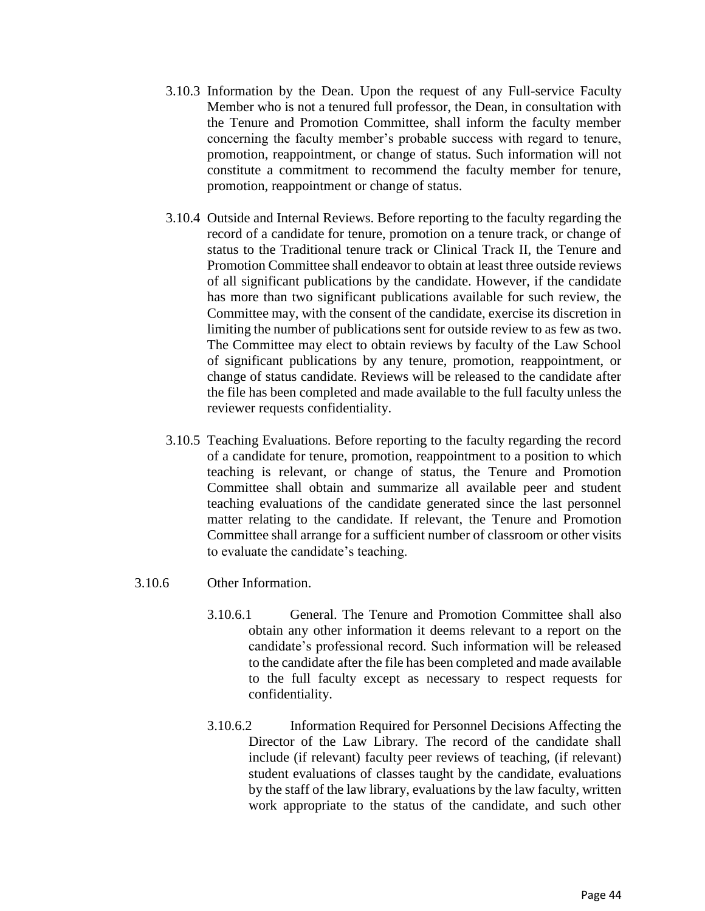3.10.3 Information by the Dean. Upon the request of any Full-service Faculty Member who is not a tenured full professor, the Dean, in consultation with the Tenure and Promotion Committee, shall inform the faculty member concerning the faculty member's probable success with regard to tenure, promotion, reappointment, or change of status. Such information will not constitute a commitment to recommend the faculty member for tenure, promotion, reappointment or change of status.

3.10.4 Outside and Internal Reviews. Before reporting to the faculty regarding the record of a candidate for tenure, promotion on a tenure track, or change of status to the Traditional tenure track or Clinical Track II, the Tenure and Promotion Committee shall endeavor to obtain at least three outside reviews of all significant publications by the candidate. However, if the candidate has more than two significant publications available for such review, the Committee may, with the consent of the candidate, exercise its discretion in limiting the number of publications sent for outside review to as few as two. The Committee may elect to obtain reviews by faculty of the Law School of significant publications by any tenure, promotion, reappointment, or change of status candidate. Reviews will be released to the candidate after the file has been completed and made available to the full faculty unless the reviewer requests confidentiality.

3.10.5 Teaching Evaluations. Before reporting to the faculty regarding the record of a candidate for tenure, promotion, reappointment to a position to which teaching is relevant, or change of status, the Tenure and Promotion Committee shall obtain and summarize all available peer and student teaching evaluations of the candidate generated since the last personnel matter relating to the candidate. If relevant, the Tenure and Promotion Committee shall arrange for a sufficient number of classroom or other visits to evaluate the candidate's teaching.

3.10.6 Other Information.

3.10.6.1 General. The Tenure and Promotion Committee shall also obtain any other information it deems relevant to a report on the candidate's professional record. Such information will be released to the candidate after the file has been completed and made available to the full faculty except as necessary to respect requests for confidentiality.

3.10.6.2 Information Required for Personnel Decisions Affecting the Director of the Law Library. The record of the candidate shall include (if relevant) faculty peer reviews of teaching, (if relevant) student evaluations of classes taught by the candidate, evaluations by the staff of the law library, evaluations by the law faculty, written work appropriate to the status of the candidate, and such other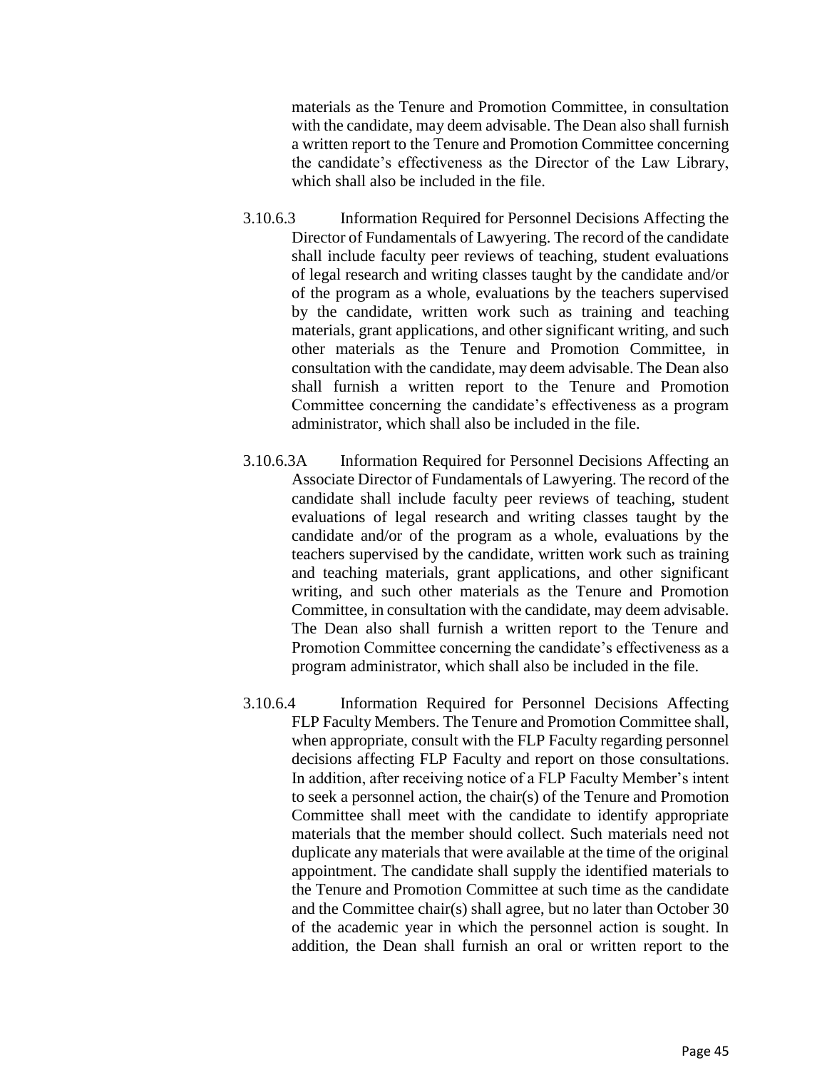materials as the Tenure and Promotion Committee, in consultation with the candidate, may deem advisable. The Dean also shall furnish a written report to the Tenure and Promotion Committee concerning the candidate's effectiveness as the Director of the Law Library, which shall also be included in the file.

3.10.6.3 Information Required for Personnel Decisions Affecting the Director of Fundamentals of Lawyering. The record of the candidate shall include faculty peer reviews of teaching, student evaluations of legal research and writing classes taught by the candidate and/or of the program as a whole, evaluations by the teachers supervised by the candidate, written work such as training and teaching materials, grant applications, and other significant writing, and such other materials as the Tenure and Promotion Committee, in consultation with the candidate, may deem advisable. The Dean also shall furnish a written report to the Tenure and Promotion Committee concerning the candidate's effectiveness as a program administrator, which shall also be included in the file.

3.10.6.3A Information Required for Personnel Decisions Affecting an Associate Director of Fundamentals of Lawyering. The record of the candidate shall include faculty peer reviews of teaching, student evaluations of legal research and writing classes taught by the candidate and/or of the program as a whole, evaluations by the teachers supervised by the candidate, written work such as training and teaching materials, grant applications, and other significant writing, and such other materials as the Tenure and Promotion Committee, in consultation with the candidate, may deem advisable. The Dean also shall furnish a written report to the Tenure and Promotion Committee concerning the candidate's effectiveness as a program administrator, which shall also be included in the file.

3.10.6.4 Information Required for Personnel Decisions Affecting FLP Faculty Members. The Tenure and Promotion Committee shall, when appropriate, consult with the FLP Faculty regarding personnel decisions affecting FLP Faculty and report on those consultations. In addition, after receiving notice of a FLP Faculty Member's intent to seek a personnel action, the chair(s) of the Tenure and Promotion Committee shall meet with the candidate to identify appropriate materials that the member should collect. Such materials need not duplicate any materials that were available at the time of the original appointment. The candidate shall supply the identified materials to the Tenure and Promotion Committee at such time as the candidate and the Committee chair(s) shall agree, but no later than October 30 of the academic year in which the personnel action is sought. In addition, the Dean shall furnish an oral or written report to the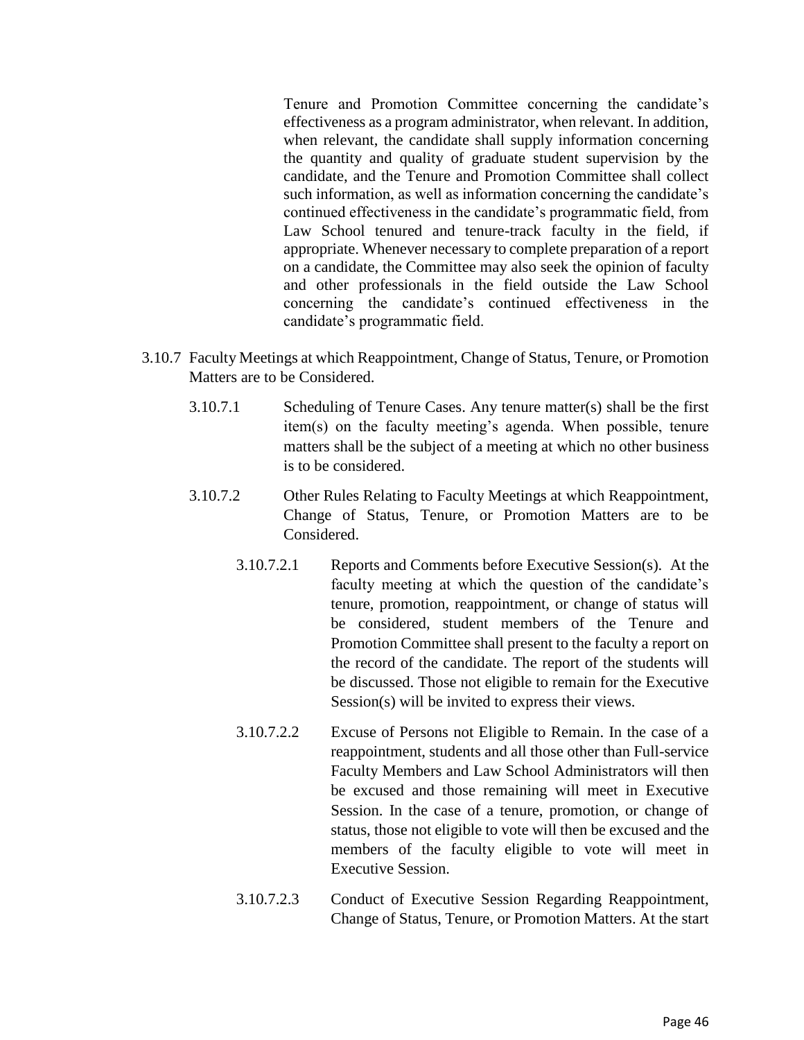Tenure and Promotion Committee concerning the candidate's effectiveness as a program administrator, when relevant. In addition, when relevant, the candidate shall supply information concerning the quantity and quality of graduate student supervision by the candidate, and the Tenure and Promotion Committee shall collect such information, as well as information concerning the candidate's continued effectiveness in the candidate's programmatic field, from Law School tenured and tenure-track faculty in the field, if appropriate. Whenever necessary to complete preparation of a report on a candidate, the Committee may also seek the opinion of faculty and other professionals in the field outside the Law School concerning the candidate's continued effectiveness in the candidate's programmatic field.

3.10.7 Faculty Meetings at which Reappointment, Change of Status, Tenure, or Promotion Matters are to be Considered.

3.10.7.1 Scheduling of Tenure Cases. Any tenure matter(s) shall be the first item(s) on the faculty meeting's agenda. When possible, tenure matters shall be the subject of a meeting at which no other business is to be considered.

3.10.7.2 Other Rules Relating to Faculty Meetings at which Reappointment, Change of Status, Tenure, or Promotion Matters are to be Considered.

3.10.7.2.1 Reports and Comments before Executive Session(s). At the faculty meeting at which the question of the candidate's tenure, promotion, reappointment, or change of status will be considered, student members of the Tenure and Promotion Committee shall present to the faculty a report on the record of the candidate. The report of the students will be discussed. Those not eligible to remain for the Executive Session(s) will be invited to express their views.

3.10.7.2.2 Excuse of Persons not Eligible to Remain. In the case of a reappointment, students and all those other than Full-service Faculty Members and Law School Administrators will then be excused and those remaining will meet in Executive Session. In the case of a tenure, promotion, or change of status, those not eligible to vote will then be excused and the members of the faculty eligible to vote will meet in Executive Session.

3.10.7.2.3 Conduct of Executive Session Regarding Reappointment, Change of Status, Tenure, or Promotion Matters. At the start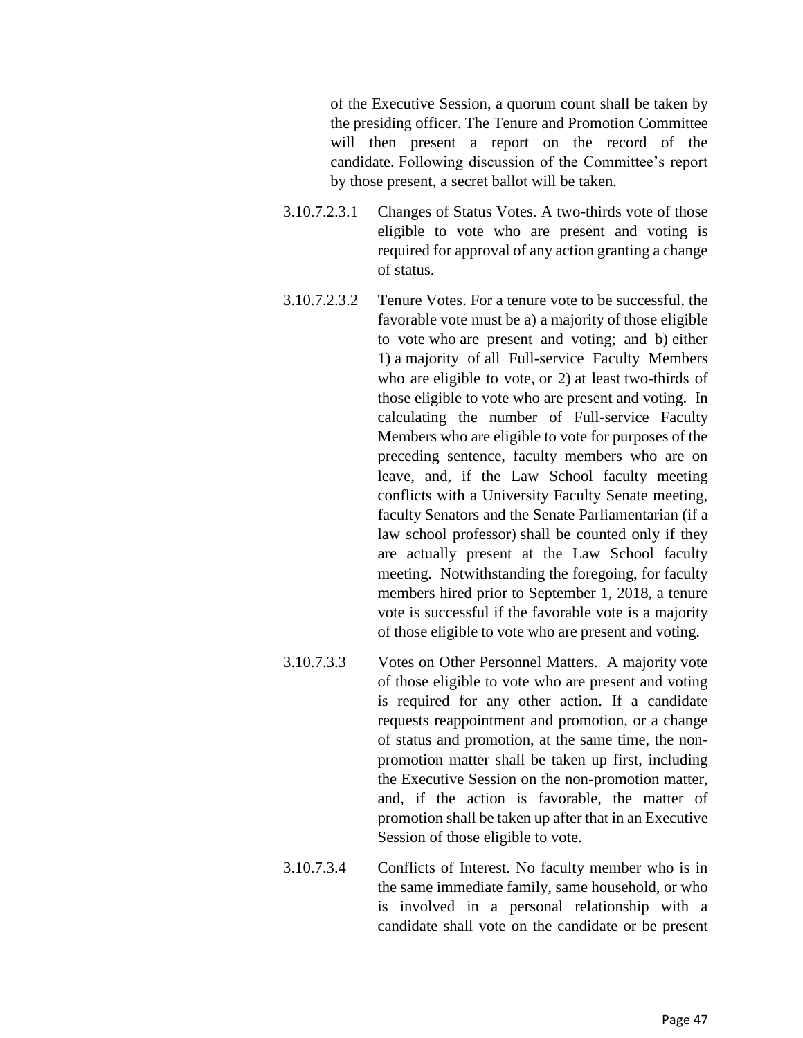of the Executive Session, a quorum count shall be taken by the presiding officer. The Tenure and Promotion Committee will then present a report on the record of the candidate. Following discussion of the Committee's report by those present, a secret ballot will be taken.

3.10.7.2.3.1 Changes of Status Votes. A two-thirds vote of those eligible to vote who are present and voting is required for approval of any action granting a change of status.

3.10.7.2.3.2 Tenure Votes. For a tenure vote to be successful, the favorable vote must be a) a majority of those eligible to vote who are present and voting; and b) either 1) a majority of all Full-service Faculty Members who are eligible to vote, or 2) at least two-thirds of those eligible to vote who are present and voting. In calculating the number of Full-service Faculty Members who are eligible to vote for purposes of the preceding sentence, faculty members who are on leave, and, if the Law School faculty meeting conflicts with a University Faculty Senate meeting, faculty Senators and the Senate Parliamentarian (if a law school professor) shall be counted only if they are actually present at the Law School faculty meeting. Notwithstanding the foregoing, for faculty members hired prior to September 1, 2018, a tenure vote is successful if the favorable vote is a majority of those eligible to vote who are present and voting.

3.10.7.3.3 Votes on Other Personnel Matters. A majority vote of those eligible to vote who are present and voting is required for any other action. If a candidate requests reappointment and promotion, or a change of status and promotion, at the same time, the non-promotion matter shall be taken up first, including the Executive Session on the non-promotion matter, and, if the action is favorable, the matter of promotion shall be taken up after that in an Executive Session of those eligible to vote.

3.10.7.3.4 Conflicts of Interest. No faculty member who is in the same immediate family, same household, or who is involved in a personal relationship with a candidate shall vote on the candidate or be present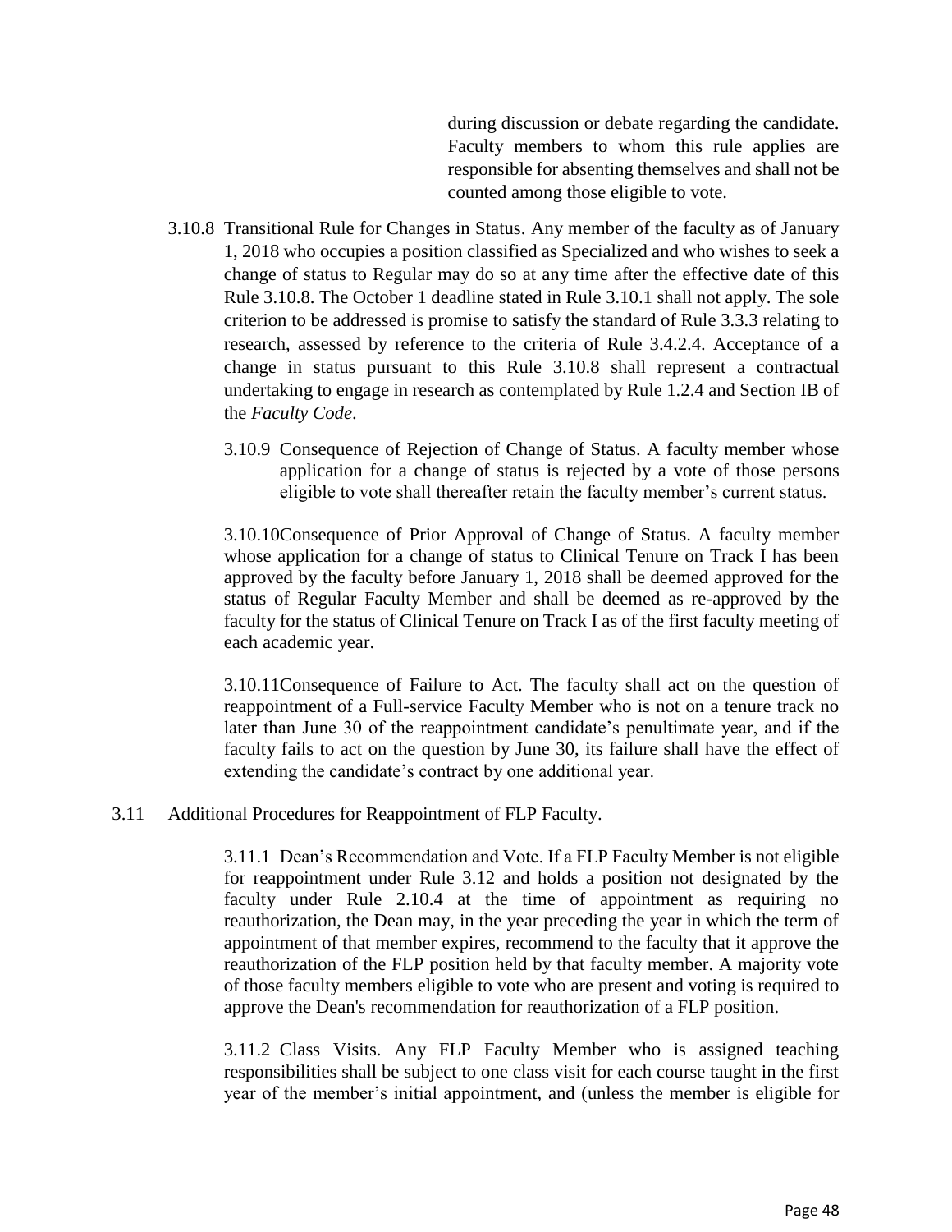during discussion or debate regarding the candidate. Faculty members to whom this rule applies are responsible for absenting themselves and shall not be counted among those eligible to vote.

3.10.8 Transitional Rule for Changes in Status. Any member of the faculty as of January 1, 2018 who occupies a position classified as Specialized and who wishes to seek a change of status to Regular may do so at any time after the effective date of this Rule 3.10.8. The October 1 deadline stated in Rule 3.10.1 shall not apply. The sole criterion to be addressed is promise to satisfy the standard of Rule 3.3.3 relating to research, assessed by reference to the criteria of Rule 3.4.2.4. Acceptance of a change in status pursuant to this Rule 3.10.8 shall represent a contractual undertaking to engage in research as contemplated by Rule 1.2.4 and Section IB of the *Faculty Code*.

3.10.9 Consequence of Rejection of Change of Status. A faculty member whose application for a change of status is rejected by a vote of those persons eligible to vote shall thereafter retain the faculty member's current status.

3.10.10 Consequence of Prior Approval of Change of Status. A faculty member whose application for a change of status to Clinical Tenure on Track I has been approved by the faculty before January 1, 2018 shall be deemed approved for the status of Regular Faculty Member and shall be deemed as re-approved by the faculty for the status of Clinical Tenure on Track I as of the first faculty meeting of each academic year.

3.10.11 Consequence of Failure to Act. The faculty shall act on the question of reappointment of a Full-service Faculty Member who is not on a tenure track no later than June 30 of the reappointment candidate's penultimate year, and if the faculty fails to act on the question by June 30, its failure shall have the effect of extending the candidate's contract by one additional year.

3.11 Additional Procedures for Reappointment of FLP Faculty.

3.11.1 Dean's Recommendation and Vote. If a FLP Faculty Member is not eligible for reappointment under Rule 3.12 and holds a position not designated by the faculty under Rule 2.10.4 at the time of appointment as requiring no reauthorization, the Dean may, in the year preceding the year in which the term of appointment of that member expires, recommend to the faculty that it approve the reauthorization of the FLP position held by that faculty member. A majority vote of those faculty members eligible to vote who are present and voting is required to approve the Dean's recommendation for reauthorization of a FLP position.

3.11.2 Class Visits. Any FLP Faculty Member who is assigned teaching responsibilities shall be subject to one class visit for each course taught in the first year of the member's initial appointment, and (unless the member is eligible for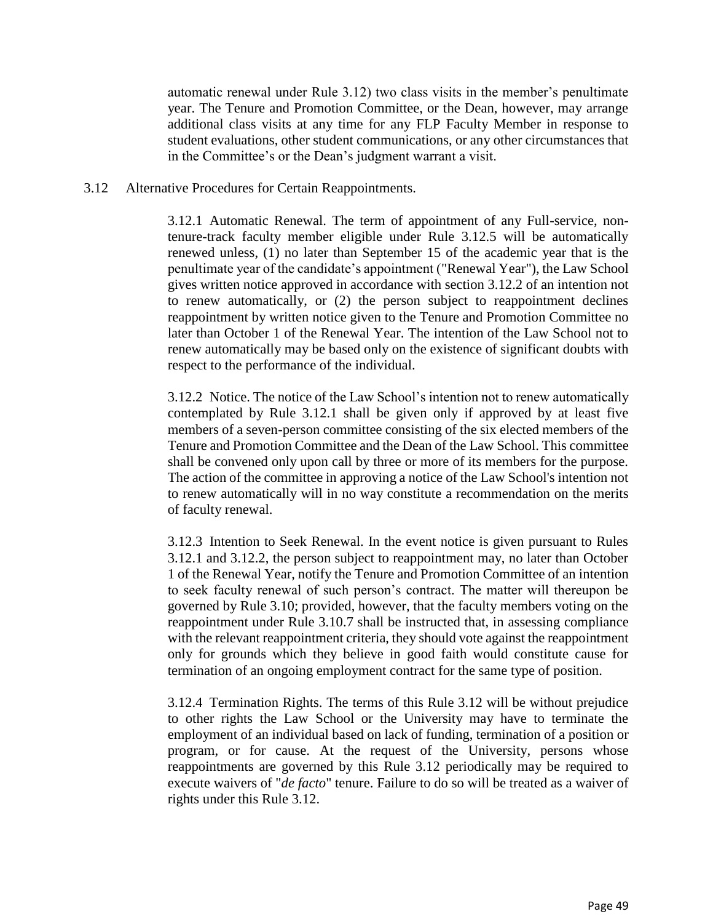automatic renewal under Rule 3.12) two class visits in the member's penultimate year. The Tenure and Promotion Committee, or the Dean, however, may arrange additional class visits at any time for any FLP Faculty Member in response to student evaluations, other student communications, or any other circumstances that in the Committee's or the Dean's judgment warrant a visit.

3.12 Alternative Procedures for Certain Reappointments.

3.12.1 Automatic Renewal. The term of appointment of any Full-service, non-tenure-track faculty member eligible under Rule 3.12.5 will be automatically renewed unless, (1) no later than September 15 of the academic year that is the penultimate year of the candidate's appointment ("Renewal Year"), the Law School gives written notice approved in accordance with section 3.12.2 of an intention not to renew automatically, or (2) the person subject to reappointment declines reappointment by written notice given to the Tenure and Promotion Committee no later than October 1 of the Renewal Year. The intention of the Law School not to renew automatically may be based only on the existence of significant doubts with respect to the performance of the individual.

3.12.2 Notice. The notice of the Law School's intention not to renew automatically contemplated by Rule 3.12.1 shall be given only if approved by at least five members of a seven-person committee consisting of the six elected members of the Tenure and Promotion Committee and the Dean of the Law School. This committee shall be convened only upon call by three or more of its members for the purpose. The action of the committee in approving a notice of the Law School's intention not to renew automatically will in no way constitute a recommendation on the merits of faculty renewal.

3.12.3 Intention to Seek Renewal. In the event notice is given pursuant to Rules 3.12.1 and 3.12.2, the person subject to reappointment may, no later than October 1 of the Renewal Year, notify the Tenure and Promotion Committee of an intention to seek faculty renewal of such person's contract. The matter will thereupon be governed by Rule 3.10; provided, however, that the faculty members voting on the reappointment under Rule 3.10.7 shall be instructed that, in assessing compliance with the relevant reappointment criteria, they should vote against the reappointment only for grounds which they believe in good faith would constitute cause for termination of an ongoing employment contract for the same type of position.

3.12.4 Termination Rights. The terms of this Rule 3.12 will be without prejudice to other rights the Law School or the University may have to terminate the employment of an individual based on lack of funding, termination of a position or program, or for cause. At the request of the University, persons whose reappointments are governed by this Rule 3.12 periodically may be required to execute waivers of "*de facto*" tenure. Failure to do so will be treated as a waiver of rights under this Rule 3.12.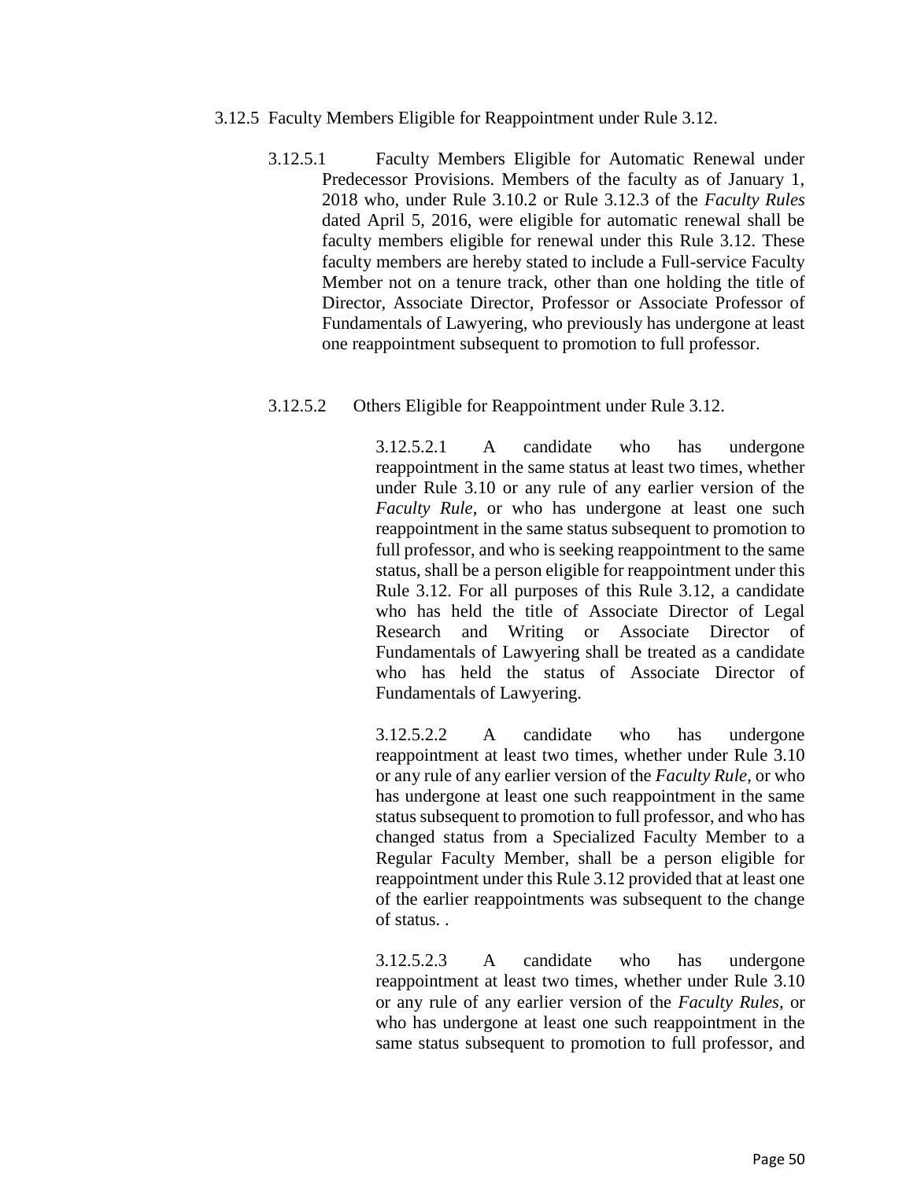3.12.5 Faculty Members Eligible for Reappointment under Rule 3.12.

3.12.5.1 Faculty Members Eligible for Automatic Renewal under Predecessor Provisions. Members of the faculty as of January 1, 2018 who, under Rule 3.10.2 or Rule 3.12.3 of the *Faculty Rules* dated April 5, 2016, were eligible for automatic renewal shall be faculty members eligible for renewal under this Rule 3.12. These faculty members are hereby stated to include a Full-service Faculty Member not on a tenure track, other than one holding the title of Director, Associate Director, Professor or Associate Professor of Fundamentals of Lawyering, who previously has undergone at least one reappointment subsequent to promotion to full professor.

3.12.5.2 Others Eligible for Reappointment under Rule 3.12.

3.12.5.2.1 A candidate who has undergone reappointment in the same status at least two times, whether under Rule 3.10 or any rule of any earlier version of the *Faculty Rule*, or who has undergone at least one such reappointment in the same status subsequent to promotion to full professor, and who is seeking reappointment to the same status, shall be a person eligible for reappointment under this Rule 3.12. For all purposes of this Rule 3.12, a candidate who has held the title of Associate Director of Legal Research and Writing or Associate Director of Fundamentals of Lawyering shall be treated as a candidate who has held the status of Associate Director of Fundamentals of Lawyering.

3.12.5.2.2 A candidate who has undergone reappointment at least two times, whether under Rule 3.10 or any rule of any earlier version of the *Faculty Rule*, or who has undergone at least one such reappointment in the same status subsequent to promotion to full professor, and who has changed status from a Specialized Faculty Member to a Regular Faculty Member, shall be a person eligible for reappointment under this Rule 3.12 provided that at least one of the earlier reappointments was subsequent to the change of status. .

3.12.5.2.3 A candidate who has undergone reappointment at least two times, whether under Rule 3.10 or any rule of any earlier version of the *Faculty Rules*, or who has undergone at least one such reappointment in the same status subsequent to promotion to full professor, and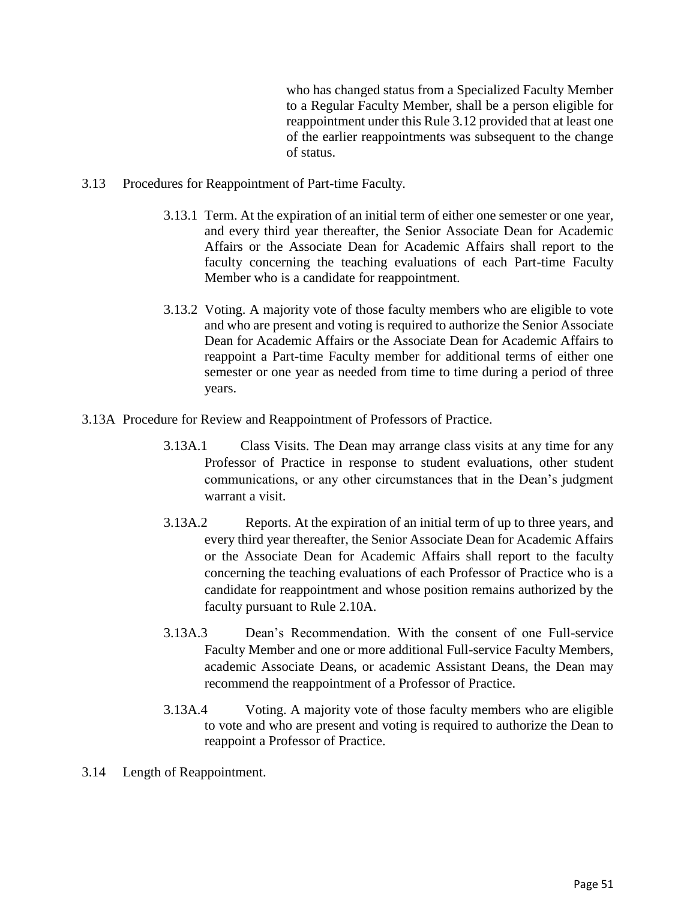who has changed status from a Specialized Faculty Member to a Regular Faculty Member, shall be a person eligible for reappointment under this Rule 3.12 provided that at least one of the earlier reappointments was subsequent to the change of status.

3.13 Procedures for Reappointment of Part-time Faculty.

3.13.1 Term. At the expiration of an initial term of either one semester or one year, and every third year thereafter, the Senior Associate Dean for Academic Affairs or the Associate Dean for Academic Affairs shall report to the faculty concerning the teaching evaluations of each Part-time Faculty Member who is a candidate for reappointment.

3.13.2 Voting. A majority vote of those faculty members who are eligible to vote and who are present and voting is required to authorize the Senior Associate Dean for Academic Affairs or the Associate Dean for Academic Affairs to reappoint a Part-time Faculty member for additional terms of either one semester or one year as needed from time to time during a period of three years.

3.13A Procedure for Review and Reappointment of Professors of Practice.

3.13A.1 Class Visits. The Dean may arrange class visits at any time for any Professor of Practice in response to student evaluations, other student communications, or any other circumstances that in the Dean's judgment warrant a visit.

3.13A.2 Reports. At the expiration of an initial term of up to three years, and every third year thereafter, the Senior Associate Dean for Academic Affairs or the Associate Dean for Academic Affairs shall report to the faculty concerning the teaching evaluations of each Professor of Practice who is a candidate for reappointment and whose position remains authorized by the faculty pursuant to Rule 2.10A.

3.13A.3 Dean's Recommendation. With the consent of one Full-service Faculty Member and one or more additional Full-service Faculty Members, academic Associate Deans, or academic Assistant Deans, the Dean may recommend the reappointment of a Professor of Practice.

3.13A.4 Voting. A majority vote of those faculty members who are eligible to vote and who are present and voting is required to authorize the Dean to reappoint a Professor of Practice.

3.14 Length of Reappointment.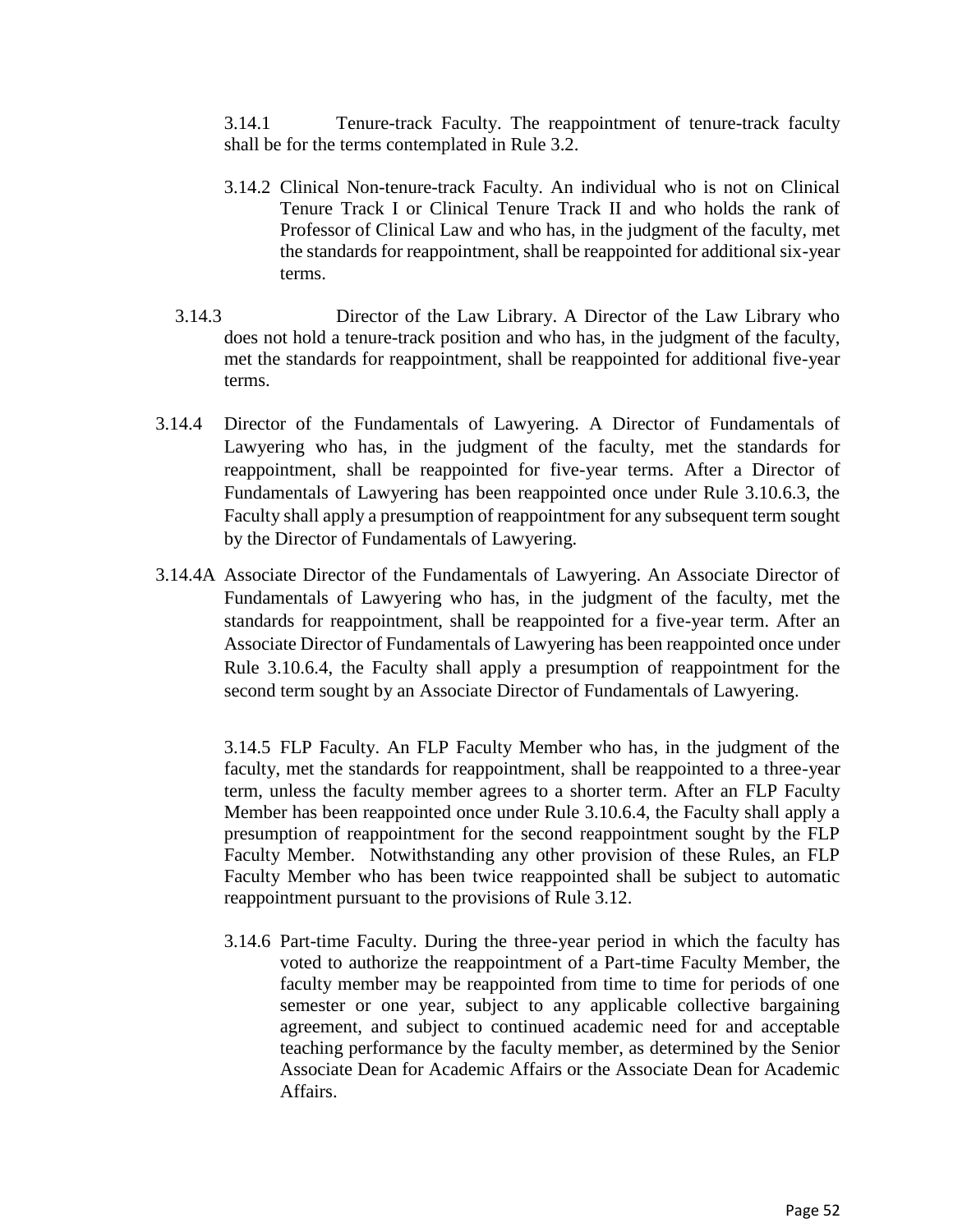3.14.1 Tenure-track Faculty. The reappointment of tenure-track faculty shall be for the terms contemplated in Rule 3.2.

3.14.2 Clinical Non-tenure-track Faculty. An individual who is not on Clinical Tenure Track I or Clinical Tenure Track II and who holds the rank of Professor of Clinical Law and who has, in the judgment of the faculty, met the standards for reappointment, shall be reappointed for additional six-year terms.

3.14.3 Director of the Law Library. A Director of the Law Library who does not hold a tenure-track position and who has, in the judgment of the faculty, met the standards for reappointment, shall be reappointed for additional five-year terms.

3.14.4 Director of the Fundamentals of Lawyering. A Director of Fundamentals of Lawyering who has, in the judgment of the faculty, met the standards for reappointment, shall be reappointed for five-year terms. After a Director of Fundamentals of Lawyering has been reappointed once under Rule 3.10.6.3, the Faculty shall apply a presumption of reappointment for any subsequent term sought by the Director of Fundamentals of Lawyering.

3.14.4A Associate Director of the Fundamentals of Lawyering. An Associate Director of Fundamentals of Lawyering who has, in the judgment of the faculty, met the standards for reappointment, shall be reappointed for a five-year term. After an Associate Director of Fundamentals of Lawyering has been reappointed once under Rule 3.10.6.4, the Faculty shall apply a presumption of reappointment for the second term sought by an Associate Director of Fundamentals of Lawyering.

3.14.5 FLP Faculty. An FLP Faculty Member who has, in the judgment of the faculty, met the standards for reappointment, shall be reappointed to a three-year term, unless the faculty member agrees to a shorter term. After an FLP Faculty Member has been reappointed once under Rule 3.10.6.4, the Faculty shall apply a presumption of reappointment for the second reappointment sought by the FLP Faculty Member. Notwithstanding any other provision of these Rules, an FLP Faculty Member who has been twice reappointed shall be subject to automatic reappointment pursuant to the provisions of Rule 3.12.

3.14.6 Part-time Faculty. During the three-year period in which the faculty has voted to authorize the reappointment of a Part-time Faculty Member, the faculty member may be reappointed from time to time for periods of one semester or one year, subject to any applicable collective bargaining agreement, and subject to continued academic need for and acceptable teaching performance by the faculty member, as determined by the Senior Associate Dean for Academic Affairs or the Associate Dean for Academic Affairs.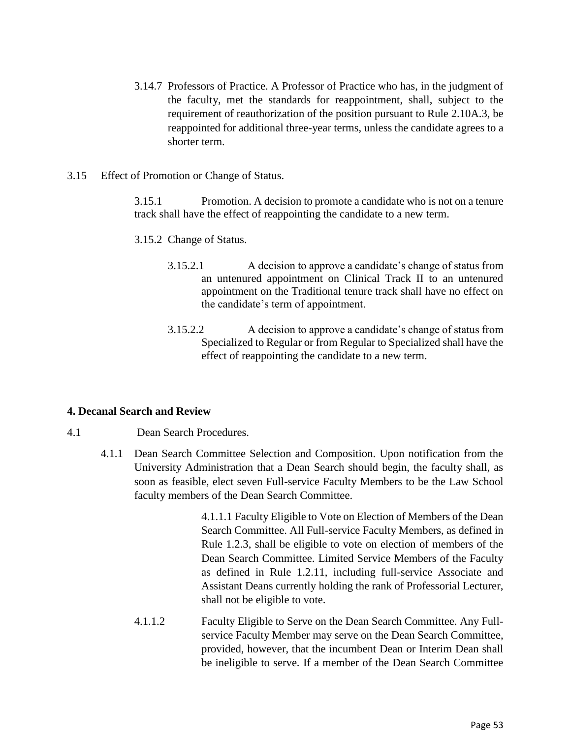3.14.7 Professors of Practice. A Professor of Practice who has, in the judgment of the faculty, met the standards for reappointment, shall, subject to the requirement of reauthorization of the position pursuant to Rule 2.10A.3, be reappointed for additional three-year terms, unless the candidate agrees to a shorter term.

3.15 Effect of Promotion or Change of Status.

3.15.1 Promotion. A decision to promote a candidate who is not on a tenure track shall have the effect of reappointing the candidate to a new term.

3.15.2 Change of Status.

3.15.2.1 A decision to approve a candidate's change of status from an untenured appointment on Clinical Track II to an untenured appointment on the Traditional tenure track shall have no effect on the candidate's term of appointment.

3.15.2.2 A decision to approve a candidate's change of status from Specialized to Regular or from Regular to Specialized shall have the effect of reappointing the candidate to a new term.

**4. Decanal Search and Review**

4.1 Dean Search Procedures.

4.1.1 Dean Search Committee Selection and Composition. Upon notification from the University Administration that a Dean Search should begin, the faculty shall, as soon as feasible, elect seven Full-service Faculty Members to be the Law School faculty members of the Dean Search Committee.

4.1.1.1 Faculty Eligible to Vote on Election of Members of the Dean Search Committee. All Full-service Faculty Members, as defined in Rule 1.2.3, shall be eligible to vote on election of members of the Dean Search Committee. Limited Service Members of the Faculty as defined in Rule 1.2.11, including full-service Associate and Assistant Deans currently holding the rank of Professorial Lecturer, shall not be eligible to vote.

4.1.1.2 Faculty Eligible to Serve on the Dean Search Committee. Any Full-service Faculty Member may serve on the Dean Search Committee, provided, however, that the incumbent Dean or Interim Dean shall be ineligible to serve. If a member of the Dean Search Committee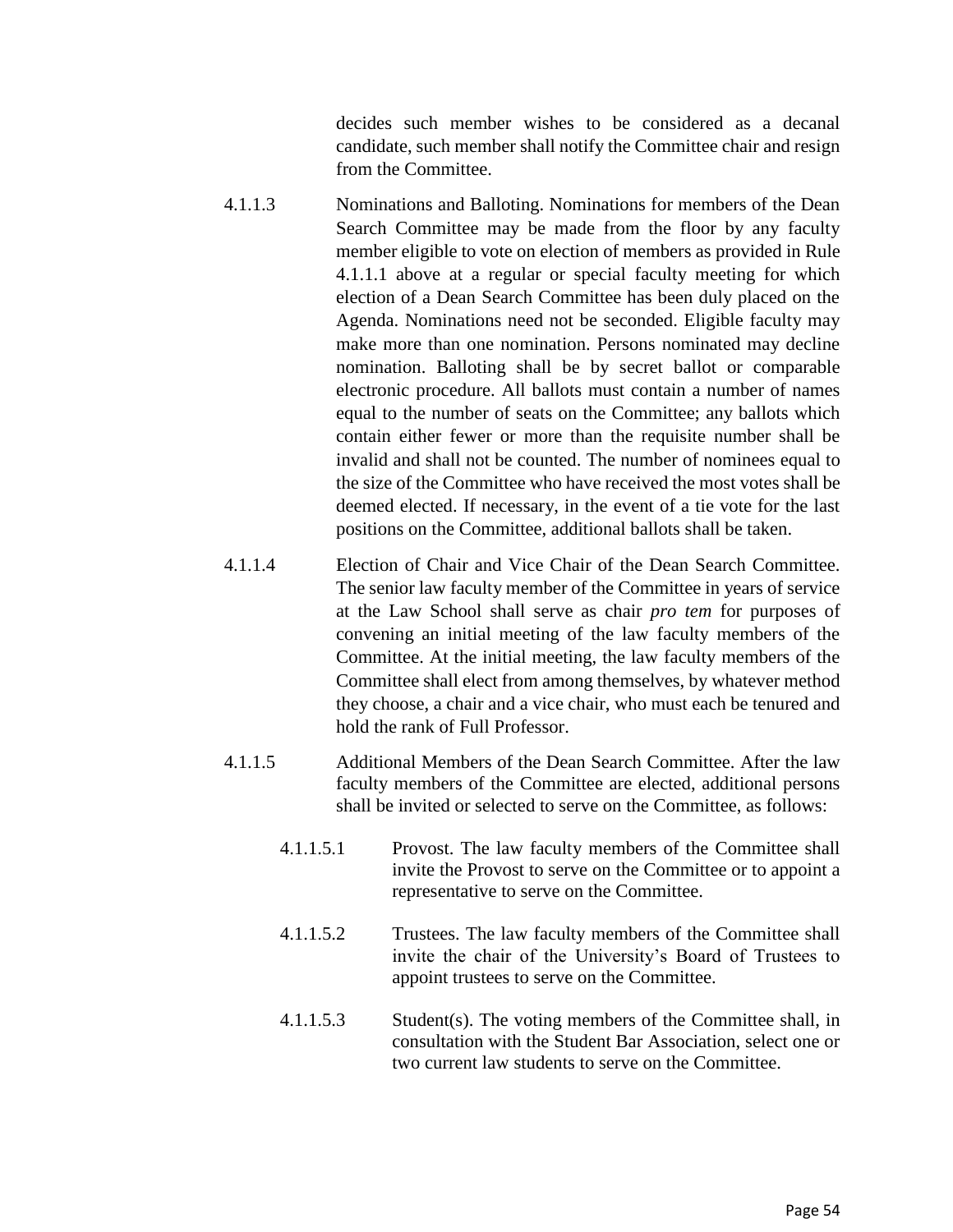decides such member wishes to be considered as a decanal candidate, such member shall notify the Committee chair and resign from the Committee.

4.1.1.3 Nominations and Balloting. Nominations for members of the Dean Search Committee may be made from the floor by any faculty member eligible to vote on election of members as provided in Rule 4.1.1.1 above at a regular or special faculty meeting for which election of a Dean Search Committee has been duly placed on the Agenda. Nominations need not be seconded. Eligible faculty may make more than one nomination. Persons nominated may decline nomination. Balloting shall be by secret ballot or comparable electronic procedure. All ballots must contain a number of names equal to the number of seats on the Committee; any ballots which contain either fewer or more than the requisite number shall be invalid and shall not be counted. The number of nominees equal to the size of the Committee who have received the most votes shall be deemed elected. If necessary, in the event of a tie vote for the last positions on the Committee, additional ballots shall be taken.

4.1.1.4 Election of Chair and Vice Chair of the Dean Search Committee. The senior law faculty member of the Committee in years of service at the Law School shall serve as chair *pro tem* for purposes of convening an initial meeting of the law faculty members of the Committee. At the initial meeting, the law faculty members of the Committee shall elect from among themselves, by whatever method they choose, a chair and a vice chair, who must each be tenured and hold the rank of Full Professor.

4.1.1.5 Additional Members of the Dean Search Committee. After the law faculty members of the Committee are elected, additional persons shall be invited or selected to serve on the Committee, as follows:

4.1.1.5.1 Provost. The law faculty members of the Committee shall invite the Provost to serve on the Committee or to appoint a representative to serve on the Committee.

4.1.1.5.2 Trustees. The law faculty members of the Committee shall invite the chair of the University's Board of Trustees to appoint trustees to serve on the Committee.

4.1.1.5.3 Student(s). The voting members of the Committee shall, in consultation with the Student Bar Association, select one or two current law students to serve on the Committee.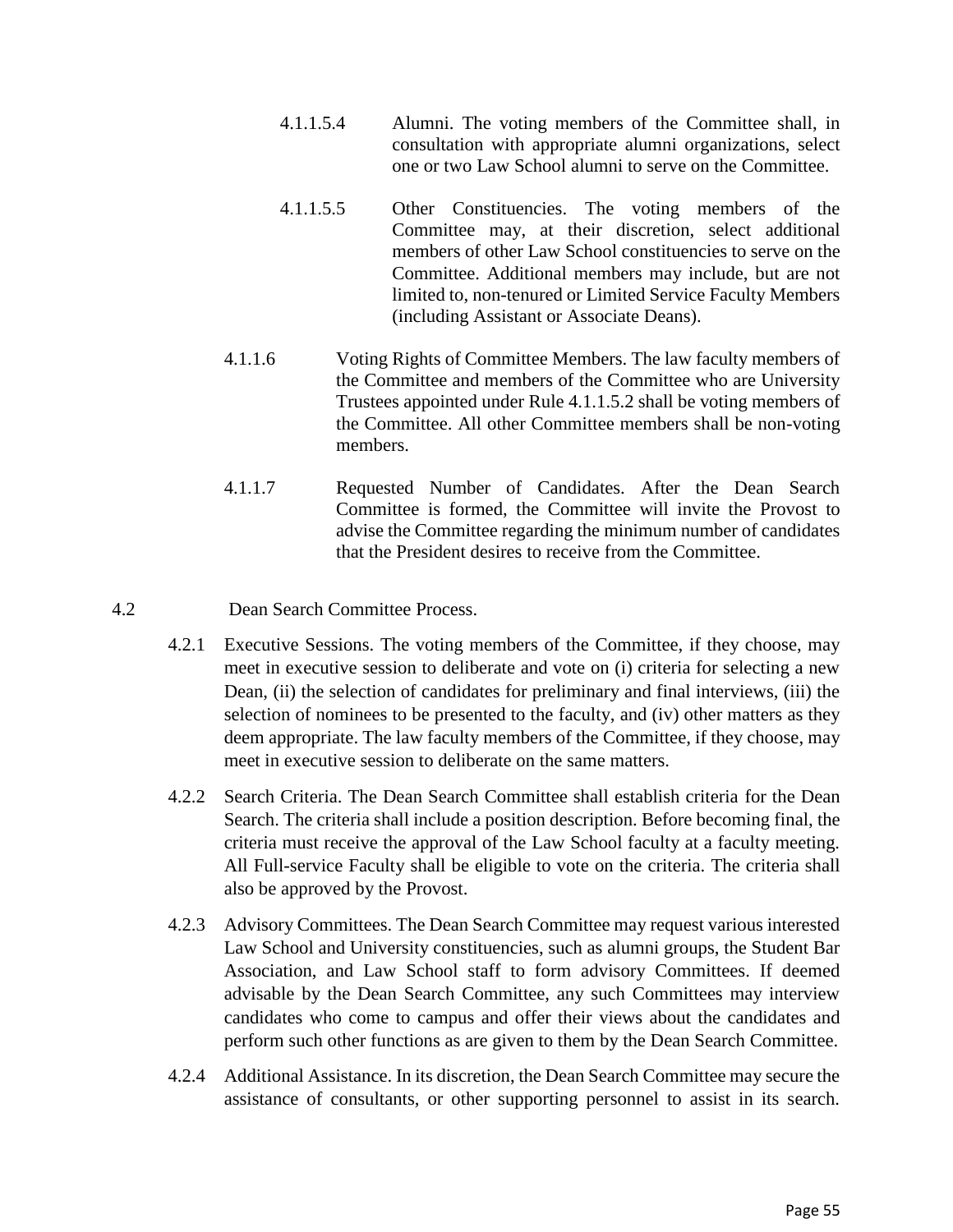4.1.1.5.4 Alumni. The voting members of the Committee shall, in consultation with appropriate alumni organizations, select one or two Law School alumni to serve on the Committee.

4.1.1.5.5 Other Constituencies. The voting members of the Committee may, at their discretion, select additional members of other Law School constituencies to serve on the Committee. Additional members may include, but are not limited to, non-tenured or Limited Service Faculty Members (including Assistant or Associate Deans).

4.1.1.6 Voting Rights of Committee Members. The law faculty members of the Committee and members of the Committee who are University Trustees appointed under Rule 4.1.1.5.2 shall be voting members of the Committee. All other Committee members shall be non-voting members.

4.1.1.7 Requested Number of Candidates. After the Dean Search Committee is formed, the Committee will invite the Provost to advise the Committee regarding the minimum number of candidates that the President desires to receive from the Committee.

4.2 Dean Search Committee Process.

4.2.1 Executive Sessions. The voting members of the Committee, if they choose, may meet in executive session to deliberate and vote on (i) criteria for selecting a new Dean, (ii) the selection of candidates for preliminary and final interviews, (iii) the selection of nominees to be presented to the faculty, and (iv) other matters as they deem appropriate. The law faculty members of the Committee, if they choose, may meet in executive session to deliberate on the same matters.

4.2.2 Search Criteria. The Dean Search Committee shall establish criteria for the Dean Search. The criteria shall include a position description. Before becoming final, the criteria must receive the approval of the Law School faculty at a faculty meeting. All Full-service Faculty shall be eligible to vote on the criteria. The criteria shall also be approved by the Provost.

4.2.3 Advisory Committees. The Dean Search Committee may request various interested Law School and University constituencies, such as alumni groups, the Student Bar Association, and Law School staff to form advisory Committees. If deemed advisable by the Dean Search Committee, any such Committees may interview candidates who come to campus and offer their views about the candidates and perform such other functions as are given to them by the Dean Search Committee.

4.2.4 Additional Assistance. In its discretion, the Dean Search Committee may secure the assistance of consultants, or other supporting personnel to assist in its search.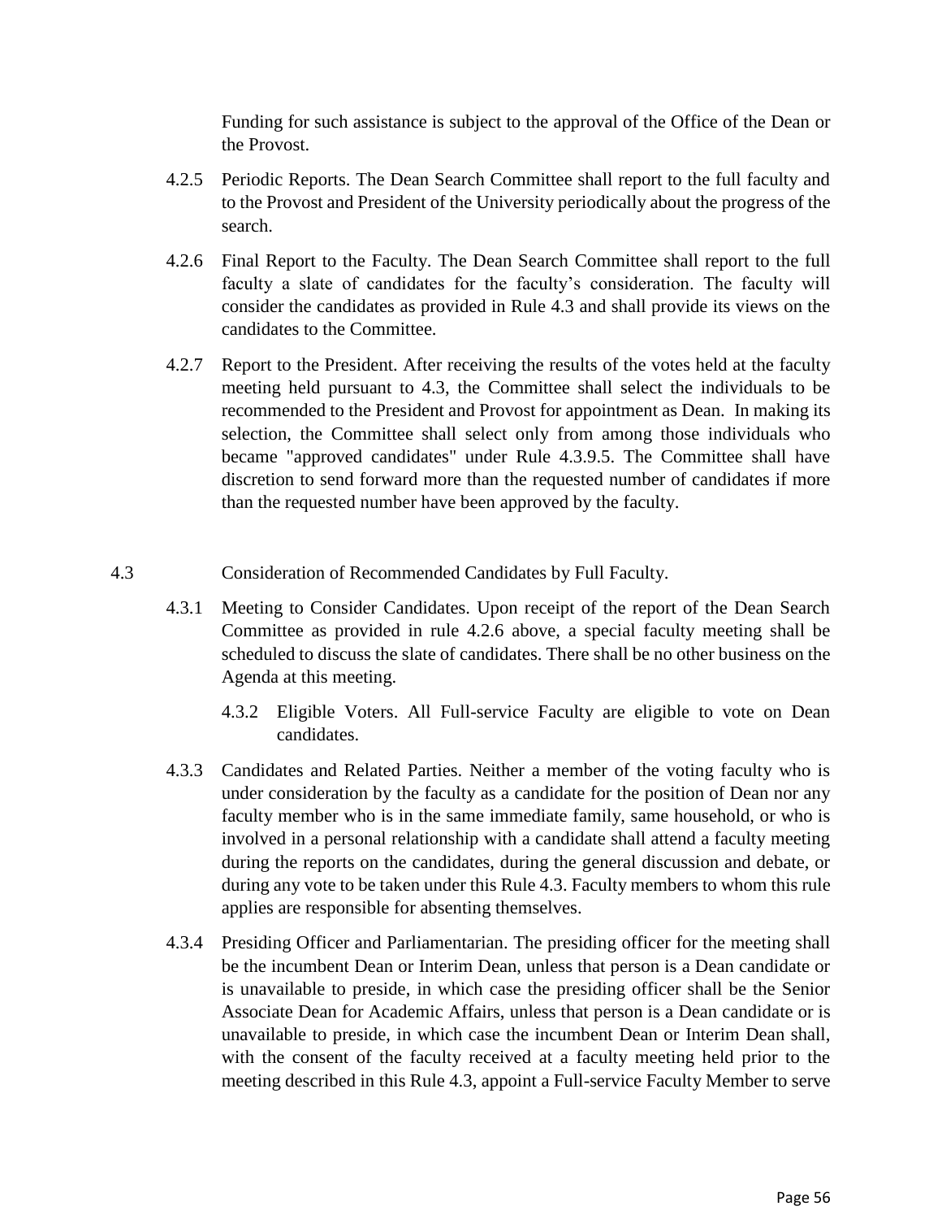Funding for such assistance is subject to the approval of the Office of the Dean or the Provost.

4.2.5 Periodic Reports. The Dean Search Committee shall report to the full faculty and to the Provost and President of the University periodically about the progress of the search.

4.2.6 Final Report to the Faculty. The Dean Search Committee shall report to the full faculty a slate of candidates for the faculty's consideration. The faculty will consider the candidates as provided in Rule 4.3 and shall provide its views on the candidates to the Committee.

4.2.7 Report to the President. After receiving the results of the votes held at the faculty meeting held pursuant to 4.3, the Committee shall select the individuals to be recommended to the President and Provost for appointment as Dean. In making its selection, the Committee shall select only from among those individuals who became "approved candidates" under Rule 4.3.9.5. The Committee shall have discretion to send forward more than the requested number of candidates if more than the requested number have been approved by the faculty.

4.3 Consideration of Recommended Candidates by Full Faculty.

4.3.1 Meeting to Consider Candidates. Upon receipt of the report of the Dean Search Committee as provided in rule 4.2.6 above, a special faculty meeting shall be scheduled to discuss the slate of candidates. There shall be no other business on the Agenda at this meeting.

4.3.2 Eligible Voters. All Full-service Faculty are eligible to vote on Dean candidates.

4.3.3 Candidates and Related Parties. Neither a member of the voting faculty who is under consideration by the faculty as a candidate for the position of Dean nor any faculty member who is in the same immediate family, same household, or who is involved in a personal relationship with a candidate shall attend a faculty meeting during the reports on the candidates, during the general discussion and debate, or during any vote to be taken under this Rule 4.3. Faculty members to whom this rule applies are responsible for absenting themselves.

4.3.4 Presiding Officer and Parliamentarian. The presiding officer for the meeting shall be the incumbent Dean or Interim Dean, unless that person is a Dean candidate or is unavailable to preside, in which case the presiding officer shall be the Senior Associate Dean for Academic Affairs, unless that person is a Dean candidate or is unavailable to preside, in which case the incumbent Dean or Interim Dean shall, with the consent of the faculty received at a faculty meeting held prior to the meeting described in this Rule 4.3, appoint a Full-service Faculty Member to serve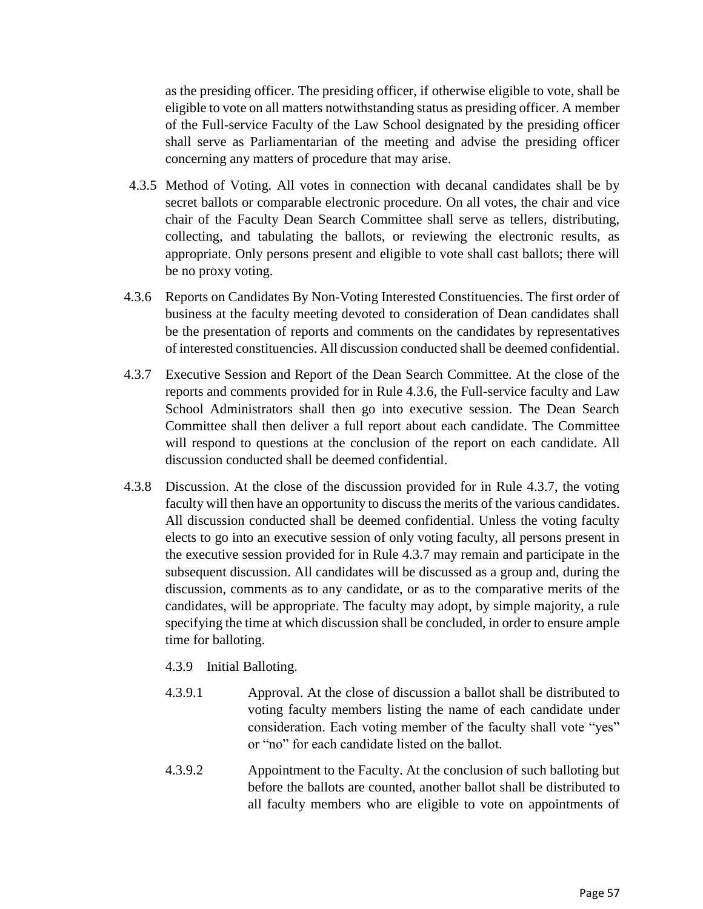as the presiding officer. The presiding officer, if otherwise eligible to vote, shall be eligible to vote on all matters notwithstanding status as presiding officer. A member of the Full-service Faculty of the Law School designated by the presiding officer shall serve as Parliamentarian of the meeting and advise the presiding officer concerning any matters of procedure that may arise.

4.3.5 Method of Voting. All votes in connection with decanal candidates shall be by secret ballots or comparable electronic procedure. On all votes, the chair and vice chair of the Faculty Dean Search Committee shall serve as tellers, distributing, collecting, and tabulating the ballots, or reviewing the electronic results, as appropriate. Only persons present and eligible to vote shall cast ballots; there will be no proxy voting.

4.3.6 Reports on Candidates By Non-Voting Interested Constituencies. The first order of business at the faculty meeting devoted to consideration of Dean candidates shall be the presentation of reports and comments on the candidates by representatives of interested constituencies. All discussion conducted shall be deemed confidential.

4.3.7 Executive Session and Report of the Dean Search Committee. At the close of the reports and comments provided for in Rule 4.3.6, the Full-service faculty and Law School Administrators shall then go into executive session. The Dean Search Committee shall then deliver a full report about each candidate. The Committee will respond to questions at the conclusion of the report on each candidate. All discussion conducted shall be deemed confidential.

4.3.8 Discussion. At the close of the discussion provided for in Rule 4.3.7, the voting faculty will then have an opportunity to discuss the merits of the various candidates. All discussion conducted shall be deemed confidential. Unless the voting faculty elects to go into an executive session of only voting faculty, all persons present in the executive session provided for in Rule 4.3.7 may remain and participate in the subsequent discussion. All candidates will be discussed as a group and, during the discussion, comments as to any candidate, or as to the comparative merits of the candidates, will be appropriate. The faculty may adopt, by simple majority, a rule specifying the time at which discussion shall be concluded, in order to ensure ample time for balloting.

4.3.9 Initial Balloting.

4.3.9.1 Approval. At the close of discussion a ballot shall be distributed to voting faculty members listing the name of each candidate under consideration. Each voting member of the faculty shall vote "yes" or "no" for each candidate listed on the ballot.

4.3.9.2 Appointment to the Faculty. At the conclusion of such balloting but before the ballots are counted, another ballot shall be distributed to all faculty members who are eligible to vote on appointments of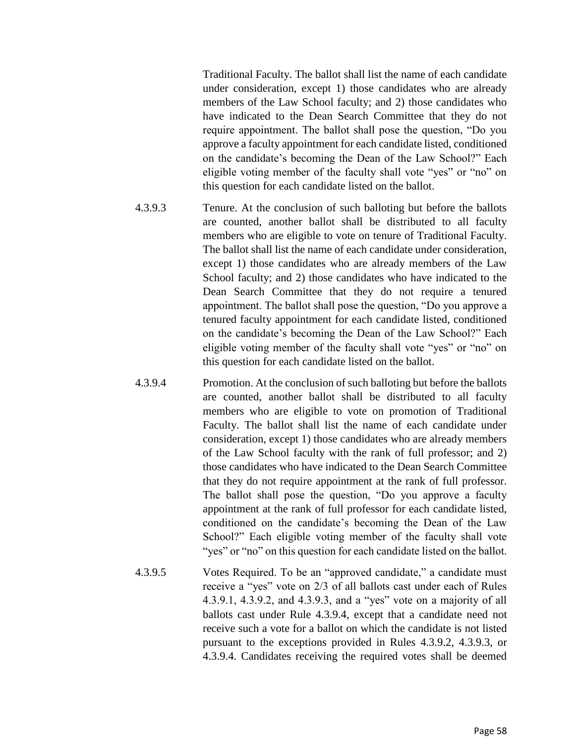Traditional Faculty. The ballot shall list the name of each candidate under consideration, except 1) those candidates who are already members of the Law School faculty; and 2) those candidates who have indicated to the Dean Search Committee that they do not require appointment. The ballot shall pose the question, "Do you approve a faculty appointment for each candidate listed, conditioned on the candidate's becoming the Dean of the Law School?" Each eligible voting member of the faculty shall vote "yes" or "no" on this question for each candidate listed on the ballot.

4.3.9.3 Tenure. At the conclusion of such balloting but before the ballots are counted, another ballot shall be distributed to all faculty members who are eligible to vote on tenure of Traditional Faculty. The ballot shall list the name of each candidate under consideration, except 1) those candidates who are already members of the Law School faculty; and 2) those candidates who have indicated to the Dean Search Committee that they do not require a tenured appointment. The ballot shall pose the question, "Do you approve a tenured faculty appointment for each candidate listed, conditioned on the candidate's becoming the Dean of the Law School?" Each eligible voting member of the faculty shall vote "yes" or "no" on this question for each candidate listed on the ballot.

4.3.9.4 Promotion. At the conclusion of such balloting but before the ballots are counted, another ballot shall be distributed to all faculty members who are eligible to vote on promotion of Traditional Faculty. The ballot shall list the name of each candidate under consideration, except 1) those candidates who are already members of the Law School faculty with the rank of full professor; and 2) those candidates who have indicated to the Dean Search Committee that they do not require appointment at the rank of full professor. The ballot shall pose the question, "Do you approve a faculty appointment at the rank of full professor for each candidate listed, conditioned on the candidate's becoming the Dean of the Law School?" Each eligible voting member of the faculty shall vote "yes" or "no" on this question for each candidate listed on the ballot.

4.3.9.5 Votes Required. To be an "approved candidate," a candidate must receive a "yes" vote on 2/3 of all ballots cast under each of Rules 4.3.9.1, 4.3.9.2, and 4.3.9.3, and a "yes" vote on a majority of all ballots cast under Rule 4.3.9.4, except that a candidate need not receive such a vote for a ballot on which the candidate is not listed pursuant to the exceptions provided in Rules 4.3.9.2, 4.3.9.3, or 4.3.9.4. Candidates receiving the required votes shall be deemed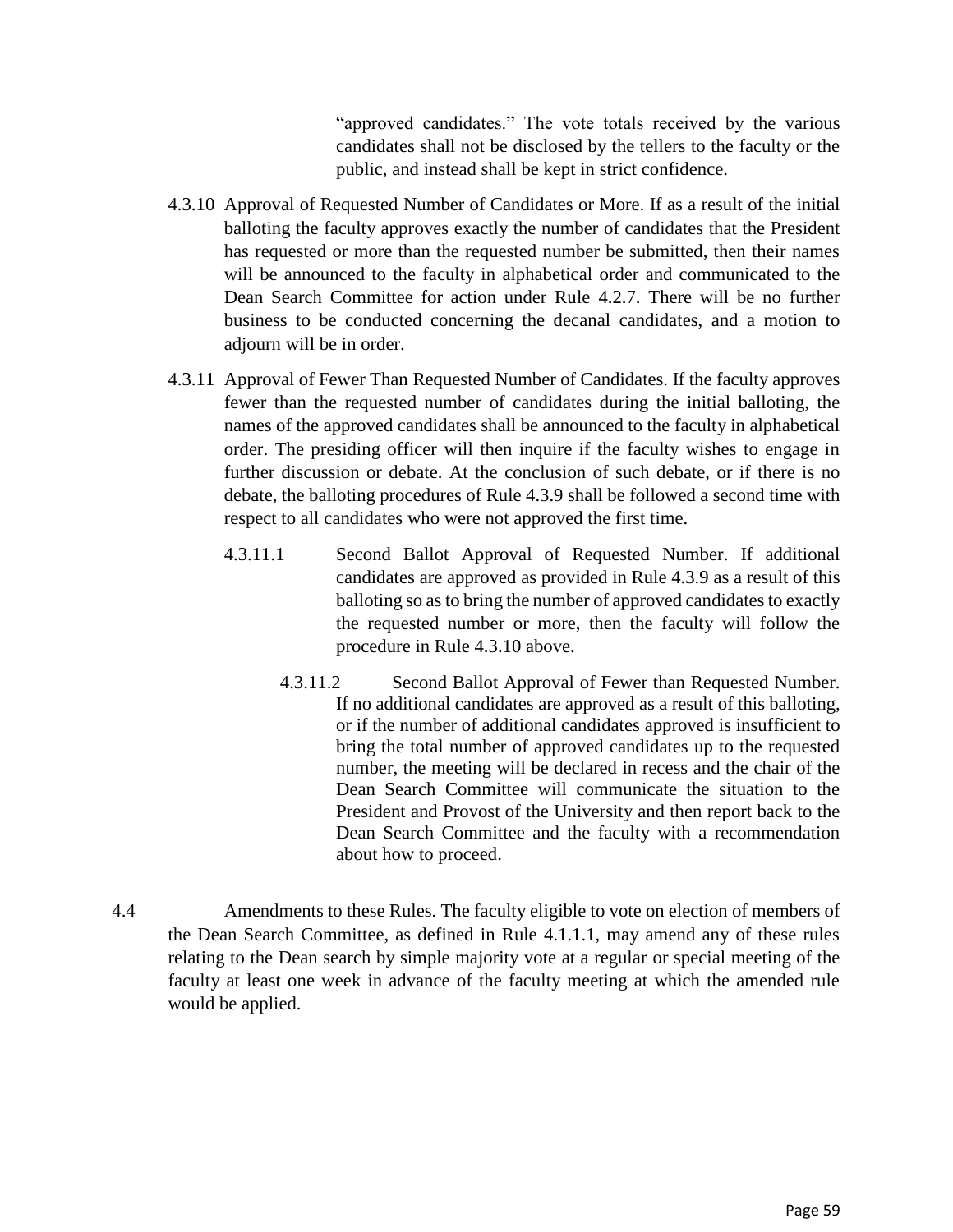"approved candidates." The vote totals received by the various candidates shall not be disclosed by the tellers to the faculty or the public, and instead shall be kept in strict confidence.

4.3.10 Approval of Requested Number of Candidates or More. If as a result of the initial balloting the faculty approves exactly the number of candidates that the President has requested or more than the requested number be submitted, then their names will be announced to the faculty in alphabetical order and communicated to the Dean Search Committee for action under Rule 4.2.7. There will be no further business to be conducted concerning the decanal candidates, and a motion to adjourn will be in order.

4.3.11 Approval of Fewer Than Requested Number of Candidates. If the faculty approves fewer than the requested number of candidates during the initial balloting, the names of the approved candidates shall be announced to the faculty in alphabetical order. The presiding officer will then inquire if the faculty wishes to engage in further discussion or debate. At the conclusion of such debate, or if there is no debate, the balloting procedures of Rule 4.3.9 shall be followed a second time with respect to all candidates who were not approved the first time.

4.3.11.1 Second Ballot Approval of Requested Number. If additional candidates are approved as provided in Rule 4.3.9 as a result of this balloting so as to bring the number of approved candidates to exactly the requested number or more, then the faculty will follow the procedure in Rule 4.3.10 above.

4.3.11.2 Second Ballot Approval of Fewer than Requested Number. If no additional candidates are approved as a result of this balloting, or if the number of additional candidates approved is insufficient to bring the total number of approved candidates up to the requested number, the meeting will be declared in recess and the chair of the Dean Search Committee will communicate the situation to the President and Provost of the University and then report back to the Dean Search Committee and the faculty with a recommendation about how to proceed.

4.4 Amendments to these Rules. The faculty eligible to vote on election of members of the Dean Search Committee, as defined in Rule 4.1.1.1, may amend any of these rules relating to the Dean search by simple majority vote at a regular or special meeting of the faculty at least one week in advance of the faculty meeting at which the amended rule would be applied.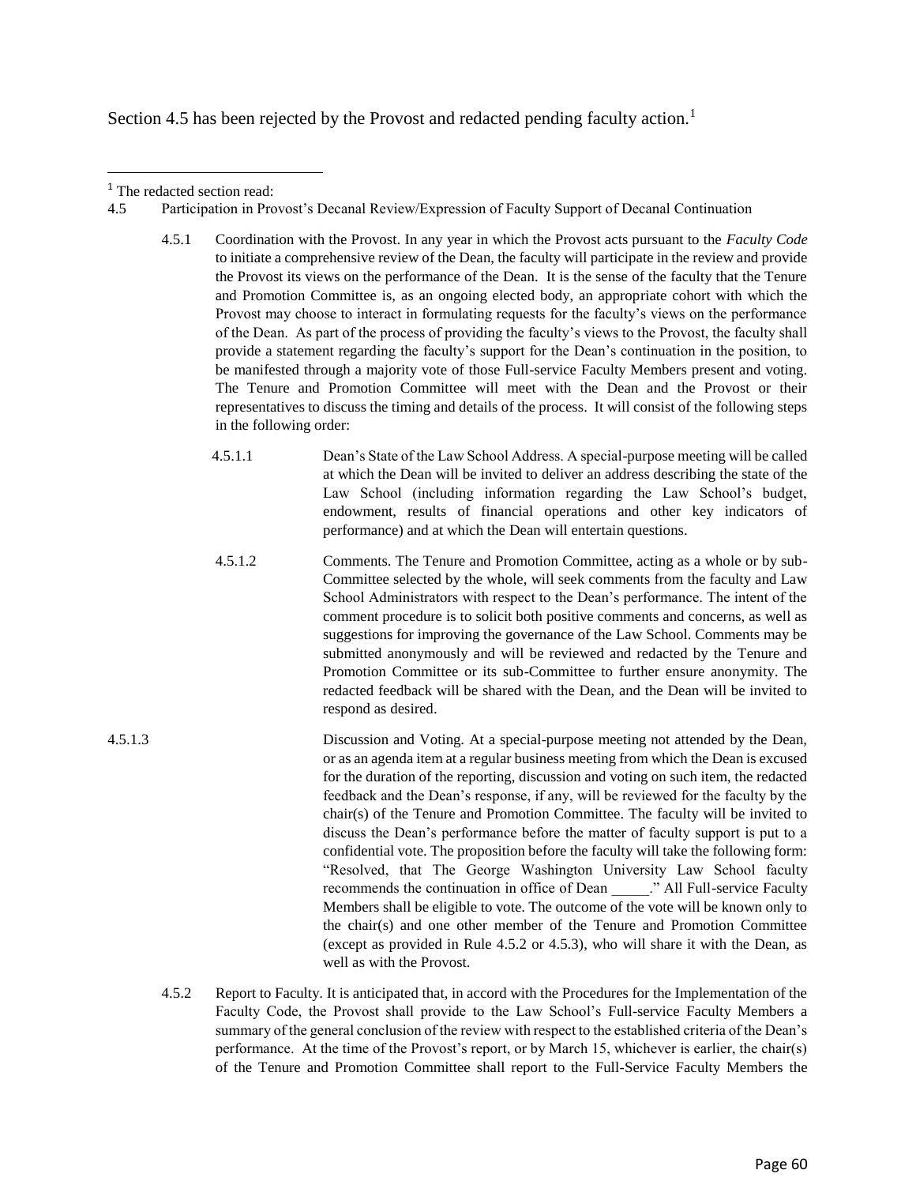Section 4.5 has been rejected by the Provost and redacted pending faculty action.[1]

---

[1] The redacted section read:

4.5 Participation in Provost's Decanal Review/Expression of Faculty Support of Decanal Continuation

4.5.1 Coordination with the Provost. In any year in which the Provost acts pursuant to the *Faculty Code* to initiate a comprehensive review of the Dean, the faculty will participate in the review and provide the Provost its views on the performance of the Dean. It is the sense of the faculty that the Tenure and Promotion Committee is, as an ongoing elected body, an appropriate cohort with which the Provost may choose to interact in formulating requests for the faculty's views on the performance of the Dean. As part of the process of providing the faculty's views to the Provost, the faculty shall provide a statement regarding the faculty's support for the Dean's continuation in the position, to be manifested through a majority vote of those Full-service Faculty Members present and voting. The Tenure and Promotion Committee will meet with the Dean and the Provost or their representatives to discuss the timing and details of the process. It will consist of the following steps in the following order:

4.5.1.1 Dean's State of the Law School Address. A special-purpose meeting will be called at which the Dean will be invited to deliver an address describing the state of the Law School (including information regarding the Law School's budget, endowment, results of financial operations and other key indicators of performance) and at which the Dean will entertain questions.

4.5.1.2 Comments. The Tenure and Promotion Committee, acting as a whole or by sub-Committee selected by the whole, will seek comments from the faculty and Law School Administrators with respect to the Dean's performance. The intent of the comment procedure is to solicit both positive comments and concerns, as well as suggestions for improving the governance of the Law School. Comments may be submitted anonymously and will be reviewed and redacted by the Tenure and Promotion Committee or its sub-Committee to further ensure anonymity. The redacted feedback will be shared with the Dean, and the Dean will be invited to respond as desired.

4.5.1.3 Discussion and Voting. At a special-purpose meeting not attended by the Dean, or as an agenda item at a regular business meeting from which the Dean is excused for the duration of the reporting, discussion and voting on such item, the redacted feedback and the Dean's response, if any, will be reviewed for the faculty by the chair(s) of the Tenure and Promotion Committee. The faculty will be invited to discuss the Dean's performance before the matter of faculty support is put to a confidential vote. The proposition before the faculty will take the following form: "Resolved, that The George Washington University Law School faculty recommends the continuation in office of Dean _____." All Full-service Faculty Members shall be eligible to vote. The outcome of the vote will be known only to the chair(s) and one other member of the Tenure and Promotion Committee (except as provided in Rule 4.5.2 or 4.5.3), who will share it with the Dean, as well as with the Provost.

4.5.2 Report to Faculty. It is anticipated that, in accord with the Procedures for the Implementation of the Faculty Code, the Provost shall provide to the Law School's Full-service Faculty Members a summary of the general conclusion of the review with respect to the established criteria of the Dean's performance. At the time of the Provost's report, or by March 15, whichever is earlier, the chair(s) of the Tenure and Promotion Committee shall report to the Full-Service Faculty Members the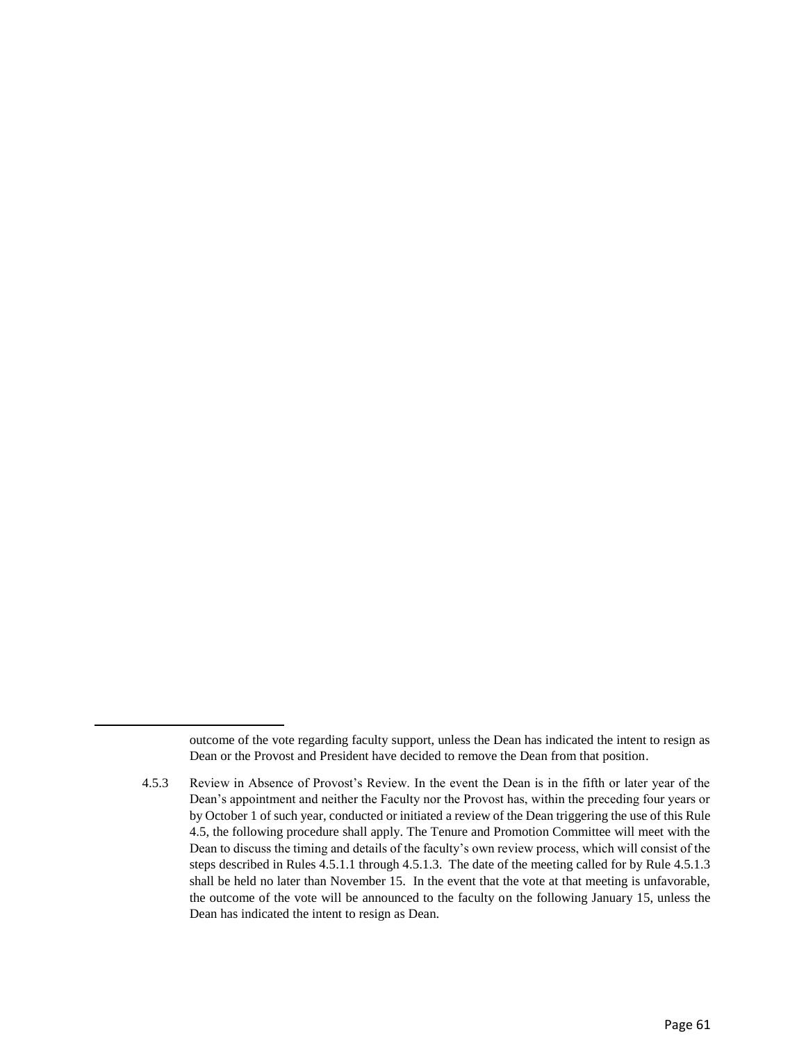outcome of the vote regarding faculty support, unless the Dean has indicated the intent to resign as Dean or the Provost and President have decided to remove the Dean from that position.

4.5.3 Review in Absence of Provost's Review. In the event the Dean is in the fifth or later year of the Dean's appointment and neither the Faculty nor the Provost has, within the preceding four years or by October 1 of such year, conducted or initiated a review of the Dean triggering the use of this Rule 4.5, the following procedure shall apply. The Tenure and Promotion Committee will meet with the Dean to discuss the timing and details of the faculty's own review process, which will consist of the steps described in Rules 4.5.1.1 through 4.5.1.3. The date of the meeting called for by Rule 4.5.1.3 shall be held no later than November 15. In the event that the vote at that meeting is unfavorable, the outcome of the vote will be announced to the faculty on the following January 15, unless the Dean has indicated the intent to resign as Dean.